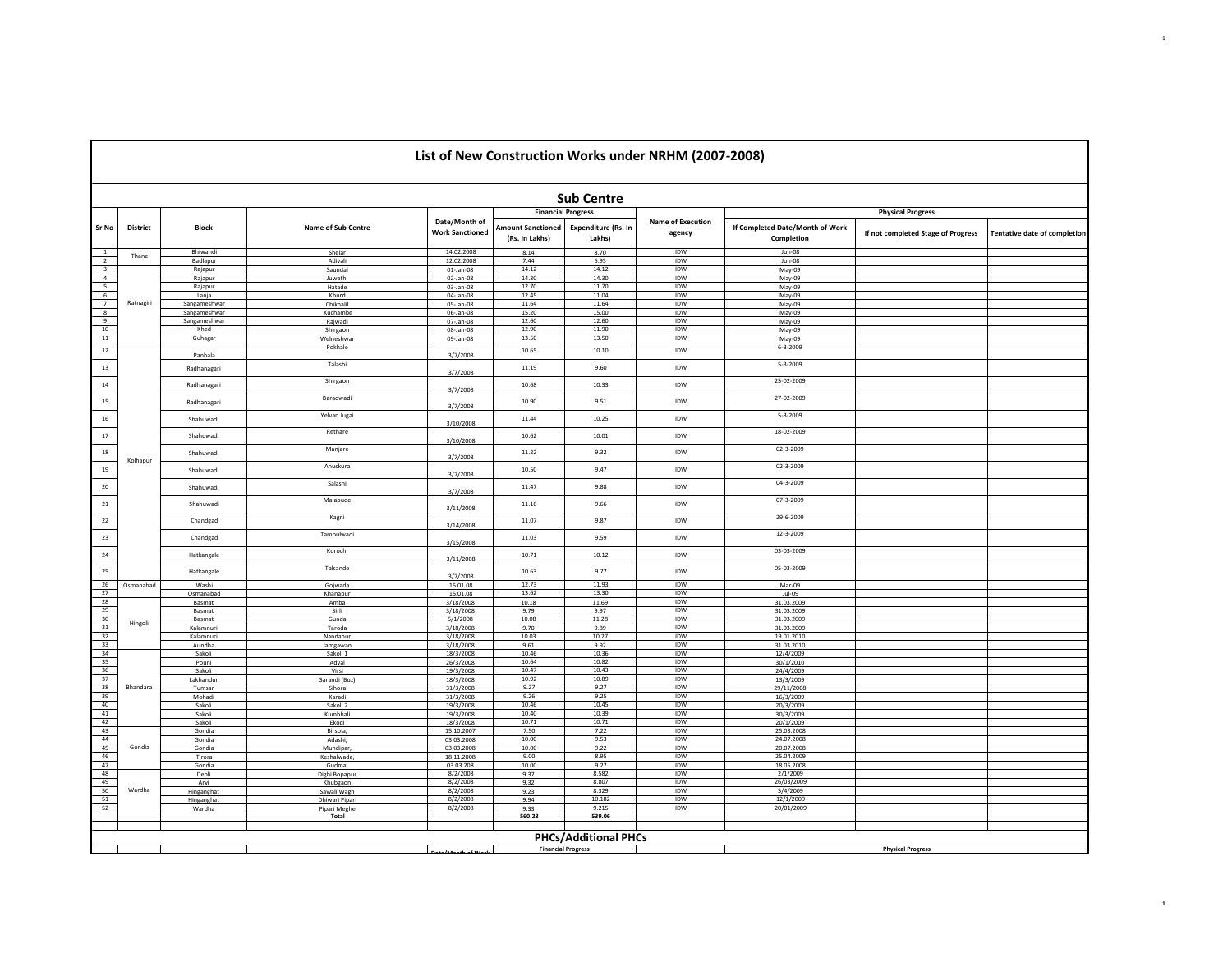# List of New Construction Works under NRHM (2007-2008)

## Sub Centre

| Sr No | District | Block | Name of Sub Centre | Date/Month of Work Sanctioned | Financial Progress | | Name of Execution agency | Physical Progress | | |
|---|---|---|---|---|---|---|---|---|---|---|
| | | | | | Amount Sanctioned (Rs. In Lakhs) | Expenditure (Rs. In Lakhs) | | If Completed Date/Month of Work Completion | If not completed Stage of Progress | Tentative date of completion |
| 1 | Thane | Bhiwandi | Shelar | 14.02.2008 | 8.14 | 8.70 | IDW | Jun-08 | | |
| 2 | | Badlapur | Adivali | 12.02.2008 | 7.44 | 6.95 | IDW | Jun-08 | | |
| 3 | Ratnagiri | Rajapur | Saundal | 01-Jan-08 | 14.12 | 14.12 | IDW | May-09 | | |
| 4 | | Rajapur | Juwathi | 02-Jan-08 | 14.30 | 14.30 | IDW | May-09 | | |
| 5 | | Rajapur | Hatade | 03-Jan-08 | 12.70 | 11.70 | IDW | May-09 | | |
| 6 | | Lanja | Khurd | 04-Jan-08 | 12.45 | 11.04 | IDW | May-09 | | |
| 7 | | Sangameshwar | Chikhalil | 05-Jan-08 | 11.64 | 11.64 | IDW | May-09 | | |
| 8 | | Sangameshwar | Kuchambe | 06-Jan-08 | 15.20 | 15.00 | IDW | May-09 | | |
| 9 | | Sangameshwar | Rajwadi | 07-Jan-08 | 12.60 | 12.60 | IDW | May-09 | | |
| 10 | | Khed | Shirgaon | 08-Jan-08 | 12.90 | 11.90 | IDW | May-09 | | |
| 11 | | Guhagar | Welneshwar | 09-Jan-08 | 13.50 | 13.50 | IDW | May-09 | | |
| 12 | Kolhapur | Panhala | Pokhale | 3/7/2008 | 10.65 | 10.10 | IDW | 6-3-2009 | | |
| 13 | | Radhanagari | Talashi | 3/7/2008 | 11.19 | 9.60 | IDW | 5-3-2009 | | |
| 14 | | Radhanagari | Shirgaon | 3/7/2008 | 10.68 | 10.33 | IDW | 25-02-2009 | | |
| 15 | | Radhanagari | Baradwadi | 3/7/2008 | 10.90 | 9.51 | IDW | 27-02-2009 | | |
| 16 | | Shahuwadi | Yelvan Jugai | 3/10/2008 | 11.44 | 10.25 | IDW | 5-3-2009 | | |
| 17 | | Shahuwadi | Rethare | 3/10/2008 | 10.62 | 10.01 | IDW | 18-02-2009 | | |
| 18 | | Shahuwadi | Manjare | 3/7/2008 | 11.22 | 9.32 | IDW | 02-3-2009 | | |
| 19 | | Shahuwadi | Anuskura | 3/7/2008 | 10.50 | 9.47 | IDW | 02-3-2009 | | |
| 20 | | Shahuwadi | Salashi | 3/7/2008 | 11.47 | 9.88 | IDW | 04-3-2009 | | |
| 21 | | Shahuwadi | Malapude | 3/11/2008 | 11.16 | 9.66 | IDW | 07-3-2009 | | |
| 22 | | Chandgad | Kagni | 3/14/2008 | 11.07 | 9.87 | IDW | 29-6-2009 | | |
| 23 | | Chandgad | Tambulwadi | 3/15/2008 | 11.03 | 9.59 | IDW | 12-3-2009 | | |
| 24 | | Hatkangale | Korochi | 3/11/2008 | 10.71 | 10.12 | IDW | 03-03-2009 | | |
| 25 | | Hatkangale | Talsande | 3/7/2008 | 10.63 | 9.77 | IDW | 05-03-2009 | | |
| 26 | Osmanabad | Washi | Gojwada | 15.01.08 | 12.73 | 11.93 | IDW | Mar-09 | | |
| 27 | | Osmanabad | Khanapur | 15.01.08 | 13.62 | 13.30 | IDW | Jul-09 | | |
| 28 | Hingoli | Basmat | Amba | 3/18/2008 | 10.18 | 11.69 | IDW | 31.03.2009 | | |
| 29 | | Basmat | Sirli | 3/18/2008 | 9.79 | 9.97 | IDW | 31.03.2009 | | |
| 30 | | Basmat | Gunda | 5/1/2008 | 10.08 | 11.28 | IDW | 31.03.2009 | | |
| 31 | | Kalamnuri | Taroda | 3/18/2008 | 9.70 | 9.89 | IDW | 31.03.2009 | | |
| 32 | | Kalamnuri | Nandapur | 3/18/2008 | 10.03 | 10.27 | IDW | 19.01.2010 | | |
| 33 | | Aundha | Jamgawan | 3/18/2008 | 9.61 | 9.92 | IDW | 31.03.2010 | | |
| 34 | Bhandara | Sakoli | Sakoli 1 | 18/3/2008 | 10.46 | 10.36 | IDW | 12/4/2009 | | |
| 35 | | Pouni | Adyal | 26/3/2008 | 10.64 | 10.82 | IDW | 30/1/2010 | | |
| 36 | | Sakoli | Virsi | 19/3/2008 | 10.47 | 10.43 | IDW | 24/4/2009 | | |
| 37 | | Lakhandur | Sarandi (Buz) | 18/3/2008 | 10.92 | 10.89 | IDW | 13/3/2009 | | |
| 38 | | Tumsar | Sihora | 31/3/2008 | 9.27 | 9.27 | IDW | 29/11/2008 | | |
| 39 | | Mohadi | Karadi | 31/3/2008 | 9.26 | 9.25 | IDW | 16/3/2009 | | |
| 40 | | Sakoli | Sakoli 2 | 19/3/2008 | 10.46 | 10.45 | IDW | 20/3/2009 | | |
| 41 | | Sakoli | Kumbhali | 19/3/2008 | 10.40 | 10.39 | IDW | 30/3/2009 | | |
| 42 | | Sakoli | Ekodi | 18/3/2008 | 10.71 | 10.71 | IDW | 20/1/2009 | | |
| 43 | Gondia | Gondia | Birsola, | 15.10.2007 | 7.50 | 7.22 | IDW | 25.03.2008 | | |
| 44 | | Gondia | Adashi, | 03.03.2008 | 10.00 | 9.53 | IDW | 24.07.2008 | | |
| 45 | | Gondia | Mundipar, | 03.03.2008 | 10.00 | 9.22 | IDW | 20.07.2008 | | |
| 46 | | Tirora | Keshalwada, | 18.11.2008 | 9.00 | 8.95 | IDW | 25.04.2009 | | |
| 47 | | Gondia | Gudma. | 03.03.208 | 10.00 | 9.27 | IDW | 18.05.2008 | | |
| 48 | Wardha | Deoli | Dighi Bopapur | 8/2/2008 | 9.37 | 8.582 | IDW | 2/1/2009 | | |
| 49 | | Arvi | Khubgaon | 8/2/2008 | 9.32 | 8.807 | IDW | 26/03/2009 | | |
| 50 | | Hinganghat | Sawali Wagh | 8/2/2008 | 9.23 | 8.329 | IDW | 5/4/2009 | | |
| 51 | | Hinganghat | Dhiwari Pipari | 8/2/2008 | 9.94 | 10.182 | IDW | 12/1/2009 | | |
| 52 | | Wardha | Pipari Meghe | 8/2/2008 | 9.33 | 9.215 | IDW | 20/01/2009 | | |
| | | | **Total** | | **560.28** | **539.06** | | | | |

## PHCs/Additional PHCs

| | | | | Date/Month of Work | Financial Progress | | | Physical Progress | | |
|---|---|---|---|---|---|---|---|---|---|---|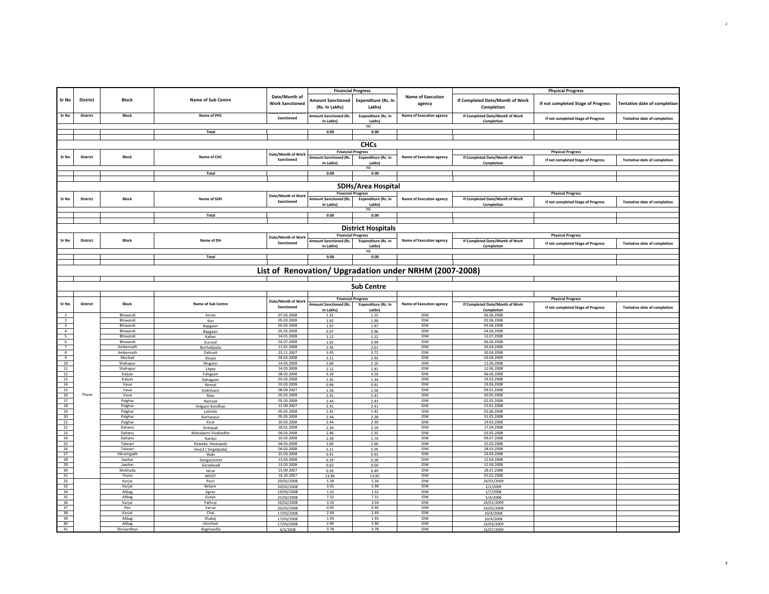| Sr No | District | Block | Name of Sub Centre | Date/Month of Work Sanctioned | Financial Progress | | Name of Execution agency | Physical Progress | | |
|---|---|---|---|---|---|---|---|---|---|---|
| | | | | | Amount Sanctioned (Rs. In Lakhs) | Expenditure (Rs. In Lakhs) | | If Completed Date/Month of Work Completion | If not completed Stage of Progress | Tentative date of completion |

| Sr No | District | Block | Name of PHC | Date/Month of Work Sanctioned | Amount Sanctioned (Rs. In Lakhs) | Expenditure (Rs. In Lakhs) | Name of Execution agency | If Completed Date/Month of Work Completion | If not completed Stage of Progress | Tentative date of completion |
|---|---|---|---|---|---|---|---|---|---|---|
| | | | | | | Nil | | | | |
| | | | Total | | 0.00 | 0.00 | | | | |

## CHCs

| Sr No | District | Block | Name of CHC | Date/Month of Work Sanctioned | Financial Progress | | Name of Execution agency | Physical Progress | |
|---|---|---|---|---|---|---|---|---|---|---|
| | | | | | Amount Sanctioned (Rs. In Lakhs) | Expenditure (Rs. In Lakhs) | | If Completed Date/Month of Work Completion | If not completed Stage of Progress | Tentative date of completion |
| | | | | | | Nil | | | | |
| | | | Total | | 0.00 | 0.00 | | | | |

## SDHs/Area Hospital

| Sr No | District | Block | Name of SDH | Date/Month of Work Sanctioned | Financial Progress | | Name of Execution agency | Physical Progress | | |
|---|---|---|---|---|---|---|---|---|---|---|
| | | | | | Amount Sanctioned (Rs. In Lakhs) | Expenditure (Rs. In Lakhs) | | If Completed Date/Month of Work Completion | If not completed Stage of Progress | Tentative date of completion |
| | | | | | | Nil | | | | |
| | | | Total | | 0.00 | 0.00 | | | | |

## District Hospitals

| Sr No | District | Block | Name of DH | Date/Month of Work Sanctioned | Financial Progress | | Name of Execution agency | Physical Progress | | |
|---|---|---|---|---|---|---|---|---|---|---|
| | | | | | Amount Sanctioned (Rs. In Lakhs) | Expenditure (Rs. In Lakhs) | | If Completed Date/Month of Work Completion | If not completed Stage of Progress | Tentative date of completion |
| | | | | | | Nil | | | | |
| | | | Total | | 0.00 | 0.00 | | | | |

# List of Renovation/ Upgradation under NRHM (2007-2008)

## Sub Centre

| Sr No | District | Block | Name of Sub Centre | Date/Month of Work Sanctioned | Financial Progress | | Name of Execution agency | Physical Progress | | |
|---|---|---|---|---|---|---|---|---|---|---|
| | | | | | Amount Sanctioned (Rs. In Lakhs) | Expenditure (Rs. In Lakhs) | | If Completed Date/Month of Work Completion | If not completed Stage of Progress | Tentative date of completion |
| 1 | Thane | Bhiwandi | Amne | 07.03.2008 | 1.31 | 1.15 | IDW | 06.06.2008 | | |
| 2 | | Bhiwandi | Kon | 05.03.2008 | 1.92 | 1.90 | IDW | 02.06.2008 | | |
| 3 | | Bhiwandi | Bapgaon | 05.03.2008 | 1.97 | 1.97 | IDW | 04.06.2008 | | |
| 4 | | Bhiwandi | Bapgaon | 05.03.2008 | 0.97 | 0.96 | IDW | 04.06.2008 | | |
| 5 | | Bhiwandi | Kalher | 14.01.2008 | 1.12 | 1.12 | IDW | 13.07.2008 | | |
| 6 | | Bhiwandi | Kurund | 03.07.2008 | 1.02 | 0.99 | IDW | 06.06.2008 | | |
| 7 | | Ambernath | Borhadpada | 11.01.2008 | 2.45 | 2.61 | IDW | 30.04.2008 | | |
| 8 | | Ambernath | Dahivali | 23.11.2007 | 3.45 | 3.72 | IDW | 30.04.2008 | | |
| 9 | | Murbad | Devpe | 04.03.2008 | 3.11 | 2.93 | IDW | 03.06.2009 | | |
| 10 | | Shahapur | Mugaon | 14.03.2008 | 2.60 | 2.16 | IDW | 12.06.2008 | | |
| 11 | | Shahapur | 1Apte | 14.03.2008 | 2.12 | 1.81 | IDW | 12.06.2008 | | |
| 12 | | Kalyan | Falegaon | 08.03.2008 | 3.26 | 3.26 | IDW | 06.06.2008 | | |
| 13 | | Kalyan | Dahagaon | 03.03.2008 | 1.35 | 1.34 | IDW | 29.03.2008 | | |
| 14 | | Vasai | Nirmal | 20.03.2008 | 0.99 | 0.91 | IDW | 19.06.2008 | | |
| 15 | | Vasai | Gokhivare | 08.09.2007 | 1.56 | 1.56 | IDW | 09.01.2008 | | |
| 16 | | Vasai | Man | 05.03.2008 | 2.41 | 2.41 | IDW | 30.05.2008 | | |
| 17 | | Palghar | Nanivali | 05.03.2008 | 2.44 | 2.43 | IDW | 02.05.2008 | | |
| 18 | | Palghar | Velgaon Kondhan | 12.09.2007 | 2.41 | 2.41 | IDW | 23.01.2008 | | |
| 19 | | Palghar | Lalonde | 05.03.2008 | 2.41 | 1.42 | IDW | 02.06.2008 | | |
| 20 | | Palghar | Barhanpur | 05.03.2008 | 2.44 | 2.28 | IDW | 31.05.2008 | | |
| 21 | | Palghar | Kirat | 20.03.2008 | 2.44 | 2.30 | IDW | 29.03.2008 | | |
| 22 | | Dahanu | Kinhwali | 18.01.2008 | 2.34 | 2.19 | IDW | 17.04.2008 | | |
| 23 | | Dahanu | Mahalaxmi Vivalvedhe | 04.03.2008 | 2.46 | 2.35 | IDW | 03.05.2008 | | |
| 24 | | Dahanu | Rankol | 10.03.2008 | 2.39 | 1.74 | IDW | 09.07.2008 | | |
| 25 | | Talasari | Kewada- Awarpada | 04.03.2008 | 1.66 | 1.66 | IDW | 25.03.2008 | | |
| 26 | | Talasari | Vevji2 ( Singalpada) | 04.03.2008 | 5.11 | 5.05 | IDW | 28.03.2008 | | |
| 27 | | Vikramgadh | Waki | 25.03.2008 | 0.91 | 0.91 | IDW | 24.04.2008 | | |
| 28 | | Jawhar | Dengachimet | 13.03.2008 | 0.29 | 0.28 | IDW | 12.04.2008 | | |
| 29 | | Jawhar | Garadwadi | 13.03.2008 | 0.62 | 0.60 | IDW | 12.04.2008 | | |
| 30 | | Mokhada | Hirve | 15.09.2007 | 0.50 | 0.49 | IDW | 28.01.2008 | | |
| 31 | | Thane | MODT | 14.10.2007 | 13.96 | 13.85 | IDW | 05.02.2008 | | |
| 32 | | Karjat | Posri | 20/02/2008 | 5.39 | 5.34 | IDW | 24/01/2009 | | |
| 33 | | Karjat | Bekare | 20/02/2008 | 3.05 | 2.99 | IDW | 2/1/2009 | | |
| 34 | | Alibag | Agrav | 19/03/2008 | 1.52 | 1.52 | IDW | 1/7/2008 | | |
| 35 | | Alibag | Gunjis | 25/02/2008 | 7.52 | 7.31 | IDW | 5/4/2008 | | |
| 36 | | Karjat | Pathraj | 20/02/2008 | 3.10 | 3.04 | IDW | 24/01/2009 | | |
| 37 | | Pen | Varsai | 26/03/2008 | 0.95 | 0.95 | IDW | 24/05/2008 | | |
| 38 | | Karjat | Chai | 17/03/2008 | 2.69 | 2.69 | IDW | 10/4/2008 | | |
| 39 | | Alibag | Shabaj | 17/03/2008 | 1.93 | 1.93 | IDW | 10/4/2008 | | |
| 40 | | Alibag | chinchoti | 17/03/2008 | 2.90 | 2.90 | IDW | 23/03/2009 | | |
| 41 | | Shrivardhan | Bagmandla | 4/3/2008 | 3.78 | 3.78 | IDW | 16/07/2009 | | |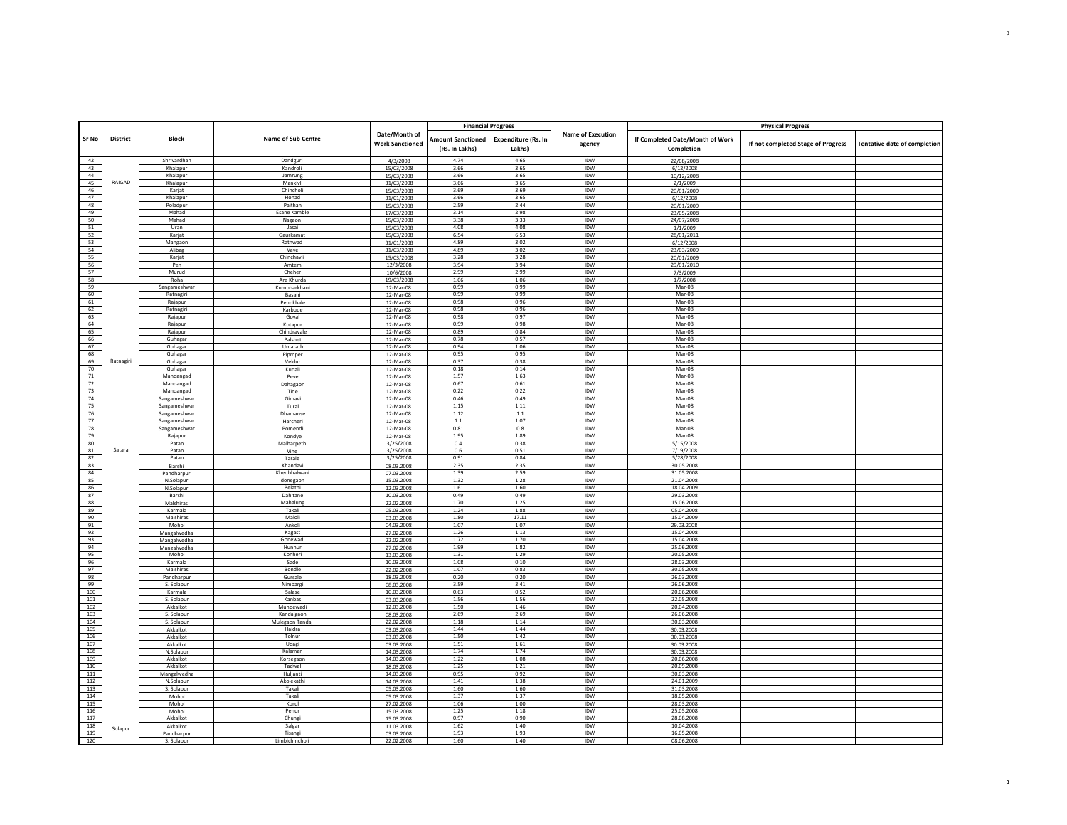| Sr No | District | Block | Name of Sub Centre | Date/Month of Work Sanctioned | Financial Progress | | Name of Execution agency | Physical Progress | | |
|---|---|---|---|---|---|---|---|---|---|---|
| | | | | | Amount Sanctioned (Rs. In Lakhs) | Expenditure (Rs. In Lakhs) | | If Completed Date/Month of Work Completion | If not completed Stage of Progress | Tentative date of completion |
| 42 | RAIGAD | Shrivardhan | Dandguri | 4/3/2008 | 4.74 | 4.65 | IDW | 22/08/2008 | | |
| 43 | | Khalapur | Kandroli | 15/03/2008 | 3.66 | 3.65 | IDW | 6/12/2008 | | |
| 44 | | Khalapur | Jamrung | 15/03/2008 | 3.66 | 3.65 | IDW | 10/12/2008 | | |
| 45 | | Khalapur | Mankivli | 31/03/2008 | 3.66 | 3.65 | IDW | 2/1/2009 | | |
| 46 | | Karjat | Chincholi | 15/03/2008 | 3.69 | 3.69 | IDW | 20/01/2009 | | |
| 47 | | Khalapur | Honad | 31/01/2008 | 3.66 | 3.65 | IDW | 6/12/2008 | | |
| 48 | | Poladpur | Paithan | 15/03/2008 | 2.59 | 2.44 | IDW | 20/01/2009 | | |
| 49 | | Mahad | Esane Kamble | 17/03/2008 | 3.14 | 2.98 | IDW | 23/05/2008 | | |
| 50 | | Mahad | Nagaon | 15/03/2008 | 3.38 | 3.33 | IDW | 24/07/2008 | | |
| 51 | | Uran | Jasai | 15/03/2008 | 4.08 | 4.08 | IDW | 1/1/2009 | | |
| 52 | | Karjat | Gaurkamat | 15/03/2008 | 6.54 | 6.53 | IDW | 28/01/2011 | | |
| 53 | | Mangaon | Rathwad | 31/01/2008 | 4.89 | 3.02 | IDW | 6/12/2008 | | |
| 54 | | Alibag | Vave | 31/03/2008 | 4.89 | 3.02 | IDW | 23/03/2009 | | |
| 55 | | Karjat | Chinchavli | 15/03/2008 | 3.28 | 3.28 | IDW | 20/01/2009 | | |
| 56 | | Pen | Amtem | 12/3/2008 | 3.94 | 3.94 | IDW | 29/01/2010 | | |
| 57 | | Murud | Cheher | 10/6/2008 | 2.99 | 2.99 | IDW | 7/3/2009 | | |
| 58 | | Roha | Are Khurda | 19/03/2008 | 1.06 | 1.06 | IDW | 1/7/2008 | | |
| 59 | Ratnagiri | Sangameshwar | Kumbharkhani | 12-Mar-08 | 0.99 | 0.99 | IDW | Mar-08 | | |
| 60 | | Ratnagiri | Basani | 12-Mar-08 | 0.99 | 0.99 | IDW | Mar-08 | | |
| 61 | | Rajapur | Pendkhale | 12-Mar-08 | 0.98 | 0.96 | IDW | Mar-08 | | |
| 62 | | Ratnagiri | Karbude | 12-Mar-08 | 0.98 | 0.96 | IDW | Mar-08 | | |
| 63 | | Rajapur | Goval | 12-Mar-08 | 0.98 | 0.97 | IDW | Mar-08 | | |
| 64 | | Rajapur | Kotapur | 12-Mar-08 | 0.99 | 0.98 | IDW | Mar-08 | | |
| 65 | | Rajapur | Chindravale | 12-Mar-08 | 0.89 | 0.84 | IDW | Mar-08 | | |
| 66 | | Guhagar | Palshet | 12-Mar-08 | 0.78 | 0.57 | IDW | Mar-08 | | |
| 67 | | Guhagar | Umarath | 12-Mar-08 | 0.94 | 1.06 | IDW | Mar-08 | | |
| 68 | | Guhagar | Pipmper | 12-Mar-08 | 0.95 | 0.95 | IDW | Mar-08 | | |
| 69 | | Guhagar | Veldur | 12-Mar-08 | 0.37 | 0.38 | IDW | Mar-08 | | |
| 70 | | Guhagar | Kudali | 12-Mar-08 | 0.18 | 0.14 | IDW | Mar-08 | | |
| 71 | | Mandangad | Peve | 12-Mar-08 | 1.57 | 1.63 | IDW | Mar-08 | | |
| 72 | | Mandangad | Dahagaon | 12-Mar-08 | 0.67 | 0.61 | IDW | Mar-08 | | |
| 73 | | Mandangad | Tide | 12-Mar-08 | 0.22 | 0.22 | IDW | Mar-08 | | |
| 74 | | Sangameshwar | Gimavi | 12-Mar-08 | 0.46 | 0.49 | IDW | Mar-08 | | |
| 75 | | Sangameshwar | Tural | 12-Mar-08 | 1.15 | 1.11 | IDW | Mar-08 | | |
| 76 | | Sangameshwar | Dhamanse | 12-Mar-08 | 1.12 | 1.1 | IDW | Mar-08 | | |
| 77 | | Sangameshwar | Harcheri | 12-Mar-08 | 1.1 | 1.07 | IDW | Mar-08 | | |
| 78 | | Sangameshwar | Pomendi | 12-Mar-08 | 0.81 | 0.8 | IDW | Mar-08 | | |
| 79 | | Rajapur | Kondye | 12-Mar-08 | 1.95 | 1.89 | IDW | Mar-08 | | |
| 80 | Satara | Patan | Malharpeth | 3/25/2008 | 0.4 | 0.38 | IDW | 5/15/2008 | | |
| 81 | | Patan | Vihe | 3/25/2008 | 0.6 | 0.51 | IDW | 7/19/2008 | | |
| 82 | | Patan | Tarale | 3/25/2008 | 0.91 | 0.84 | IDW | 5/28/2008 | | |
| 83 | Solapur | Barshi | Khandavi | 08.03.2008 | 2.35 | 2.35 | IDW | 30.05.2008 | | |
| 84 | | Pandharpur | Khedbhalwani | 07.03.2008 | 1.39 | 2.59 | IDW | 31.05.2008 | | |
| 85 | | N.Solapur | donegaon | 15.03.2008 | 1.32 | 1.28 | IDW | 21.04.2008 | | |
| 86 | | N.Solapur | Belathi | 12.03.2008 | 1.61 | 1.60 | IDW | 18.04.2009 | | |
| 87 | | Barshi | Dahitane | 10.03.2008 | 0.49 | 0.49 | IDW | 29.03.2008 | | |
| 88 | | Malshiras | Mahalung | 22.02.2008 | 1.70 | 1.25 | IDW | 15.06.2008 | | |
| 89 | | Karmala | Takali | 05.03.2008 | 1.24 | 1.88 | IDW | 05.04.2008 | | |
| 90 | | Malshiras | Maloli | 03.03.2008 | 1.80 | 17.11 | IDW | 15.04.2009 | | |
| 91 | | Mohol | Ankoli | 04.03.2008 | 1.07 | 1.07 | IDW | 29.03.2008 | | |
| 92 | | Mangalwedha | Kagast | 27.02.2008 | 1.26 | 1.13 | IDW | 15.04.2008 | | |
| 93 | | Mangalwedha | Gonewadi | 22.02.2008 | 1.72 | 1.70 | IDW | 15.04.2008 | | |
| 94 | | Mangalwedha | Hunnur | 27.02.2008 | 1.99 | 1.82 | IDW | 25.06.2008 | | |
| 95 | | Mohol | Konheri | 13.03.2008 | 1.31 | 1.29 | IDW | 20.05.2008 | | |
| 96 | | Karmala | Sade | 10.03.2008 | 1.08 | 0.10 | IDW | 28.03.2008 | | |
| 97 | | Malshiras | Bondle | 22.02.2008 | 1.07 | 0.83 | IDW | 30.05.2008 | | |
| 98 | | Pandharpur | Gursale | 18.03.2008 | 0.20 | 0.20 | IDW | 26.03.2008 | | |
| 99 | | S. Solapur | Nimbargi | 08.03.2008 | 3.59 | 3.41 | IDW | 26.06.2008 | | |
| 100 | | Karmala | Salase | 10.03.2008 | 0.63 | 0.52 | IDW | 20.06.2008 | | |
| 101 | | S. Solapur | Kanbas | 03.03.2008 | 1.56 | 1.56 | IDW | 22.05.2008 | | |
| 102 | | Akkalkot | Mundewadi | 12.03.2008 | 1.50 | 1.46 | IDW | 20.04.2008 | | |
| 103 | | S. Solapur | Kandalgaon | 08.03.2008 | 2.69 | 2.69 | IDW | 26.06.2008 | | |
| 104 | | S. Solapur | Mulegaon Tanda, | 22.02.2008 | 1.18 | 1.14 | IDW | 30.03.2008 | | |
| 105 | | Akkalkot | Haidra | 03.03.2008 | 1.44 | 1.44 | IDW | 30.03.2008 | | |
| 106 | | Akkalkot | Tolnur | 03.03.2008 | 1.50 | 1.42 | IDW | 30.03.2008 | | |
| 107 | | Akkalkot | Udagi | 03.03.2008 | 1.51 | 1.61 | IDW | 30.03.2008 | | |
| 108 | | N.Solapur | Kalaman | 14.03.2008 | 1.74 | 1.74 | IDW | 30.03.2008 | | |
| 109 | | Akkalkot | Korsegaon | 14.03.2008 | 1.22 | 1.08 | IDW | 20.06.2008 | | |
| 110 | | Akkalkot | Tadwal | 18.03.2008 | 1.25 | 1.21 | IDW | 20.09.2008 | | |
| 111 | | Mangalwedha | Huljanti | 14.03.2008 | 0.95 | 0.92 | IDW | 30.03.2008 | | |
| 112 | | N.Solapur | Akolekathi | 14.03.2008 | 1.41 | 1.38 | IDW | 24.01.2009 | | |
| 113 | | S. Solapur | Takali | 05.03.2008 | 1.60 | 1.60 | IDW | 31.03.2008 | | |
| 114 | | Mohol | Takali | 05.03.2008 | 1.37 | 1.37 | IDW | 18.05.2008 | | |
| 115 | | Mohol | Kurul | 27.02.2008 | 1.06 | 1.00 | IDW | 28.03.2008 | | |
| 116 | | Mohol | Penur | 15.03.2008 | 1.25 | 1.18 | IDW | 25.05.2008 | | |
| 117 | | Akkalkot | Chungi | 15.03.2008 | 0.97 | 0.90 | IDW | 28.08.2008 | | |
| 118 | | Akkalkot | Salgar | 11.03.2008 | 1.62 | 1.40 | IDW | 10.04.2008 | | |
| 119 | | Pandharpur | Tisangi | 03.03.2008 | 1.93 | 1.93 | IDW | 16.05.2008 | | |
| 120 | | S. Solapur | Limbichincholi | 22.02.2008 | 1.60 | 1.40 | IDW | 08.06.2008 | | |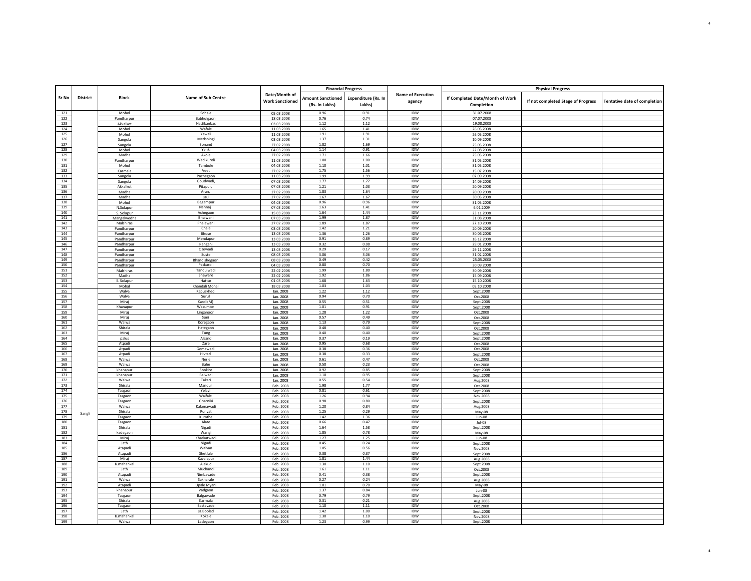| Sr No | District | Block | Name of Sub Centre | Date/Month of Work Sanctioned | Financial Progress | | Name of Execution agency | Physical Progress | | |
|---|---|---|---|---|---|---|---|---|---|---|
| | | | | | Amount Sanctioned (Rs. In Lakhs) | Expenditure (Rs. In Lakhs) | | If Completed Date/Month of Work Completion | If not completed Stage of Progress | Tentative date of completion |
| 121 | | Mohol | Sohale | 05.03.2008 | 0.96 | 0.91 | IDW | 31.07.2008 | | |
| 122 | | Pandharpur | Babhulgaon | 18.03.2008 | 0.76 | 0.74 | IDW | 07.07.2008 | | |
| 123 | | Akkalkot | Hattikanbas | 03.03.2008 | 1.12 | 1.12 | IDW | 19.08.2008 | | |
| 124 | | Mohol | Wafale | 11.03.2008 | 1.65 | 1.41 | IDW | 26.05.2008 | | |
| 125 | | Mohol | Yawali | 11.03.2008 | 1.91 | 1.91 | IDW | 26.05.2008 | | |
| 126 | | Sangola | Medshingi | 03.03.2008 | 1.37 | 1.31 | IDW | 10.09.2008 | | |
| 127 | | Sangola | Sonand | 27.02.2008 | 1.82 | 1.69 | IDW | 25.05.2008 | | |
| 128 | | Mohol | Yenki | 04.03.2008 | 1.14 | 0.91 | IDW | 22.08.2008 | | |
| 129 | | Madha | Akole | 27.02.2008 | 1.71 | 1.66 | IDW | 25.05.2008 | | |
| 130 | | Pandharpur | Wadikuroli | 11.03.2008 | 1.00 | 1.00 | IDW | 31.05.2008 | | |
| 131 | | Mohol | Tambole | 04.03.2008 | 1.10 | 1.01 | IDW | 31.05.2008 | | |
| 132 | | Karmala | Veet | 27.02.2008 | 1.75 | 1.56 | IDW | 15.07.2008 | | |
| 133 | | Sangola | Pachegaon | 11.03.2008 | 1.99 | 1.99 | IDW | 07.09.2008 | | |
| 134 | | Sangola | Goudwadi, | 07.03.2008 | 1.77 | 1.77 | IDW | 14.09.2008 | | |
| 135 | | Akkalkot | Pitapur, | 07.03.2008 | 1.21 | 1.03 | IDW | 20.09.2008 | | |
| 136 | | Madha | Aran, | 27.02.2008 | 1.83 | 1.64 | IDW | 20.09.2008 | | |
| 137 | | Madha | Laul | 27.02.2008 | 1.67 | 1.67 | IDW | 30.05.2008 | | |
| 138 | | Mohol | Begampur | 04.03.2008 | 0.96 | 0.96 | IDW | 31.05.2008 | | |
| 139 | | N.Solapur | Nannaj | 07.03.2008 | 1.63 | 1.41 | IDW | 6.01.2009 | | |
| 140 | | S. Solapur | Achegaon | 15.03.2008 | 1.64 | 1.44 | IDW | 23.11.2008 | | |
| 141 | | Mangalwedha | Bhalwani | 07.03.2008 | 1.99 | 1.87 | IDW | 31.08.2008 | | |
| 142 | | Malshiras | Phalawani | 27.02.2008 | 1.89 | 1.87 | IDW | 27.10.2008 | | |
| 143 | | Pandharpur | Chale | 03.03.2008 | 1.42 | 1.21 | IDW | 20.09.2008 | | |
| 144 | | Pandharpur | Bhose | 13.03.2008 | 1.36 | 1.26 | IDW | 30.06.2008 | | |
| 145 | | Pandharpur | Mendapur | 13.03.2008 | 0.91 | 0.89 | IDW | 16.12.2008 | | |
| 146 | | Pandharpur | Rangani | 13.03.2008 | 0.32 | 0.08 | IDW | 29.01.2008 | | |
| 147 | | Pandharpur | Ozewadi | 13.03.2008 | 0.29 | 0.17 | IDW | 29.11.2008 | | |
| 148 | | Pandharpur | Suste | 08.03.2008 | 3.06 | 3.06 | IDW | 31.02.2008 | | |
| 149 | | Pandharpur | Bhandishegaon | 08.03.2008 | 0.49 | 0.42 | IDW | 25.05.2008 | | |
| 150 | | Pandharpur | Patkuroli | 04.03.2008 | 0.80 | 0.70 | IDW | 30.09.2008 | | |
| 151 | | Malshiras | Tandulwadi | 22.02.2008 | 1.99 | 1.80 | IDW | 30.09.2008 | | |
| 152 | | Madha | Sheware | 22.02.2008 | 1.92 | 1.86 | IDW | 15.09.2008 | | |
| 153 | | S. Solapur | Hattur | 01.03.2008 | 1.68 | 1.63 | IDW | 15.10.2008 | | |
| 154 | | Mohal | Khandali Mohal | 18.03.2008 | 1.03 | 1.03 | IDW | 05.10.2008 | | |
| 155 | Sangli | Walva | Kapuskhed | Jan. 2008 | 1.22 | 1.12 | IDW | Sept.2008 | | |
| 156 | | Walva | Surul | Jan. 2008 | 0.94 | 0.70 | IDW | Oct.2008 | | |
| 157 | | Miraj | Karoli(M) | Jan. 2008 | 0.55 | 0.51 | IDW | Sept.2008 | | |
| 158 | | Khanapur | Wasumbe | Jan. 2008 | 1.01 | 0.91 | IDW | Sept.2008 | | |
| 159 | | Miraj | Linganoor | Jan. 2008 | 1.28 | 1.22 | IDW | Oct.2008 | | |
| 160 | | Miraj | Soni | Jan. 2008 | 0.57 | 0.49 | IDW | Oct.2008 | | |
| 161 | | Walwa | Koregaon | Jan. 2008 | 1.13 | 0.79 | IDW | Sept.2008 | | |
| 162 | | Shirala | Hategaon | Jan. 2008 | 0.48 | 0.40 | IDW | Oct.2008 | | |
| 163 | | Miraj | Tung | Jan. 2008 | 0.40 | 0.40 | IDW | Sept.2008 | | |
| 164 | | palus | Alsand | Jan. 2008 | 0.37 | 0.19 | IDW | Sept.2008 | | |
| 165 | | Atpadi | Zare | Jan. 2008 | 0.95 | 0.68 | IDW | Oct.2008 | | |
| 166 | | Atpadi | Gomewadi | Jan. 2008 | 0.38 | 0.36 | IDW | Oct.2008 | | |
| 167 | | Atpadi | Hivtad | Jan. 2008 | 0.38 | 0.33 | IDW | Sept.2008 | | |
| 168 | | Walwa | Nerle | Jan. 2008 | 0.61 | 0.47 | IDW | Oct.2008 | | |
| 169 | | Walwa | Bahe | Jan. 2008 | 0.50 | 0.23 | IDW | Oct.2008 | | |
| 170 | | khanapur | Sonkire | Jan. 2008 | 0.92 | 0.85 | IDW | Sept.2008 | | |
| 171 | | khanapur | Balwadi | Jan. 2008 | 1.10 | 0.95 | IDW | Sept.2008 | | |
| 172 | | Walwa | Takari | Jan. 2008 | 0.55 | 0.54 | IDW | Aug.2008 | | |
| 173 | | Shirala | Mandur | Feb. 2008 | 1.98 | 1.77 | IDW | Oct.2008 | | |
| 174 | | Tasgaon | Yelavi | Feb. 2008 | 0.81 | 0.61 | IDW | Sept.2008 | | |
| 175 | | Tasgaon | Waifale | Feb. 2008 | 1.26 | 0.94 | IDW | Nov.2008 | | |
| 176 | | Tasgaon | Gharniki | Feb. 2008 | 0.98 | 0.80 | IDW | Sept.2008 | | |
| 177 | | Walwa | Kalamawadi | Feb. 2008 | 1.20 | 0.84 | IDW | Aug.2008 | | |
| 178 | | Shirala | Punvat | Feb. 2008 | 1.25 | 0.29 | IDW | May-08 | | |
| 179 | | Tasgaon | Kumthe | Feb. 2008 | 1.42 | 1.36 | IDW | Jun-08 | | |
| 180 | | Tasgaon | Alate | Feb. 2008 | 0.66 | 0.47 | IDW | Jul-08 | | |
| 181 | | Shirala | Nigadi | Feb. 2008 | 1.64 | 1.58 | IDW | Sept.2008 | | |
| 182 | | kadegaon | Wangi | Feb. 2008 | 1.85 | 0.78 | IDW | May-08 | | |
| 183 | | Miraj | Kharkatwadi | Feb. 2008 | 1.27 | 1.25 | IDW | Jun-08 | | |
| 184 | | Jath | Nigadi | Feb. 2008 | 0.45 | 0.24 | IDW | Sept.2008 | | |
| 185 | | Atapadi | Walvan | Feb. 2008 | 1.05 | 0.56 | IDW | Nov.2008 | | |
| 186 | | Atapadi | Shetfale | Feb. 2008 | 0.38 | 0.37 | IDW | Sept.2008 | | |
| 187 | | Miraj | Kavalapur | Feb. 2008 | 1.81 | 1.44 | IDW | Aug.2008 | | |
| 188 | | K.mahankal | Alakud | Feb. 2008 | 1.30 | 1.10 | IDW | Sept.2008 | | |
| 189 | | Jath | Muchandi | Feb. 2008 | 1.61 | 1.11 | IDW | Oct.2008 | | |
| 190 | | Atapadi | Nimbavade | Feb. 2008 | 0.41 | 0.38 | IDW | Sept.2008 | | |
| 191 | | Walwa | Sakharale | Feb. 2008 | 0.27 | 0.24 | IDW | Aug.2008 | | |
| 192 | | Atapadi | Upale Myani | Feb. 2008 | 1.01 | 0.70 | IDW | May-08 | | |
| 193 | | khanapur | Vadgaon | Feb. 2008 | 1.37 | 0.84 | IDW | Jun-08 | | |
| 194 | | Tasgaon | Balgawade | Feb. 2008 | 0.79 | 0.79 | IDW | Sept.2008 | | |
| 195 | | Shirala | Karmala | Feb. 2008 | 0.31 | 0.21 | IDW | Aug.2008 | | |
| 196 | | Tasgaon | Bastavade | Feb. 2008 | 1.10 | 1.11 | IDW | Oct.2008 | | |
| 197 | | Jath | Ja.Boblad | Feb. 2008 | 1.42 | 1.00 | IDW | Sept.2008 | | |
| 198 | | K.mahankal | Kokale | Feb. 2008 | 1.30 | 1.10 | IDW | Nov.2008 | | |
| 199 | | Walwa | Ladegaon | Feb. 2008 | 1.23 | 0.99 | IDW | Sept.2008 | | |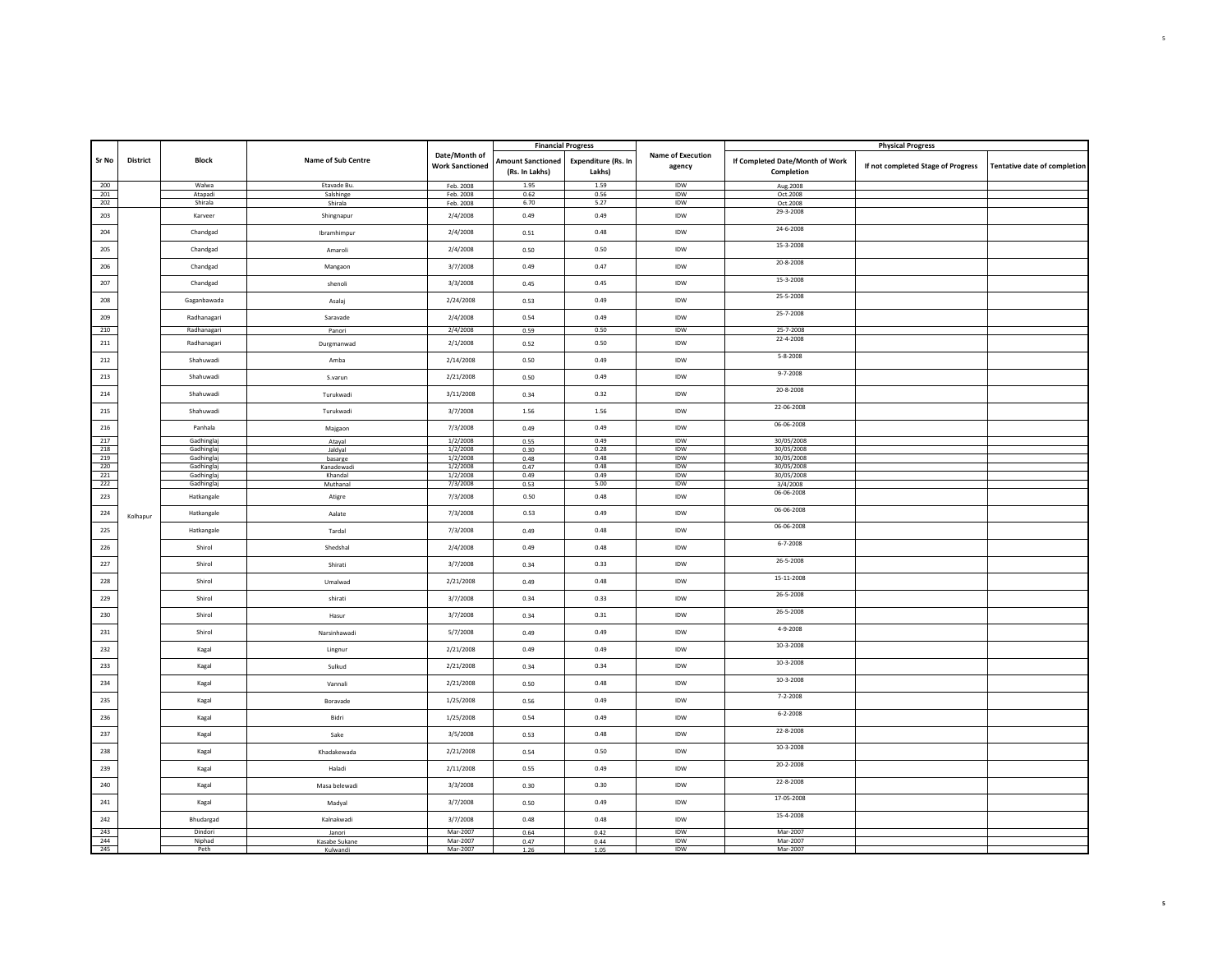| Sr No | District | Block | Name of Sub Centre | Date/Month of Work Sanctioned | Financial Progress | | Name of Execution agency | Physical Progress | | |
|---|---|---|---|---|---|---|---|---|---|---|
| | | | | | Amount Sanctioned (Rs. In Lakhs) | Expenditure (Rs. In Lakhs) | | If Completed Date/Month of Work Completion | If not completed Stage of Progress | Tentative date of completion |
| 200 | | Walwa | Etavade Bu. | Feb. 2008 | 1.95 | 1.59 | IDW | Aug.2008 | | |
| 201 | | Atapadi | Salshinge | Feb. 2008 | 0.62 | 0.56 | IDW | Oct.2008 | | |
| 202 | | Shirala | Shirala | Feb. 2008 | 6.70 | 5.27 | IDW | Oct.2008 | | |
| 203 | Kolhapur | Karveer | Shingnapur | 2/4/2008 | 0.49 | 0.49 | IDW | 29-3-2008 | | |
| 204 | | Chandgad | Ibramhimpur | 2/4/2008 | 0.51 | 0.48 | IDW | 24-6-2008 | | |
| 205 | | Chandgad | Amaroli | 2/4/2008 | 0.50 | 0.50 | IDW | 15-3-2008 | | |
| 206 | | Chandgad | Mangaon | 3/7/2008 | 0.49 | 0.47 | IDW | 20-8-2008 | | |
| 207 | | Chandgad | shenoli | 3/3/2008 | 0.45 | 0.45 | IDW | 15-3-2008 | | |
| 208 | | Gaganbawada | Asalaj | 2/24/2008 | 0.53 | 0.49 | IDW | 25-5-2008 | | |
| 209 | | Radhanagari | Saravade | 2/4/2008 | 0.54 | 0.49 | IDW | 25-7-2008 | | |
| 210 | | Radhanagari | Panori | 2/4/2008 | 0.59 | 0.50 | IDW | 25-7-2008 | | |
| 211 | | Radhanagari | Durgmanwad | 2/1/2008 | 0.52 | 0.50 | IDW | 22-4-2008 | | |
| 212 | | Shahuwadi | Amba | 2/14/2008 | 0.50 | 0.49 | IDW | 5-8-2008 | | |
| 213 | | Shahuwadi | S.varun | 2/21/2008 | 0.50 | 0.49 | IDW | 9-7-2008 | | |
| 214 | | Shahuwadi | Turukwadi | 3/11/2008 | 0.34 | 0.32 | IDW | 20-8-2008 | | |
| 215 | | Shahuwadi | Turukwadi | 3/7/2008 | 1.56 | 1.56 | IDW | 22-06-2008 | | |
| 216 | | Panhala | Majgaon | 7/3/2008 | 0.49 | 0.49 | IDW | 06-06-2008 | | |
| 217 | | Gadhinglaj | Atayal | 1/2/2008 | 0.55 | 0.49 | IDW | 30/05/2008 | | |
| 218 | | Gadhinglaj | Jaldyal | 1/2/2008 | 0.30 | 0.28 | IDW | 30/05/2008 | | |
| 219 | | Gadhinglaj | basarge | 1/2/2008 | 0.48 | 0.48 | IDW | 30/05/2008 | | |
| 220 | | Gadhinglaj | Kanadewadi | 1/2/2008 | 0.47 | 0.48 | IDW | 30/05/2008 | | |
| 221 | | Gadhinglaj | Khandal | 1/2/2008 | 0.49 | 0.49 | IDW | 30/05/2008 | | |
| 222 | | Gadhinglaj | Muthanal | 7/3/2008 | 0.53 | 5.00 | IDW | 3/4/2008 | | |
| 223 | | Hatkangale | Atigre | 7/3/2008 | 0.50 | 0.48 | IDW | 06-06-2008 | | |
| 224 | | Hatkangale | Aalate | 7/3/2008 | 0.53 | 0.49 | IDW | 06-06-2008 | | |
| 225 | | Hatkangale | Tardal | 7/3/2008 | 0.49 | 0.48 | IDW | 06-06-2008 | | |
| 226 | | Shirol | Shedshal | 2/4/2008 | 0.49 | 0.48 | IDW | 6-7-2008 | | |
| 227 | | Shirol | Shirati | 3/7/2008 | 0.34 | 0.33 | IDW | 26-5-2008 | | |
| 228 | | Shirol | Umalwad | 2/21/2008 | 0.49 | 0.48 | IDW | 15-11-2008 | | |
| 229 | | Shirol | shirati | 3/7/2008 | 0.34 | 0.33 | IDW | 26-5-2008 | | |
| 230 | | Shirol | Hasur | 3/7/2008 | 0.34 | 0.31 | IDW | 26-5-2008 | | |
| 231 | | Shirol | Narsinhawadi | 5/7/2008 | 0.49 | 0.49 | IDW | 4-9-2008 | | |
| 232 | | Kagal | Lingnur | 2/21/2008 | 0.49 | 0.49 | IDW | 10-3-2008 | | |
| 233 | | Kagal | Sulkud | 2/21/2008 | 0.34 | 0.34 | IDW | 10-3-2008 | | |
| 234 | | Kagal | Vannali | 2/21/2008 | 0.50 | 0.48 | IDW | 10-3-2008 | | |
| 235 | | Kagal | Boravade | 1/25/2008 | 0.56 | 0.49 | IDW | 7-2-2008 | | |
| 236 | | Kagal | Bidri | 1/25/2008 | 0.54 | 0.49 | IDW | 6-2-2008 | | |
| 237 | | Kagal | Sake | 3/5/2008 | 0.53 | 0.48 | IDW | 22-8-2008 | | |
| 238 | | Kagal | Khadakewada | 2/21/2008 | 0.54 | 0.50 | IDW | 10-3-2008 | | |
| 239 | | Kagal | Haladi | 2/11/2008 | 0.55 | 0.49 | IDW | 20-2-2008 | | |
| 240 | | Kagal | Masa belewadi | 3/3/2008 | 0.30 | 0.30 | IDW | 22-8-2008 | | |
| 241 | | Kagal | Madyal | 3/7/2008 | 0.50 | 0.49 | IDW | 17-05-2008 | | |
| 242 | | Bhudargad | Kalnakwadi | 3/7/2008 | 0.48 | 0.48 | IDW | 15-4-2008 | | |
| 243 | | Dindori | Janori | Mar-2007 | 0.64 | 0.42 | IDW | Mar-2007 | | |
| 244 | | Niphad | Kasabe Sukane | Mar-2007 | 0.47 | 0.44 | IDW | Mar-2007 | | |
| 245 | | Peth | Kulwandi | Mar-2007 | 1.26 | 1.05 | IDW | Mar-2007 | | |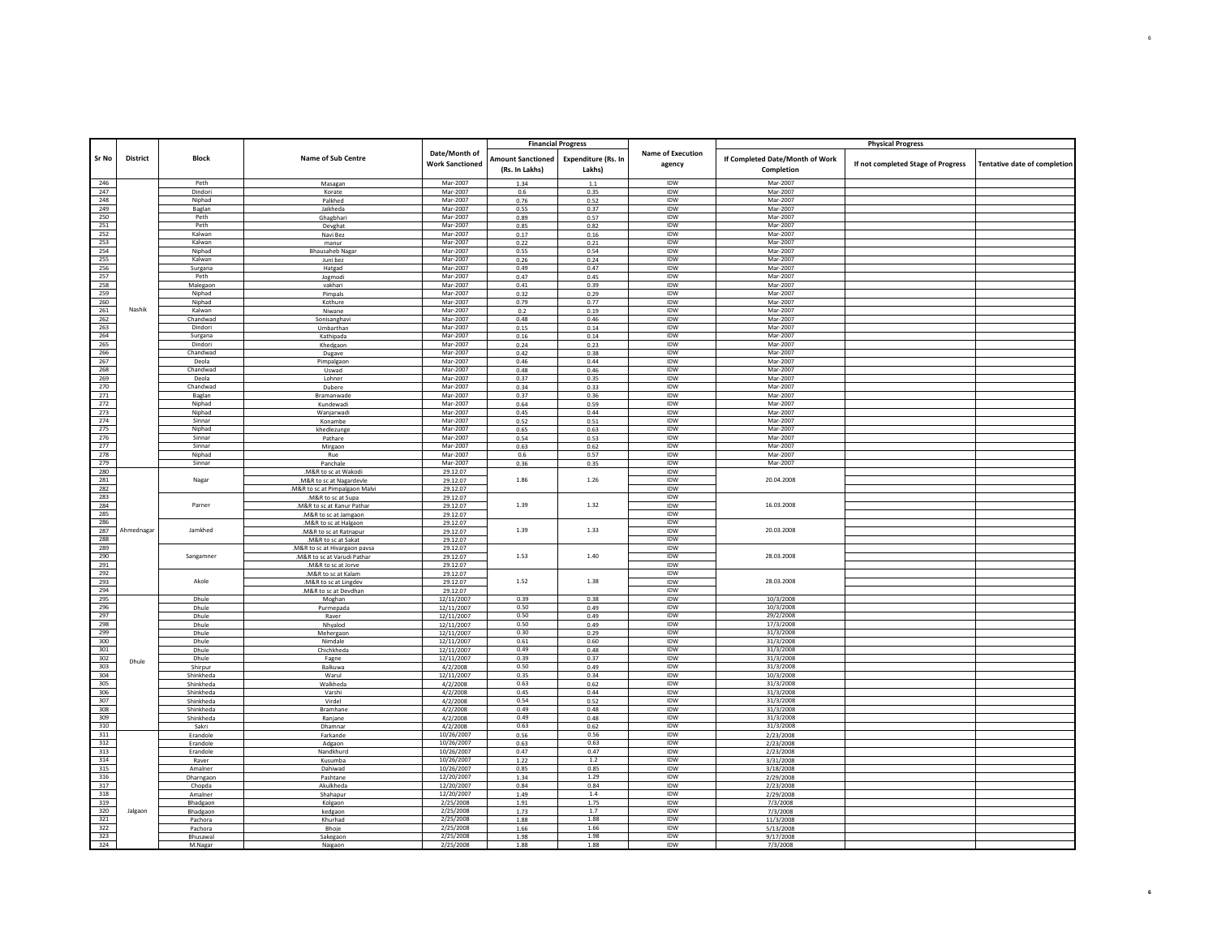| Sr No | District | Block | Name of Sub Centre | Date/Month of Work Sanctioned | Financial Progress | | Name of Execution agency | Physical Progress | | |
|---|---|---|---|---|---|---|---|---|---|---|
| | | | | | Amount Sanctioned (Rs. In Lakhs) | Expenditure (Rs. In Lakhs) | | If Completed Date/Month of Work Completion | If not completed Stage of Progress | Tentative date of completion |
| 246 | Nashik | Peth | Masagan | Mar-2007 | 1.34 | 1.1 | IDW | Mar-2007 | | |
| 247 | | Dindori | Korate | Mar-2007 | 0.6 | 0.35 | IDW | Mar-2007 | | |
| 248 | | Niphad | Palkhed | Mar-2007 | 0.76 | 0.52 | IDW | Mar-2007 | | |
| 249 | | Baglan | Jaikheda | Mar-2007 | 0.55 | 0.37 | IDW | Mar-2007 | | |
| 250 | | Peth | Ghagbhari | Mar-2007 | 0.89 | 0.57 | IDW | Mar-2007 | | |
| 251 | | Peth | Devghat | Mar-2007 | 0.85 | 0.82 | IDW | Mar-2007 | | |
| 252 | | Kalwan | Navi Bez | Mar-2007 | 0.17 | 0.16 | IDW | Mar-2007 | | |
| 253 | | Kalwan | manur | Mar-2007 | 0.22 | 0.21 | IDW | Mar-2007 | | |
| 254 | | Niphad | Bhausaheb Nagar | Mar-2007 | 0.55 | 0.54 | IDW | Mar-2007 | | |
| 255 | | Kalwan | Juni bez | Mar-2007 | 0.26 | 0.24 | IDW | Mar-2007 | | |
| 256 | | Surgana | Hatgad | Mar-2007 | 0.49 | 0.47 | IDW | Mar-2007 | | |
| 257 | | Peth | Jogmodi | Mar-2007 | 0.47 | 0.45 | IDW | Mar-2007 | | |
| 258 | | Malegaon | vakhari | Mar-2007 | 0.41 | 0.39 | IDW | Mar-2007 | | |
| 259 | | Niphad | Pimpals | Mar-2007 | 0.32 | 0.29 | IDW | Mar-2007 | | |
| 260 | | Niphad | Kothure | Mar-2007 | 0.79 | 0.77 | IDW | Mar-2007 | | |
| 261 | | Kalwan | Niwane | Mar-2007 | 0.2 | 0.19 | IDW | Mar-2007 | | |
| 262 | | Chandwad | Sonisanghavi | Mar-2007 | 0.48 | 0.46 | IDW | Mar-2007 | | |
| 263 | | Dindori | Umbarthan | Mar-2007 | 0.15 | 0.14 | IDW | Mar-2007 | | |
| 264 | | Surgana | Kathipada | Mar-2007 | 0.16 | 0.14 | IDW | Mar-2007 | | |
| 265 | | Dindori | Khedgaon | Mar-2007 | 0.24 | 0.23 | IDW | Mar-2007 | | |
| 266 | | Chandwad | Dugave | Mar-2007 | 0.42 | 0.38 | IDW | Mar-2007 | | |
| 267 | | Deola | Pimpalgaon | Mar-2007 | 0.46 | 0.44 | IDW | Mar-2007 | | |
| 268 | | Chandwad | Uswad | Mar-2007 | 0.48 | 0.46 | IDW | Mar-2007 | | |
| 269 | | Deola | Lohner | Mar-2007 | 0.37 | 0.35 | IDW | Mar-2007 | | |
| 270 | | Chandwad | Dubere | Mar-2007 | 0.34 | 0.33 | IDW | Mar-2007 | | |
| 271 | | Baglan | Bramanwade | Mar-2007 | 0.37 | 0.36 | IDW | Mar-2007 | | |
| 272 | | Niphad | Kundewadi | Mar-2007 | 0.64 | 0.59 | IDW | Mar-2007 | | |
| 273 | | Niphad | Wanjarwadi | Mar-2007 | 0.45 | 0.44 | IDW | Mar-2007 | | |
| 274 | | Sinnar | Konambe | Mar-2007 | 0.52 | 0.51 | IDW | Mar-2007 | | |
| 275 | | Niphad | khedlezunge | Mar-2007 | 0.65 | 0.63 | IDW | Mar-2007 | | |
| 276 | | Sinnar | Pathare | Mar-2007 | 0.54 | 0.53 | IDW | Mar-2007 | | |
| 277 | | Sinnar | Mirgaon | Mar-2007 | 0.63 | 0.62 | IDW | Mar-2007 | | |
| 278 | | Niphad | Rue | Mar-2007 | 0.6 | 0.57 | IDW | Mar-2007 | | |
| 279 | | Sinnar | Panchale | Mar-2007 | 0.36 | 0.35 | IDW | Mar-2007 | | |
| 280 | Ahmednagar | Nagar | .M&R to sc at Wakodi | 29.12.07 | 1.86 | 1.26 | IDW | 20.04.2008 | | |
| 281 | | | .M&R to sc at Nagardevle | 29.12.07 | | | IDW | | | |
| 282 | | | .M&R to sc at Pimpalgaon Malvi | 29.12.07 | | | IDW | | | |
| 283 | | Parner | .M&R to sc at Supa | 29.12.07 | 1.39 | 1.32 | IDW | 16.03.2008 | | |
| 284 | | | .M&R to sc at Kanur Pathar | 29.12.07 | | | IDW | | | |
| 285 | | | .M&R to sc at Jamgaon | 29.12.07 | | | IDW | | | |
| 286 | | Jamkhed | .M&R to sc at Halgaon | 29.12.07 | 1.39 | 1.33 | IDW | 20.03.2008 | | |
| 287 | | | .M&R to sc at Ratnapur | 29.12.07 | | | IDW | | | |
| 288 | | | .M&R to sc at Sakat | 29.12.07 | | | IDW | | | |
| 289 | | Sangamner | .M&R to sc at Hivargaon pavsa | 29.12.07 | 1.53 | 1.40 | IDW | 28.03.2008 | | |
| 290 | | | .M&R to sc at Varudi Pathar | 29.12.07 | | | IDW | | | |
| 291 | | | .M&R to sc at Jorve | 29.12.07 | | | IDW | | | |
| 292 | | Akole | .M&R to sc at Kalam | 29.12.07 | 1.52 | 1.38 | IDW | 28.03.2008 | | |
| 293 | | | .M&R to sc at Lingdev | 29.12.07 | | | IDW | | | |
| 294 | | | .M&R to sc at Devdhan | 29.12.07 | | | IDW | | | |
| 295 | Dhule | Dhule | Moghan | 12/11/2007 | 0.39 | 0.38 | IDW | 10/3/2008 | | |
| 296 | | Dhule | Purmepada | 12/11/2007 | 0.50 | 0.49 | IDW | 10/3/2008 | | |
| 297 | | Dhule | Raver | 12/11/2007 | 0.50 | 0.49 | IDW | 29/2/2008 | | |
| 298 | | Dhule | Nhyalod | 12/11/2007 | 0.50 | 0.49 | IDW | 17/3/2008 | | |
| 299 | | Dhule | Mehergaon | 12/11/2007 | 0.30 | 0.29 | IDW | 31/3/2008 | | |
| 300 | | Dhule | Nimdale | 12/11/2007 | 0.61 | 0.60 | IDW | 31/3/2008 | | |
| 301 | | Dhule | Chichkheda | 12/11/2007 | 0.49 | 0.48 | IDW | 31/3/2008 | | |
| 302 | | Dhule | Fagne | 12/11/2007 | 0.39 | 0.37 | IDW | 31/3/2008 | | |
| 303 | | Shirpur | Balkuwa | 4/2/2008 | 0.50 | 0.49 | IDW | 31/3/2008 | | |
| 304 | | Shinkheda | Warul | 12/11/2007 | 0.35 | 0.34 | IDW | 10/3/2008 | | |
| 305 | | Shinkheda | Walkheda | 4/2/2008 | 0.63 | 0.62 | IDW | 31/3/2008 | | |
| 306 | | Shinkheda | Varshi | 4/2/2008 | 0.45 | 0.44 | IDW | 31/3/2008 | | |
| 307 | | Shinkheda | Virdel | 4/2/2008 | 0.54 | 0.52 | IDW | 31/3/2008 | | |
| 308 | | Shinkheda | Bramhane | 4/2/2008 | 0.49 | 0.48 | IDW | 31/3/2008 | | |
| 309 | | Shinkheda | Ranjane | 4/2/2008 | 0.49 | 0.48 | IDW | 31/3/2008 | | |
| 310 | | Sakri | Dhamnar | 4/2/2008 | 0.63 | 0.62 | IDW | 31/3/2008 | | |
| 311 | Jalgaon | Erandole | Farkande | 10/26/2007 | 0.56 | 0.56 | IDW | 2/23/2008 | | |
| 312 | | Erandole | Adgaon | 10/26/2007 | 0.63 | 0.63 | IDW | 2/23/2008 | | |
| 313 | | Erandole | Nandkhurd | 10/26/2007 | 0.47 | 0.47 | IDW | 2/23/2008 | | |
| 314 | | Raver | Kusumba | 10/26/2007 | 1.22 | 1.2 | IDW | 3/31/2008 | | |
| 315 | | Amalner | Dahiwad | 10/26/2007 | 0.85 | 0.85 | IDW | 3/18/2008 | | |
| 316 | | Dharngaon | Pashtane | 12/20/2007 | 1.34 | 1.29 | IDW | 2/29/2008 | | |
| 317 | | Chopda | Akulkheda | 12/20/2007 | 0.84 | 0.84 | IDW | 2/23/2008 | | |
| 318 | | Amalner | Shahapur | 12/20/2007 | 1.49 | 1.4 | IDW | 2/29/2008 | | |
| 319 | | Bhadgaon | Kolgaon | 2/25/2008 | 1.91 | 1.75 | IDW | 7/3/2008 | | |
| 320 | | Bhadgaon | kedgaon | 2/25/2008 | 1.73 | 1.7 | IDW | 7/3/2008 | | |
| 321 | | Pachora | Khurhad | 2/25/2008 | 1.88 | 1.88 | IDW | 11/3/2008 | | |
| 322 | | Pachora | Bhoje | 2/25/2008 | 1.66 | 1.66 | IDW | 5/13/2008 | | |
| 323 | | Bhusawal | Sakegaon | 2/25/2008 | 1.98 | 1.98 | IDW | 9/17/2008 | | |
| 324 | | M.Nagar | Naigaon | 2/25/2008 | 1.88 | 1.88 | IDW | 7/3/2008 | | |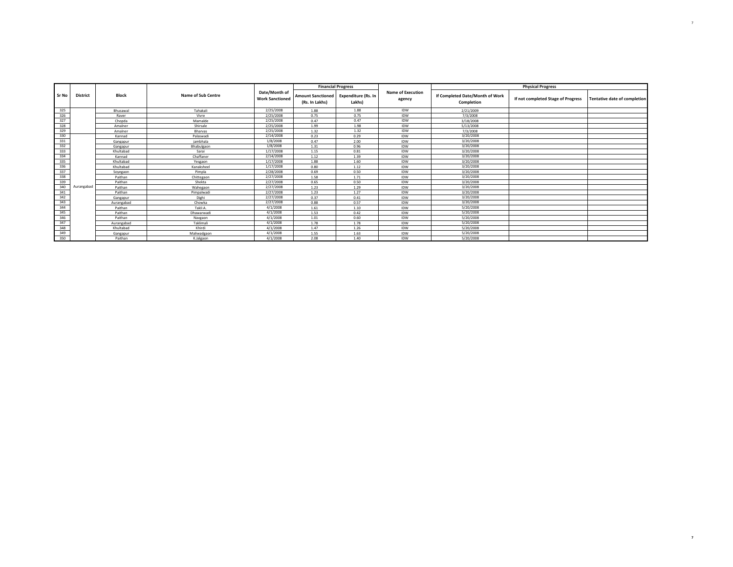| Sr No | District | Block | Name of Sub Centre | Date/Month of Work Sanctioned | Financial Progress | | Name of Execution agency | Physical Progress | | |
|---|---|---|---|---|---|---|---|---|---|---|
| | | | | | Amount Sanctioned (Rs. In Lakhs) | Expenditure (Rs. In Lakhs) | | If Completed Date/Month of Work Completion | If not completed Stage of Progress | Tentative date of completion |
| 325 | | Bhusawal | Tahakali | 2/25/2008 | 1.88 | 1.88 | IDW | 2/21/2009 | | |
| 326 | | Raver | Vivre | 2/25/2008 | 0.75 | 0.75 | IDW | 7/3/2008 | | |
| 327 | | Chopda | Mamalde | 2/25/2008 | 0.47 | 0.47 | IDW | 3/18/2008 | | |
| 328 | | Amalner | Shirsale | 2/25/2008 | 1.99 | 1.98 | IDW | 5/13/2008 | | |
| 329 | | Amalner | Bharvas | 2/25/2008 | 1.32 | 1.32 | IDW | 7/3/2008 | | |
| 330 | Aurangabad | Kannad | Palaswadi | 2/14/2008 | 0.23 | 0.29 | IDW | 3/20/2008 | | |
| 331 | | Gangapur | jambhala | 1/8/2008 | 0.47 | 2.00 | IDW | 3/20/2008 | | |
| 332 | | Gangapur | Bhabulgaon | 1/8/2008 | 1.31 | 0.96 | IDW | 3/20/2008 | | |
| 333 | | Khultabad | Sarai | 1/17/2008 | 1.15 | 0.81 | IDW | 3/20/2008 | | |
| 334 | | Kannad | Chaffaner | 2/14/2008 | 1.12 | 1.39 | IDW | 3/20/2008 | | |
| 335 | | Khultabad | Yesgaon | 1/17/2008 | 1.88 | 1.60 | IDW | 3/20/2008 | | |
| 336 | | Khultabad | Kanaksheel | 1/17/2008 | 0.80 | 1.12 | IDW | 3/20/2008 | | |
| 337 | | Soyegaon | Pimpla | 2/28/2008 | 0.69 | 0.50 | IDW | 3/20/2008 | | |
| 338 | | Paithan | Chittegaon | 2/27/2008 | 1.58 | 1.71 | IDW | 3/20/2008 | | |
| 339 | | Paithan | Shekta | 2/27/2008 | 0.65 | 0.50 | IDW | 3/20/2008 | | |
| 340 | | Paithan | Wahegaon | 2/27/2008 | 1.23 | 1.29 | IDW | 3/20/2008 | | |
| 341 | | Paithan | Pimpalwadi | 2/27/2008 | 1.23 | 1.27 | IDW | 3/20/2008 | | |
| 342 | | Gangapur | Dighi | 2/27/2008 | 0.37 | 0.41 | IDW | 3/20/2008 | | |
| 343 | | Aurangabad | Chowka | 2/27/2008 | 0.88 | 0.57 | IDW | 3/20/2008 | | |
| 344 | | Paithan | Takli A. | 4/1/2008 | 1.61 | 1.10 | IDW | 5/20/2008 | | |
| 345 | | Paithan | Dhawarwadi | 4/1/2008 | 1.53 | 0.42 | IDW | 5/20/2008 | | |
| 346 | | Paithan | Navgaon | 4/1/2008 | 1.01 | 0.60 | IDW | 5/20/2008 | | |
| 347 | | Aurangabad | Taklimali | 4/1/2008 | 1.78 | 1.78 | IDW | 5/20/2008 | | |
| 348 | | Khultabad | Khirdi | 4/1/2008 | 1.47 | 1.26 | IDW | 5/20/2008 | | |
| 349 | | Gangapur | Maliwadgaon | 4/1/2008 | 1.55 | 1.63 | IDW | 5/20/2008 | | |
| 350 | | Paithan | K.Jalgaon | 4/1/2008 | 2.08 | 1.40 | IDW | 5/20/2008 | | |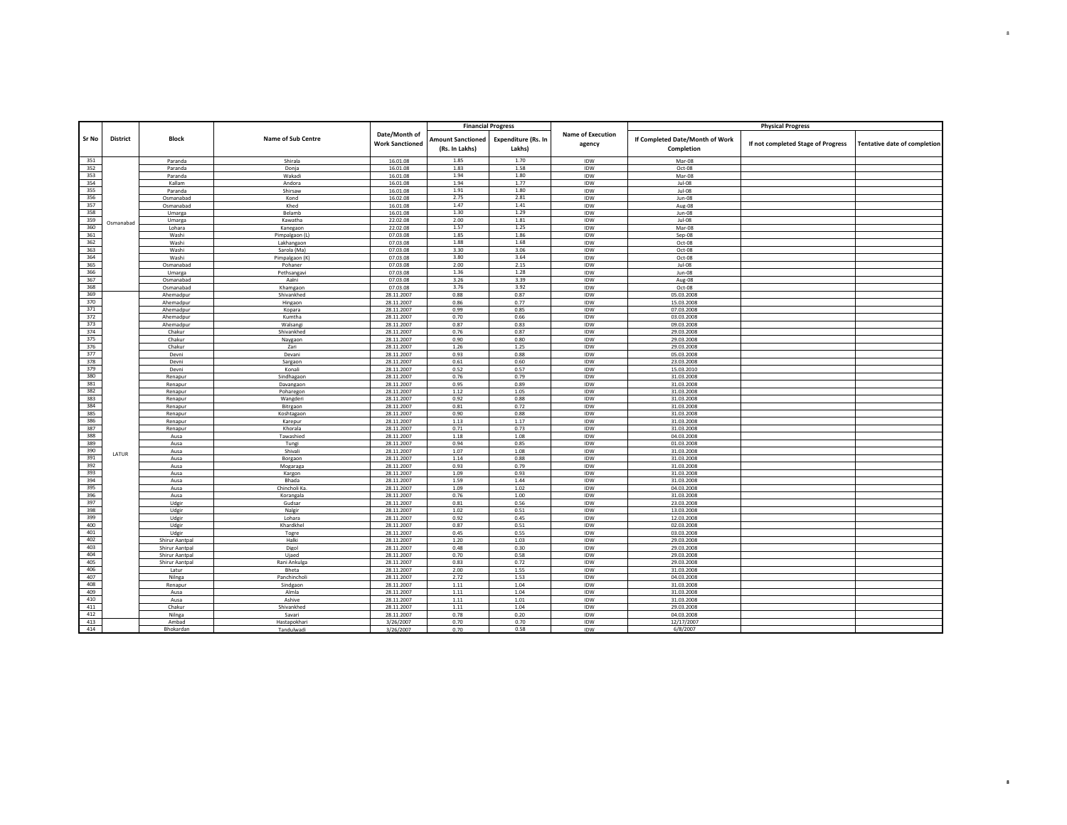| Sr No | District | Block | Name of Sub Centre | Date/Month of Work Sanctioned | Financial Progress | | Name of Execution agency | Physical Progress | | |
|---|---|---|---|---|---|---|---|---|---|---|
| | | | | | Amount Sanctioned (Rs. In Lakhs) | Expenditure (Rs. In Lakhs) | | If Completed Date/Month of Work Completion | If not completed Stage of Progress | Tentative date of completion |
| 351 | Osmanabad | Paranda | Shirala | 16.01.08 | 1.85 | 1.70 | IDW | Mar-08 | | |
| 352 | | Paranda | Donja | 16.01.08 | 1.83 | 1.58 | IDW | Oct-08 | | |
| 353 | | Paranda | Wakadi | 16.01.08 | 1.94 | 1.80 | IDW | Mar-08 | | |
| 354 | | Kallam | Andora | 16.01.08 | 1.94 | 1.77 | IDW | Jul-08 | | |
| 355 | | Paranda | Shirsaw | 16.01.08 | 1.91 | 1.80 | IDW | Jul-08 | | |
| 356 | | Osmanabad | Kond | 16.02.08 | 2.75 | 2.81 | IDW | Jun-08 | | |
| 357 | | Osmanabad | Khed | 16.01.08 | 1.47 | 1.41 | IDW | Aug-08 | | |
| 358 | | Umarga | Belamb | 16.01.08 | 1.30 | 1.29 | IDW | Jun-08 | | |
| 359 | | Umarga | Kawatha | 22.02.08 | 2.00 | 1.81 | IDW | Jul-08 | | |
| 360 | | Lohara | Kanegaon | 22.02.08 | 1.57 | 1.25 | IDW | Mar-08 | | |
| 361 | | Washi | Pimpalgaon (L) | 07.03.08 | 1.85 | 1.86 | IDW | Sep-08 | | |
| 362 | | Washi | Lakhangaon | 07.03.08 | 1.88 | 1.68 | IDW | Oct-08 | | |
| 363 | | Washi | Sarola (Ma) | 07.03.08 | 3.30 | 3.06 | IDW | Oct-08 | | |
| 364 | | Washi | Pimpalgaon (K) | 07.03.08 | 3.80 | 3.64 | IDW | Oct-08 | | |
| 365 | | Osmanabad | Pohaner | 07.03.08 | 2.00 | 2.15 | IDW | Jul-08 | | |
| 366 | | Umarga | Pethsangavi | 07.03.08 | 1.36 | 1.28 | IDW | Jun-08 | | |
| 367 | | Osmanabad | Aalni | 07.03.08 | 3.26 | 3.39 | IDW | Aug-08 | | |
| 368 | | Osmanabad | Khamgaon | 07.03.08 | 3.76 | 3.92 | IDW | Oct-08 | | |
| 369 | LATUR | Ahemadpur | Shivankhed | 28.11.2007 | 0.88 | 0.87 | IDW | 05.03.2008 | | |
| 370 | | Ahemadpur | Hingaon | 28.11.2007 | 0.86 | 0.77 | IDW | 15.03.2008 | | |
| 371 | | Ahemadpur | Kopara | 28.11.2007 | 0.99 | 0.85 | IDW | 07.03.2008 | | |
| 372 | | Ahemadpur | Kumtha | 28.11.2007 | 0.70 | 0.66 | IDW | 03.03.2008 | | |
| 373 | | Ahemadpur | Walsangi | 28.11.2007 | 0.87 | 0.83 | IDW | 09.03.2008 | | |
| 374 | | Chakur | Shivankhed | 28.11.2007 | 0.76 | 0.87 | IDW | 29.03.2008 | | |
| 375 | | Chakur | Naygaon | 28.11.2007 | 0.90 | 0.80 | IDW | 29.03.2008 | | |
| 376 | | Chakur | Zari | 28.11.2007 | 1.26 | 1.25 | IDW | 29.03.2008 | | |
| 377 | | Devni | Devani | 28.11.2007 | 0.93 | 0.88 | IDW | 05.03.2008 | | |
| 378 | | Devni | Sargaon | 28.11.2007 | 0.61 | 0.60 | IDW | 23.03.2008 | | |
| 379 | | Devni | Konali | 28.11.2007 | 0.52 | 0.57 | IDW | 15.03.2010 | | |
| 380 | | Renapur | Sindhagaon | 28.11.2007 | 0.76 | 0.79 | IDW | 31.03.2008 | | |
| 381 | | Renapur | Davangaon | 28.11.2007 | 0.95 | 0.89 | IDW | 31.03.2008 | | |
| 382 | | Renapur | Poharegon | 28.11.2007 | 1.12 | 1.05 | IDW | 31.03.2008 | | |
| 383 | | Renapur | Wangderi | 28.11.2007 | 0.92 | 0.88 | IDW | 31.03.2008 | | |
| 384 | | Renapur | Bitrgaon | 28.11.2007 | 0.81 | 0.72 | IDW | 31.03.2008 | | |
| 385 | | Renapur | Koshtagaon | 28.11.2007 | 0.90 | 0.88 | IDW | 31.03.2008 | | |
| 386 | | Renapur | Karepur | 28.11.2007 | 1.13 | 1.17 | IDW | 31.03.2008 | | |
| 387 | | Renapur | Khorala | 28.11.2007 | 0.71 | 0.73 | IDW | 31.03.2008 | | |
| 388 | | Ausa | Tawashied | 28.11.2007 | 1.18 | 1.08 | IDW | 04.03.2008 | | |
| 389 | | Ausa | Tungi | 28.11.2007 | 0.94 | 0.85 | IDW | 01.03.2008 | | |
| 390 | | Ausa | Shivali | 28.11.2007 | 1.07 | 1.08 | IDW | 31.03.2008 | | |
| 391 | | Ausa | Borgaon | 28.11.2007 | 1.14 | 0.88 | IDW | 31.03.2008 | | |
| 392 | | Ausa | Mogaraga | 28.11.2007 | 0.93 | 0.79 | IDW | 31.03.2008 | | |
| 393 | | Ausa | Kargon | 28.11.2007 | 1.09 | 0.93 | IDW | 31.03.2008 | | |
| 394 | | Ausa | Bhada | 28.11.2007 | 1.59 | 1.44 | IDW | 31.03.2008 | | |
| 395 | | Ausa | Chincholi Ka. | 28.11.2007 | 1.09 | 1.02 | IDW | 04.03.2008 | | |
| 396 | | Ausa | Korangala | 28.11.2007 | 0.76 | 1.00 | IDW | 31.03.2008 | | |
| 397 | | Udgir | Gudsar | 28.11.2007 | 0.81 | 0.56 | IDW | 23.03.2008 | | |
| 398 | | Udgir | Nalgir | 28.11.2007 | 1.02 | 0.51 | IDW | 13.03.2008 | | |
| 399 | | Udgir | Lohara | 28.11.2007 | 0.92 | 0.45 | IDW | 12.03.2008 | | |
| 400 | | Udgir | Khardkhel | 28.11.2007 | 0.87 | 0.51 | IDW | 02.03.2008 | | |
| 401 | | Udgir | Togre | 28.11.2007 | 0.45 | 0.55 | IDW | 03.03.2008 | | |
| 402 | | Shirur Aantpal | Halki | 28.11.2007 | 1.20 | 1.03 | IDW | 29.03.2008 | | |
| 403 | | Shirur Aantpal | Digol | 28.11.2007 | 0.48 | 0.30 | IDW | 29.03.2008 | | |
| 404 | | Shirur Aantpal | Ujaed | 28.11.2007 | 0.70 | 0.58 | IDW | 29.03.2008 | | |
| 405 | | Shirur Aantpal | Rani Ankulga | 28.11.2007 | 0.83 | 0.72 | IDW | 29.03.2008 | | |
| 406 | | Latur | Bheta | 28.11.2007 | 2.00 | 1.55 | IDW | 31.03.2008 | | |
| 407 | | Nilnga | Panchincholi | 28.11.2007 | 2.72 | 1.53 | IDW | 04.03.2008 | | |
| 408 | | Renapur | Sindgaon | 28.11.2007 | 1.11 | 1.04 | IDW | 31.03.2008 | | |
| 409 | | Ausa | Almla | 28.11.2007 | 1.11 | 1.04 | IDW | 31.03.2008 | | |
| 410 | | Ausa | Ashive | 28.11.2007 | 1.11 | 1.01 | IDW | 31.03.2008 | | |
| 411 | | Chakur | Shivankhed | 28.11.2007 | 1.11 | 1.04 | IDW | 29.03.2008 | | |
| 412 | | Nilnga | Savari | 28.11.2007 | 0.78 | 0.20 | IDW | 04.03.2008 | | |
| 413 | | Ambad | Hastapokhari | 3/26/2007 | 0.70 | 0.70 | IDW | 12/17/2007 | | |
| 414 | | Bhokardan | Tandulwadi | 3/26/2007 | 0.70 | 0.58 | IDW | 6/8/2007 | | |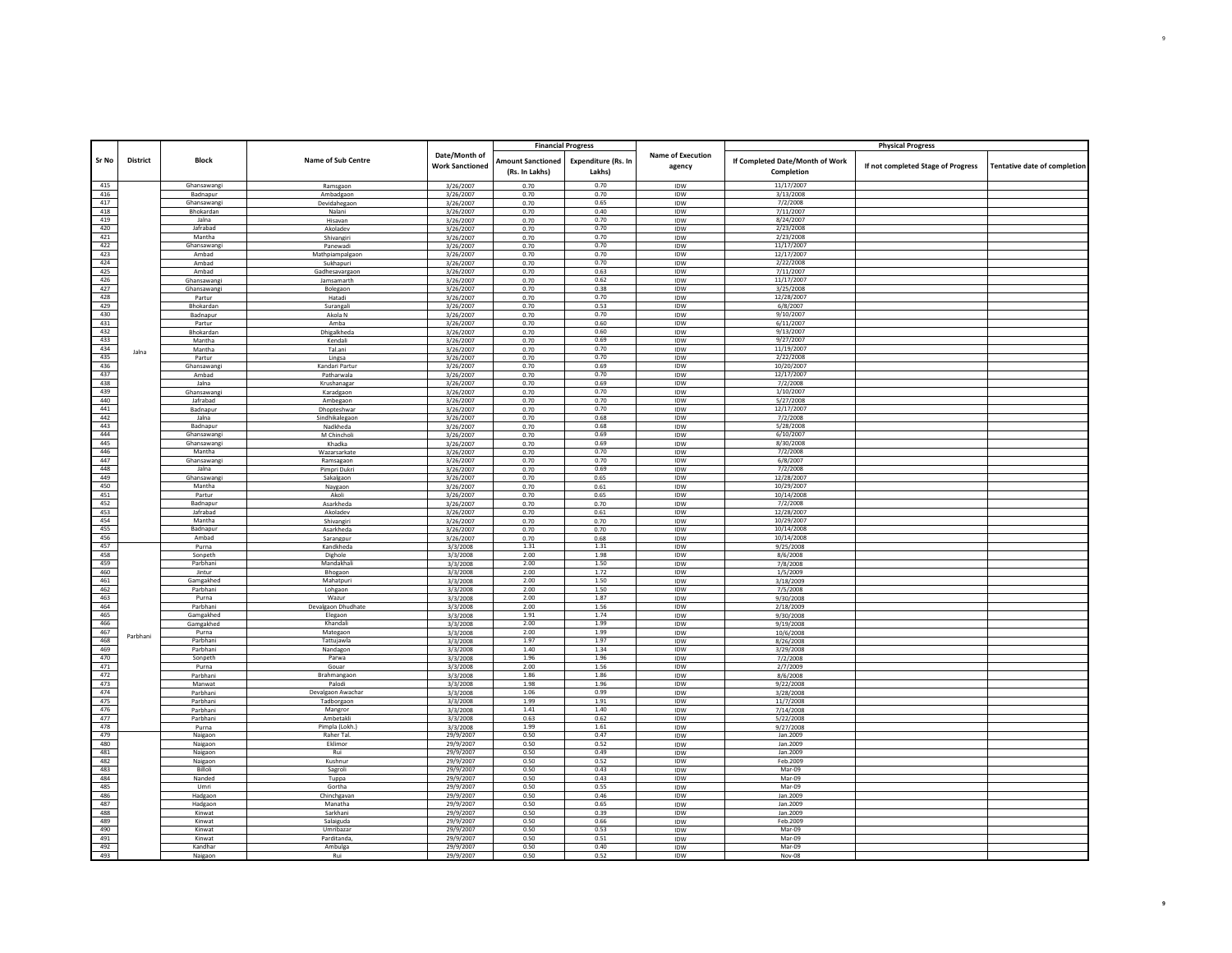| Sr No | District | Block | Name of Sub Centre | Date/Month of Work Sanctioned | Financial Progress | | Name of Execution agency | Physical Progress | | |
|---|---|---|---|---|---|---|---|---|---|---|
| | | | | | Amount Sanctioned (Rs. In Lakhs) | Expenditure (Rs. In Lakhs) | | If Completed Date/Month of Work Completion | If not completed Stage of Progress | Tentative date of completion |
| 415 | Jalna | Ghansawangi | Ramsgaon | 3/26/2007 | 0.70 | 0.70 | IDW | 11/17/2007 | | |
| 416 | | Badnapur | Ambadgaon | 3/26/2007 | 0.70 | 0.70 | IDW | 3/13/2008 | | |
| 417 | | Ghansawangi | Devidahegaon | 3/26/2007 | 0.70 | 0.65 | IDW | 7/2/2008 | | |
| 418 | | Bhokardan | Nalani | 3/26/2007 | 0.70 | 0.40 | IDW | 7/11/2007 | | |
| 419 | | Jalna | Hisavan | 3/26/2007 | 0.70 | 0.70 | IDW | 8/24/2007 | | |
| 420 | | Jafrabad | Akoladev | 3/26/2007 | 0.70 | 0.70 | IDW | 2/23/2008 | | |
| 421 | | Mantha | Shivangiri | 3/26/2007 | 0.70 | 0.70 | IDW | 2/23/2008 | | |
| 422 | | Ghansawangi | Panewadi | 3/26/2007 | 0.70 | 0.70 | IDW | 11/17/2007 | | |
| 423 | | Ambad | Mathpiampalgaon | 3/26/2007 | 0.70 | 0.70 | IDW | 12/17/2007 | | |
| 424 | | Ambad | Sukhapuri | 3/26/2007 | 0.70 | 0.70 | IDW | 2/22/2008 | | |
| 425 | | Ambad | Gadhesavargaon | 3/26/2007 | 0.70 | 0.63 | IDW | 7/11/2007 | | |
| 426 | | Ghansawangi | Jamsamarth | 3/26/2007 | 0.70 | 0.62 | IDW | 11/17/2007 | | |
| 427 | | Ghansawangi | Bolegaon | 3/26/2007 | 0.70 | 0.38 | IDW | 3/25/2008 | | |
| 428 | | Partur | Hatadi | 3/26/2007 | 0.70 | 0.70 | IDW | 12/28/2007 | | |
| 429 | | Bhokardan | Surangali | 3/26/2007 | 0.70 | 0.53 | IDW | 6/8/2007 | | |
| 430 | | Badnapur | Akola N | 3/26/2007 | 0.70 | 0.70 | IDW | 9/10/2007 | | |
| 431 | | Partur | Amba | 3/26/2007 | 0.70 | 0.60 | IDW | 6/11/2007 | | |
| 432 | | Bhokardan | Dhigalkheda | 3/26/2007 | 0.70 | 0.60 | IDW | 9/13/2007 | | |
| 433 | | Mantha | Kendali | 3/26/2007 | 0.70 | 0.69 | IDW | 9/27/2007 | | |
| 434 | | Mantha | Tal.ani | 3/26/2007 | 0.70 | 0.70 | IDW | 11/19/2007 | | |
| 435 | | Partur | Lingsa | 3/26/2007 | 0.70 | 0.70 | IDW | 2/22/2008 | | |
| 436 | | Ghansawangi | Kandari Partur | 3/26/2007 | 0.70 | 0.69 | IDW | 10/20/2007 | | |
| 437 | | Ambad | Patharwala | 3/26/2007 | 0.70 | 0.70 | IDW | 12/17/2007 | | |
| 438 | | Jalna | Krushanagar | 3/26/2007 | 0.70 | 0.69 | IDW | 7/2/2008 | | |
| 439 | | Ghansawangi | Karadgaon | 3/26/2007 | 0.70 | 0.70 | IDW | 1/10/2007 | | |
| 440 | | Jafrabad | Ambegaon | 3/26/2007 | 0.70 | 0.70 | IDW | 5/27/2008 | | |
| 441 | | Badnapur | Dhopteshwar | 3/26/2007 | 0.70 | 0.70 | IDW | 12/17/2007 | | |
| 442 | | Jalna | Sindhikalegaon | 3/26/2007 | 0.70 | 0.68 | IDW | 7/2/2008 | | |
| 443 | | Badnapur | Nadkheda | 3/26/2007 | 0.70 | 0.68 | IDW | 5/28/2008 | | |
| 444 | | Ghansawangi | M Chincholi | 3/26/2007 | 0.70 | 0.69 | IDW | 6/10/2007 | | |
| 445 | | Ghansawangi | Khadka | 3/26/2007 | 0.70 | 0.69 | IDW | 8/30/2008 | | |
| 446 | | Mantha | Wazarsarkate | 3/26/2007 | 0.70 | 0.70 | IDW | 7/2/2008 | | |
| 447 | | Ghansawangi | Ramsagaon | 3/26/2007 | 0.70 | 0.70 | IDW | 6/8/2007 | | |
| 448 | | Jalna | Pimpri Dukri | 3/26/2007 | 0.70 | 0.69 | IDW | 7/2/2008 | | |
| 449 | | Ghansawangi | Sakalgaon | 3/26/2007 | 0.70 | 0.65 | IDW | 12/28/2007 | | |
| 450 | | Mantha | Naygaon | 3/26/2007 | 0.70 | 0.61 | IDW | 10/29/2007 | | |
| 451 | | Partur | Akoli | 3/26/2007 | 0.70 | 0.65 | IDW | 10/14/2008 | | |
| 452 | | Badnapur | Asarkheda | 3/26/2007 | 0.70 | 0.70 | IDW | 7/2/2008 | | |
| 453 | | Jafrabad | Akoladev | 3/26/2007 | 0.70 | 0.61 | IDW | 12/28/2007 | | |
| 454 | | Mantha | Shivangiri | 3/26/2007 | 0.70 | 0.70 | IDW | 10/29/2007 | | |
| 455 | | Badnapur | Asarkheda | 3/26/2007 | 0.70 | 0.70 | IDW | 10/14/2008 | | |
| 456 | | Ambad | Sarangpur | 3/26/2007 | 0.70 | 0.68 | IDW | 10/14/2008 | | |
| 457 | Parbhani | Purna | Kandkheda | 3/3/2008 | 1.31 | 1.31 | IDW | 9/25/2008 | | |
| 458 | | Sonpeth | Dighole | 3/3/2008 | 2.00 | 1.98 | IDW | 8/6/2008 | | |
| 459 | | Parbhani | Mandakhali | 3/3/2008 | 2.00 | 1.50 | IDW | 7/8/2008 | | |
| 460 | | Jintur | Bhogaon | 3/3/2008 | 2.00 | 1.72 | IDW | 1/5/2009 | | |
| 461 | | Gamgakhed | Mahatpuri | 3/3/2008 | 2.00 | 1.50 | IDW | 3/18/2009 | | |
| 462 | | Parbhani | Lohgaon | 3/3/2008 | 2.00 | 1.50 | IDW | 7/5/2008 | | |
| 463 | | Purna | Wazur | 3/3/2008 | 2.00 | 1.87 | IDW | 9/30/2008 | | |
| 464 | | Parbhani | Devalgaon Dhudhate | 3/3/2008 | 2.00 | 1.56 | IDW | 2/18/2009 | | |
| 465 | | Gamgakhed | Elegaon | 3/3/2008 | 1.91 | 1.74 | IDW | 9/30/2008 | | |
| 466 | | Gamgakhed | Khandali | 3/3/2008 | 2.00 | 1.99 | IDW | 9/19/2008 | | |
| 467 | | Purna | Mategaon | 3/3/2008 | 2.00 | 1.99 | IDW | 10/6/2008 | | |
| 468 | | Parbhani | Tattujawla | 3/3/2008 | 1.97 | 1.97 | IDW | 8/26/2008 | | |
| 469 | | Parbhani | Nandagon | 3/3/2008 | 1.40 | 1.34 | IDW | 3/29/2008 | | |
| 470 | | Sonpeth | Parwa | 3/3/2008 | 1.96 | 1.96 | IDW | 7/2/2008 | | |
| 471 | | Purna | Gouar | 3/3/2008 | 2.00 | 1.56 | IDW | 2/7/2009 | | |
| 472 | | Parbhani | Brahmangaon | 3/3/2008 | 1.86 | 1.86 | IDW | 8/6/2008 | | |
| 473 | | Manwat | Palodi | 3/3/2008 | 1.98 | 1.96 | IDW | 9/22/2008 | | |
| 474 | | Parbhani | Devalgaon Awachar | 3/3/2008 | 1.06 | 0.99 | IDW | 3/28/2008 | | |
| 475 | | Parbhani | Tadborgaon | 3/3/2008 | 1.99 | 1.91 | IDW | 11/7/2008 | | |
| 476 | | Parbhani | Mangror | 3/3/2008 | 1.41 | 1.40 | IDW | 7/14/2008 | | |
| 477 | | Parbhani | Ambetakli | 3/3/2008 | 0.63 | 0.62 | IDW | 5/22/2008 | | |
| 478 | | Purna | Pimpla (Lokh.) | 3/3/2008 | 1.99 | 1.61 | IDW | 9/27/2008 | | |
| 479 | | Naigaon | Raher Tal. | 29/9/2007 | 0.50 | 0.47 | IDW | Jan.2009 | | |
| 480 | | Naigaon | Eklimor | 29/9/2007 | 0.50 | 0.52 | IDW | Jan.2009 | | |
| 481 | | Naigaon | Rui | 29/9/2007 | 0.50 | 0.49 | IDW | Jan.2009 | | |
| 482 | | Naigaon | Kushnur | 29/9/2007 | 0.50 | 0.52 | IDW | Feb.2009 | | |
| 483 | | Billoli | Sagroli | 29/9/2007 | 0.50 | 0.43 | IDW | Mar-09 | | |
| 484 | | Nanded | Tuppa | 29/9/2007 | 0.50 | 0.43 | IDW | Mar-09 | | |
| 485 | | Umri | Gortha | 29/9/2007 | 0.50 | 0.55 | IDW | Mar-09 | | |
| 486 | | Hadgaon | Chinchgavan | 29/9/2007 | 0.50 | 0.46 | IDW | Jan.2009 | | |
| 487 | | Hadgaon | Manatha | 29/9/2007 | 0.50 | 0.65 | IDW | Jan.2009 | | |
| 488 | | Kinwat | Sarkhani | 29/9/2007 | 0.50 | 0.39 | IDW | Jan.2009 | | |
| 489 | | Kinwat | Salaiguda | 29/9/2007 | 0.50 | 0.66 | IDW | Feb.2009 | | |
| 490 | | Kinwat | Umribazar | 29/9/2007 | 0.50 | 0.53 | IDW | Mar-09 | | |
| 491 | | Kinwat | Parditanda, | 29/9/2007 | 0.50 | 0.51 | IDW | Mar-09 | | |
| 492 | | Kandhar | Ambulga | 29/9/2007 | 0.50 | 0.40 | IDW | Mar-09 | | |
| 493 | | Naigaon | Rui | 29/9/2007 | 0.50 | 0.52 | IDW | Nov-08 | | |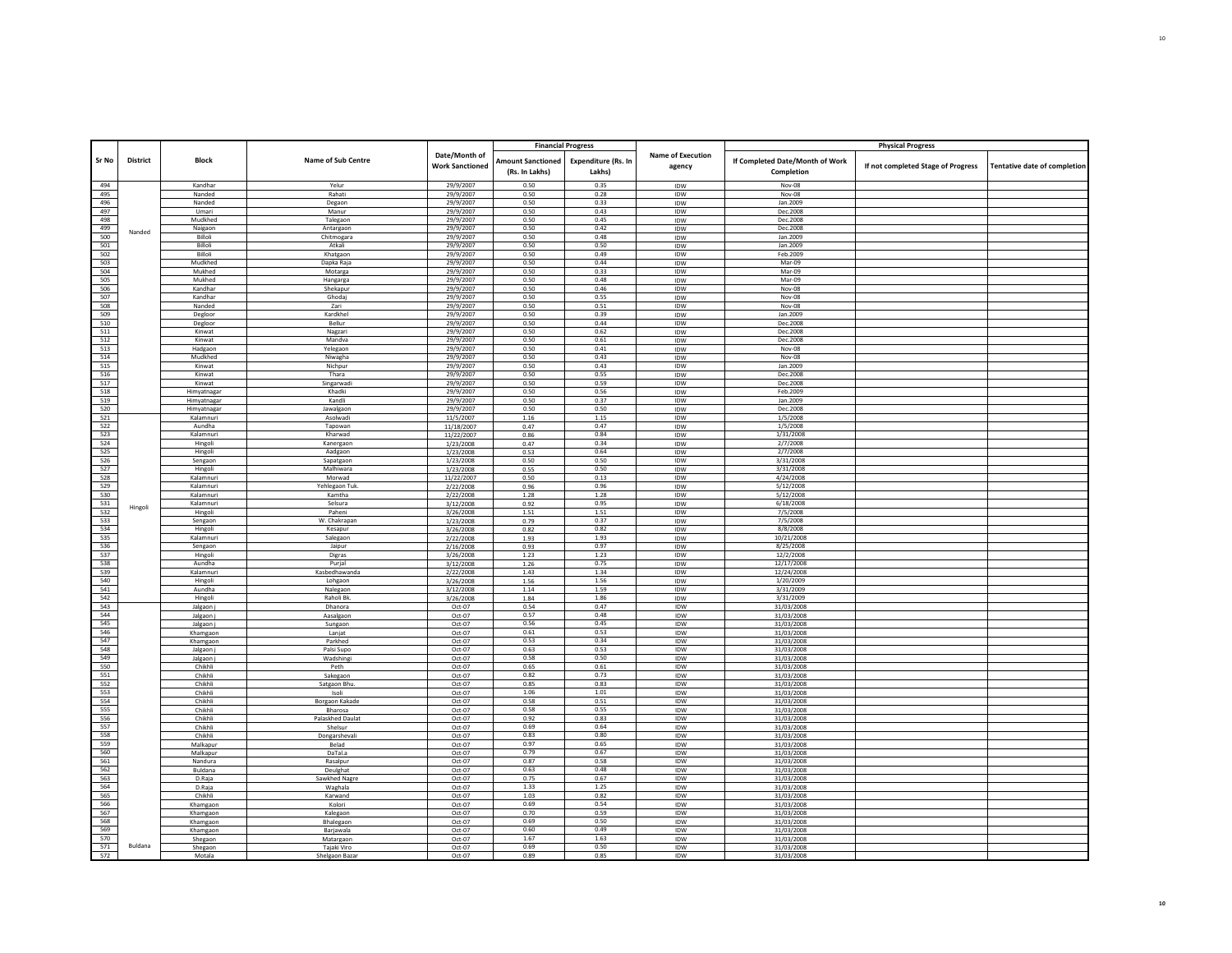| Sr No | District | Block | Name of Sub Centre | Date/Month of Work Sanctioned | Financial Progress | | Name of Execution agency | Physical Progress | | |
|---|---|---|---|---|---|---|---|---|---|---|
| | | | | | Amount Sanctioned (Rs. In Lakhs) | Expenditure (Rs. In Lakhs) | | If Completed Date/Month of Work Completion | If not completed Stage of Progress | Tentative date of completion |
| 494 | Nanded | Kandhar | Yelur | 29/9/2007 | 0.50 | 0.35 | IDW | Nov-08 | | |
| 495 | | Nanded | Rahati | 29/9/2007 | 0.50 | 0.28 | IDW | Nov-08 | | |
| 496 | | Nanded | Degaon | 29/9/2007 | 0.50 | 0.33 | IDW | Jan.2009 | | |
| 497 | | Umari | Manur | 29/9/2007 | 0.50 | 0.43 | IDW | Dec.2008 | | |
| 498 | | Mudkhed | Talegaon | 29/9/2007 | 0.50 | 0.45 | IDW | Dec.2008 | | |
| 499 | | Naigaon | Antargaon | 29/9/2007 | 0.50 | 0.42 | IDW | Dec.2008 | | |
| 500 | | Billoli | Chitmogara | 29/9/2007 | 0.50 | 0.48 | IDW | Jan.2009 | | |
| 501 | | Billoli | Atkali | 29/9/2007 | 0.50 | 0.50 | IDW | Jan.2009 | | |
| 502 | | Billoli | Khatgaon | 29/9/2007 | 0.50 | 0.49 | IDW | Feb.2009 | | |
| 503 | | Mudkhed | Dapka Raja | 29/9/2007 | 0.50 | 0.44 | IDW | Mar-09 | | |
| 504 | | Mukhed | Motarga | 29/9/2007 | 0.50 | 0.33 | IDW | Mar-09 | | |
| 505 | | Mukhed | Hangarga | 29/9/2007 | 0.50 | 0.48 | IDW | Mar-09 | | |
| 506 | | Kandhar | Shekapur | 29/9/2007 | 0.50 | 0.46 | IDW | Nov-08 | | |
| 507 | | Kandhar | Ghodaj | 29/9/2007 | 0.50 | 0.55 | IDW | Nov-08 | | |
| 508 | | Nanded | Zari | 29/9/2007 | 0.50 | 0.51 | IDW | Nov-08 | | |
| 509 | | Degloor | Kardkhel | 29/9/2007 | 0.50 | 0.39 | IDW | Jan.2009 | | |
| 510 | | Degloor | Bellur | 29/9/2007 | 0.50 | 0.44 | IDW | Dec.2008 | | |
| 511 | | Kinwat | Nagzari | 29/9/2007 | 0.50 | 0.62 | IDW | Dec.2008 | | |
| 512 | | Kinwat | Mandva | 29/9/2007 | 0.50 | 0.61 | IDW | Dec.2008 | | |
| 513 | | Hadgaon | Yelegaon | 29/9/2007 | 0.50 | 0.41 | IDW | Nov-08 | | |
| 514 | | Mudkhed | Niwagha | 29/9/2007 | 0.50 | 0.43 | IDW | Nov-08 | | |
| 515 | | Kinwat | Nichpur | 29/9/2007 | 0.50 | 0.43 | IDW | Jan.2009 | | |
| 516 | | Kinwat | Thara | 29/9/2007 | 0.50 | 0.55 | IDW | Dec.2008 | | |
| 517 | | Kinwat | Singarwadi | 29/9/2007 | 0.50 | 0.59 | IDW | Dec.2008 | | |
| 518 | | Himyatnagar | Khadki | 29/9/2007 | 0.50 | 0.56 | IDW | Feb.2009 | | |
| 519 | | Himyatnagar | Kandli | 29/9/2007 | 0.50 | 0.37 | IDW | Jan.2009 | | |
| 520 | | Himyatnagar | Jawalgaon | 29/9/2007 | 0.50 | 0.50 | IDW | Dec.2008 | | |
| 521 | Hingoli | Kalamnuri | Asolwadi | 11/5/2007 | 1.16 | 1.15 | IDW | 1/5/2008 | | |
| 522 | | Aundha | Tapowan | 11/18/2007 | 0.47 | 0.47 | IDW | 1/5/2008 | | |
| 523 | | Kalamnuri | Kharwad | 11/22/2007 | 0.86 | 0.84 | IDW | 1/31/2008 | | |
| 524 | | Hingoli | Kanergaon | 1/23/2008 | 0.47 | 0.34 | IDW | 2/7/2008 | | |
| 525 | | Hingoli | Aadgaon | 1/23/2008 | 0.53 | 0.64 | IDW | 2/7/2008 | | |
| 526 | | Sengaon | Sapatgaon | 1/23/2008 | 0.50 | 0.50 | IDW | 3/31/2008 | | |
| 527 | | Hingoli | Malhiwara | 1/23/2008 | 0.55 | 0.50 | IDW | 3/31/2008 | | |
| 528 | | Kalamnuri | Morwad | 11/22/2007 | 0.50 | 0.13 | IDW | 4/24/2008 | | |
| 529 | | Kalamnuri | Yehlegaon Tuk. | 2/22/2008 | 0.96 | 0.96 | IDW | 5/12/2008 | | |
| 530 | | Kalamnuri | Kamtha | 2/22/2008 | 1.28 | 1.28 | IDW | 5/12/2008 | | |
| 531 | | Kalamnuri | Selsura | 3/12/2008 | 0.92 | 0.95 | IDW | 6/18/2008 | | |
| 532 | | Hingoli | Paheni | 3/26/2008 | 1.51 | 1.51 | IDW | 7/5/2008 | | |
| 533 | | Sengaon | W. Chakrapan | 1/23/2008 | 0.79 | 0.37 | IDW | 7/5/2008 | | |
| 534 | | Hingoli | Kesapur | 3/26/2008 | 0.82 | 0.82 | IDW | 8/8/2008 | | |
| 535 | | Kalamnuri | Salegaon | 2/22/2008 | 1.93 | 1.93 | IDW | 10/21/2008 | | |
| 536 | | Sengaon | Jaipur | 2/16/2008 | 0.93 | 0.97 | IDW | 8/25/2008 | | |
| 537 | | Hingoli | Digras | 3/26/2008 | 1.23 | 1.23 | IDW | 12/2/2008 | | |
| 538 | | Aundha | Purjal | 3/12/2008 | 1.26 | 0.75 | IDW | 12/17/2008 | | |
| 539 | | Kalamnuri | Kasbedhawanda | 2/22/2008 | 1.43 | 1.34 | IDW | 12/24/2008 | | |
| 540 | | Hingoli | Lohgaon | 3/26/2008 | 1.56 | 1.56 | IDW | 1/20/2009 | | |
| 541 | | Aundha | Nalegaon | 3/12/2008 | 1.14 | 1.59 | IDW | 3/31/2009 | | |
| 542 | | Hingoli | Raholi Bk. | 3/26/2008 | 1.84 | 1.86 | IDW | 3/31/2009 | | |
| 543 | Buldana | Jalgaon j | Dhanora | Oct-07 | 0.54 | 0.47 | IDW | 31/03/2008 | | |
| 544 | | Jalgaon j | Aasalgaon | Oct-07 | 0.57 | 0.48 | IDW | 31/03/2008 | | |
| 545 | | Jalgaon j | Sungaon | Oct-07 | 0.56 | 0.45 | IDW | 31/03/2008 | | |
| 546 | | Khamgaon | Lanjat | Oct-07 | 0.61 | 0.53 | IDW | 31/03/2008 | | |
| 547 | | Khamgaon | Parkhed | Oct-07 | 0.53 | 0.34 | IDW | 31/03/2008 | | |
| 548 | | Jalgaon j | Palsi Supo | Oct-07 | 0.63 | 0.53 | IDW | 31/03/2008 | | |
| 549 | | Jalgaon j | Wadshingi | Oct-07 | 0.58 | 0.50 | IDW | 31/03/2008 | | |
| 550 | | Chikhli | Peth | Oct-07 | 0.65 | 0.61 | IDW | 31/03/2008 | | |
| 551 | | Chikhli | Sakegaon | Oct-07 | 0.82 | 0.73 | IDW | 31/03/2008 | | |
| 552 | | Chikhli | Satgaon Bhu. | Oct-07 | 0.85 | 0.83 | IDW | 31/03/2008 | | |
| 553 | | Chikhli | Isoli | Oct-07 | 1.06 | 1.01 | IDW | 31/03/2008 | | |
| 554 | | Chikhli | Borgaon Kakade | Oct-07 | 0.58 | 0.51 | IDW | 31/03/2008 | | |
| 555 | | Chikhli | Bharosa | Oct-07 | 0.58 | 0.55 | IDW | 31/03/2008 | | |
| 556 | | Chikhli | Palaskhed Daulat | Oct-07 | 0.92 | 0.83 | IDW | 31/03/2008 | | |
| 557 | | Chikhli | Shelsur | Oct-07 | 0.69 | 0.64 | IDW | 31/03/2008 | | |
| 558 | | Chikhli | Dongarshevali | Oct-07 | 0.83 | 0.80 | IDW | 31/03/2008 | | |
| 559 | | Malkapur | Belad | Oct-07 | 0.97 | 0.65 | IDW | 31/03/2008 | | |
| 560 | | Malkapur | DaTal.a | Oct-07 | 0.79 | 0.67 | IDW | 31/03/2008 | | |
| 561 | | Nandura | Rasalpur | Oct-07 | 0.87 | 0.58 | IDW | 31/03/2008 | | |
| 562 | | Buldana | Deulghat | Oct-07 | 0.63 | 0.48 | IDW | 31/03/2008 | | |
| 563 | | D.Raja | Sawkhed Nagre | Oct-07 | 0.75 | 0.67 | IDW | 31/03/2008 | | |
| 564 | | D.Raja | Waghala | Oct-07 | 1.33 | 1.25 | IDW | 31/03/2008 | | |
| 565 | | Chikhli | Karwand | Oct-07 | 1.03 | 0.82 | IDW | 31/03/2008 | | |
| 566 | | Khamgaon | Kolori | Oct-07 | 0.69 | 0.54 | IDW | 31/03/2008 | | |
| 567 | | Khamgaon | Kalegaon | Oct-07 | 0.70 | 0.59 | IDW | 31/03/2008 | | |
| 568 | | Khamgaon | Bhalegaon | Oct-07 | 0.69 | 0.50 | IDW | 31/03/2008 | | |
| 569 | | Khamgaon | Barjawala | Oct-07 | 0.60 | 0.49 | IDW | 31/03/2008 | | |
| 570 | | Shegaon | Matargaon | Oct-07 | 1.67 | 1.63 | IDW | 31/03/2008 | | |
| 571 | | Shegaon | Tajaki Viro | Oct-07 | 0.69 | 0.50 | IDW | 31/03/2008 | | |
| 572 | | Motala | Shelgaon Bazar | Oct-07 | 0.89 | 0.85 | IDW | 31/03/2008 | | |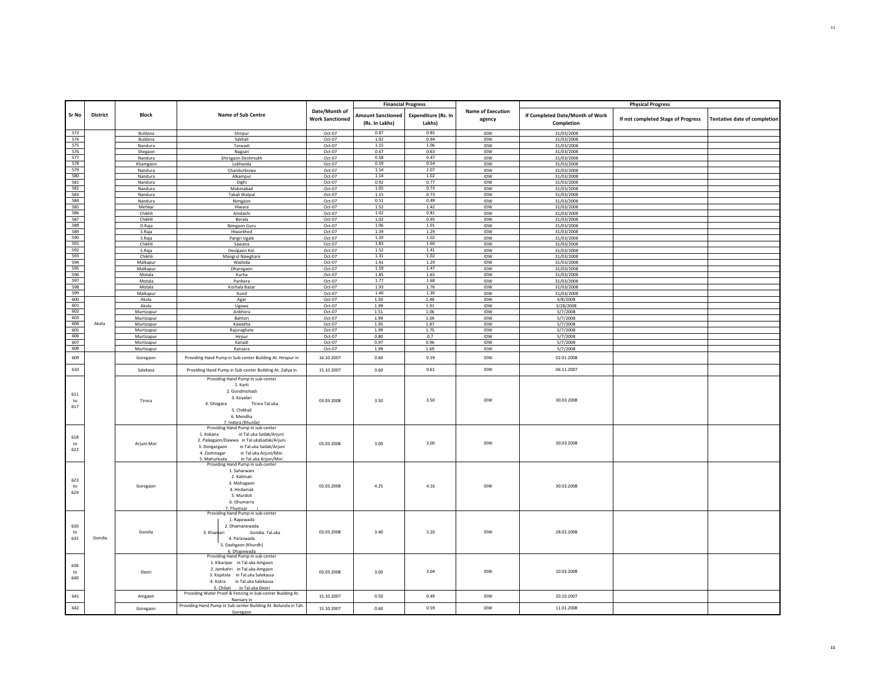| Sr No | District | Block | Name of Sub Centre | Date/Month of Work Sanctioned | Financial Progress | | Name of Execution agency | Physical Progress | | |
|---|---|---|---|---|---|---|---|---|---|---|
| | | | | | Amount Sanctioned (Rs. In Lakhs) | Expenditure (Rs. In Lakhs) | | If Completed Date/Month of Work Completion | If not completed Stage of Progress | Tentative date of completion |
| 573 | | Buldana | Shirpur | Oct-07 | 0.87 | 0.85 | IDW | 31/03/2008 | | |
| 574 | | Buldana | Sakhali | Oct-07 | 1.02 | 0.94 | IDW | 31/03/2008 | | |
| 575 | | Nandura | Tarwadi | Oct-07 | 1.15 | 1.06 | IDW | 31/03/2008 | | |
| 576 | | Shegaon | Nagzari | Oct-07 | 0.67 | 0.63 | IDW | 31/03/2008 | | |
| 577 | | Nandura | Shirsgaon Deshmukh | Oct-07 | 0.58 | 0.47 | IDW | 31/03/2008 | | |
| 578 | | Khamgaon | Lokhanda | Oct-07 | 0.59 | 0.54 | IDW | 31/03/2008 | | |
| 579 | | Nandura | Chandurbiswa | Oct-07 | 1.14 | 1.07 | IDW | 31/03/2008 | | |
| 580 | | Nandura | Alkampur | Oct-07 | 1.14 | 1.02 | IDW | 31/03/2008 | | |
| 581 | | Nandura | Dighi | Oct-07 | 0.92 | 0.77 | IDW | 31/03/2008 | | |
| 582 | | Nandura | Mobinabad | Oct-07 | 1.05 | 0.73 | IDW | 31/03/2008 | | |
| 583 | | Nandura | Takali Watpal | Oct-07 | 1.15 | 0.73 | IDW | 31/03/2008 | | |
| 584 | | Nandura | Nimgaon | Oct-07 | 0.51 | 0.49 | IDW | 31/03/2008 | | |
| 585 | | Mehkar | Hiwara | Oct-07 | 1.52 | 1.42 | IDW | 31/03/2008 | | |
| 586 | | Chikhli | Amdashi | Oct-07 | 1.02 | 0.81 | IDW | 31/03/2008 | | |
| 587 | | Chikhli | Berala | Oct-07 | 1.02 | 0.95 | IDW | 31/03/2008 | | |
| 588 | | D.Raja | Nimgaon Guru | Oct-07 | 1.06 | 1.01 | IDW | 31/03/2008 | | |
| 589 | | S.Raja | Hiwarkhed | Oct-07 | 1.39 | 1.29 | IDW | 31/03/2008 | | |
| 590 | | S.Raja | Pangri Ugale | Oct-07 | 1.20 | 1.02 | IDW | 31/03/2008 | | |
| 591 | | Chikhli | Sawana | Oct-07 | 1.83 | 1.60 | IDW | 31/03/2008 | | |
| 592 | | S.Raja | Deulgaon Kol. | Oct-07 | 1.52 | 1.41 | IDW | 31/03/2008 | | |
| 593 | | Chikhli | Mangrul Nawghare | Oct-07 | 1.31 | 1.02 | IDW | 31/03/2008 | | |
| 594 | | Malkapur | Wadoda | Oct-07 | 1.41 | 1.29 | IDW | 31/03/2008 | | |
| 595 | | Malkapur | Dharngaon | Oct-07 | 1.59 | 1.47 | IDW | 31/03/2008 | | |
| 596 | | Motala | Kurha | Oct-07 | 1.85 | 1.65 | IDW | 31/03/2008 | | |
| 597 | | Motala | Panhera | Oct-07 | 1.77 | 1.68 | IDW | 31/03/2008 | | |
| 598 | | Motala | Korhala Bazar | Oct-07 | 1.93 | 1.76 | IDW | 31/03/2008 | | |
| 599 | | Malkapur | Kund | Oct-07 | 1.40 | 1.30 | IDW | 31/03/2008 | | |
| 600 | Akola | Akola | Agar | Oct-07 | 1.50 | 1.48 | IDW | 4/8/2008 | | |
| 601 | | Akola | Ugawa | Oct-07 | 1.99 | 1.91 | IDW | 3/28/2008 | | |
| 602 | | Murtizapur | Anbhora | Oct-07 | 1.51 | 1.06 | IDW | 5/7/2008 | | |
| 603 | | Murtizapur | Bahtori | Oct-07 | 1.99 | 1.09 | IDW | 5/7/2008 | | |
| 604 | | Murtizapur | Kawatha | Oct-07 | 1.95 | 1.87 | IDW | 5/7/2008 | | |
| 605 | | Murtizapur | Rajuraghate | Oct-07 | 1.99 | 1.75 | IDW | 5/7/2008 | | |
| 606 | | Murtizapur | Hirpur | Oct-07 | 0.80 | 0.7 | IDW | 5/7/2008 | | |
| 607 | | Murtizapur | Kanadi | Oct-07 | 0.97 | 0.96 | IDW | 5/7/2008 | | |
| 608 | | Murtizapur | Kanzara | Oct-07 | 1.99 | 1.69 | IDW | 5/7/2008 | | |
| 609 | Gondia | Goregaon | Providing Hand Pump in Sub-center Building At. Hirapur in | 16.10.2007 | 0.60 | 0.59 | IDW | 02.01.2008 | | |
| 610 | | Salekasa | Providing Hand Pump in Sub-center Building At. Zaliya in | 15.10.2007 | 0.60 | 0.61 | IDW | 06.11.2007 | | |
| 611 to 617 | | Tirora | Providing Hand Pump in sub-center 1. Karti 2. Gondmohadi 3. Koyalari 4. Ghogara Tirora Tal.uka 5. Chikhali 6. Mendha 7. Indora (Khurde) | 03.03.2008 | 3.50 | 3.50 | IDW | 30.03.2008 | | |
| 618 to 622 | | Arjuni-Mor | Providing Hand Pump in sub-center 1. Kokana in Tal.uka Sadak/Arjuni 2. Palasgaon/Dawwa in Tal.ukaSadak/Arjuni 3. Dongargaon in Tal.uka Sadak/Arjuni 4. Zashinagar in Tal.uka Arjuni/Mor. 5. Mahurkuda in Tal.uka Arjuni/Mor. | 03.03.2008 | 3.00 | 3.00 | IDW | 30.03.2008 | | |
| 623 to 629 | | Goregaon | Providing Hand Pump in sub-center 1. Saharwani 2. Kalimati 3. Mohagaon 4. Hirdamali 5. Murdoli 6. Ghumarra 7. Thumsar | 03.03.2008 | 4.25 | 4.16 | IDW | 30.03.2008 | | |
| 630 to 635 | | Gondia | Providing Hand Pump in sub-center 1. Rapewada 2. Dhamanewada 3. Khamari Gondia. Tal.uka 4. Paraswada 5. Dashgaon (Khurdh) 6. Dhapewada | 03.03.2008 | 3.40 | 3.20 | IDW | 28.02.2008 | | |
| 636 to 640 | | Deori | Providing Hand Pump in sub-center 1. Kikaripar in Tal.uka Amgaon 2. Jamkahri in Tal.uka Amgaon 3. Kopitola in Tal.uka Salekassa 4. Kotra in Tal.uka Salekassa 5. Chilati in Tal.uka Deori | 03.03.2008 | 3.00 | 3.04 | IDW | 10.03.2008 | | |
| 641 | | Amgaon | Providing Water Proof & Fencing in Sub-center Building At. Nansary in | 15.10.2007 | 0.50 | 0.49 | IDW | 20.10.2007 | | |
| 642 | | Goregaon | Providing Hand Pump in Sub-center Building At. Bolunda in Tah. Goregaon | 15.10.2007 | 0.60 | 0.59 | IDW | 11.01.2008 | | |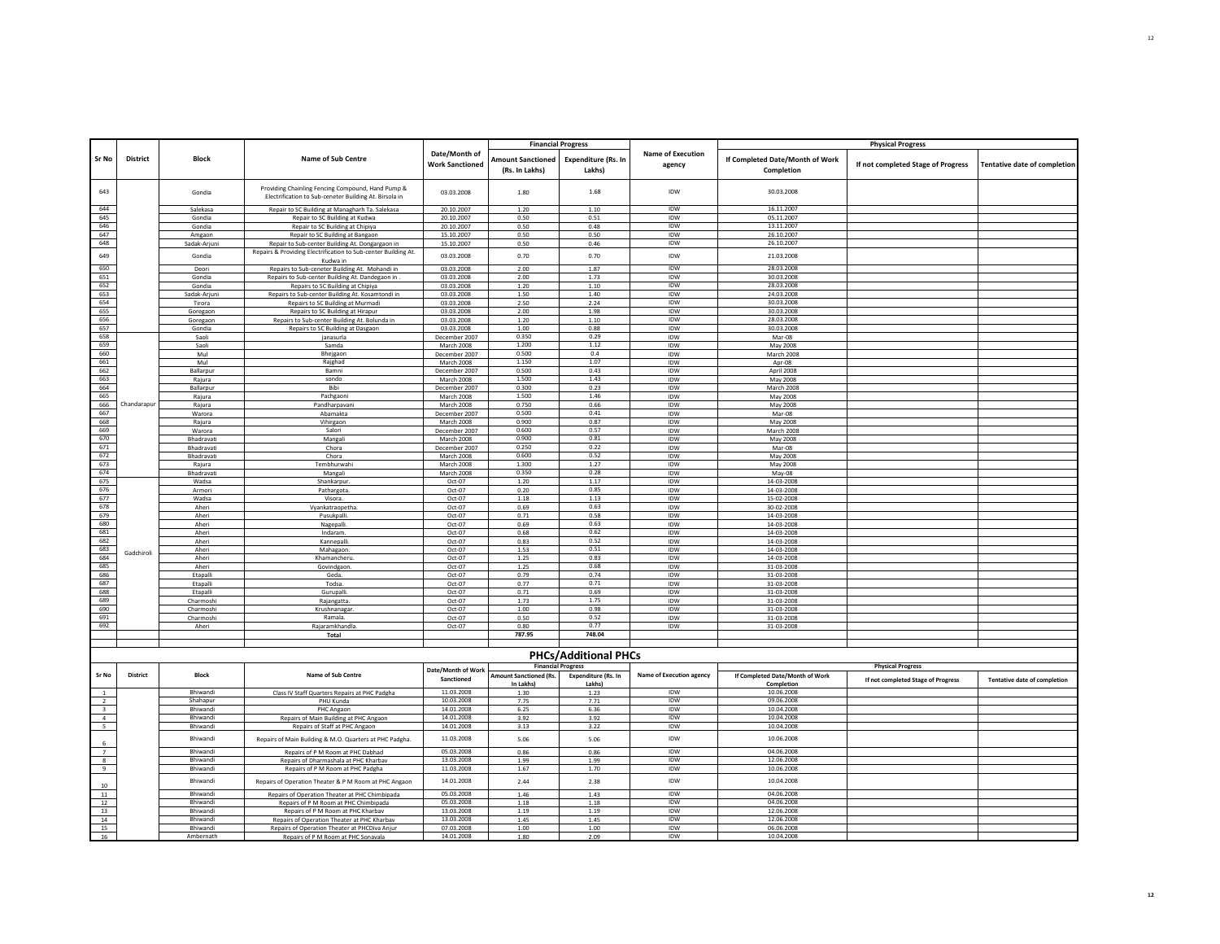| Sr No | District | Block | Name of Sub Centre | Date/Month of Work Sanctioned | Financial Progress | | Name of Execution agency | Physical Progress | | |
|---|---|---|---|---|---|---|---|---|---|---|
| | | | | | Amount Sanctioned (Rs. In Lakhs) | Expenditure (Rs. In Lakhs) | | If Completed Date/Month of Work Completion | If not completed Stage of Progress | Tentative date of completion |
| 643 | | Gondia | Providing Chainling Fencing Compound, Hand Pump & Electrification to Sub-ceneter Building At. Birsola in | 03.03.2008 | 1.80 | 1.68 | IDW | 30.03.2008 | | |
| 644 | | Salekasa | Repair to SC Building at Managharh Ta. Salekasa | 20.10.2007 | 1.20 | 1.10 | IDW | 16.11.2007 | | |
| 645 | | Gondia | Repair to SC Building at Kudwa | 20.10.2007 | 0.50 | 0.51 | IDW | 05.11.2007 | | |
| 646 | | Gondia | Repair to SC Building at Chipiya | 20.10.2007 | 0.50 | 0.48 | IDW | 13.11.2007 | | |
| 647 | | Amgaon | Repair to SC Building at Bangaon | 15.10.2007 | 0.50 | 0.50 | IDW | 26.10.2007 | | |
| 648 | | Sadak-Arjuni | Repair to Sub-center Building At. Dongargaon in | 15.10.2007 | 0.50 | 0.46 | IDW | 26.10.2007 | | |
| 649 | | Gondia | Repairs & Providing Electrification to Sub-center Building At. Kudwa in | 03.03.2008 | 0.70 | 0.70 | IDW | 21.03.2008 | | |
| 650 | | Deori | Repairs to Sub-ceneter Building At. Mohandi in | 03.03.2008 | 2.00 | 1.87 | IDW | 28.03.2008 | | |
| 651 | | Gondia | Repairs to Sub-center Building At. Dandegaon in . | 03.03.2008 | 2.00 | 1.73 | IDW | 30.03.2008 | | |
| 652 | | Gondia | Repairs to SC Building at Chipiya | 03.03.2008 | 1.20 | 1.10 | IDW | 28.03.2008 | | |
| 653 | | Sadak-Arjuni | Repairs to Sub-center Building At. Kosamtondi in | 03.03.2008 | 1.50 | 1.40 | IDW | 24.03.2008 | | |
| 654 | | Tirora | Repairs to SC Building at Murmadi | 03.03.2008 | 2.50 | 2.24 | IDW | 30.03.2008 | | |
| 655 | | Goregaon | Repairs to SC Building at Hirapur | 03.03.2008 | 2.00 | 1.98 | IDW | 30.03.2008 | | |
| 656 | | Goregaon | Repairs to Sub-center Building At. Bolunda in | 03.03.2008 | 1.20 | 1.10 | IDW | 28.03.2008 | | |
| 657 | | Gondia | Repairs to SC Building at Dasgaon | 03.03.2008 | 1.00 | 0.88 | IDW | 30.03.2008 | | |
| 658 | Chandarapur | Saoli | janasurla | December 2007 | 0.350 | 0.29 | IDW | Mar-08 | | |
| 659 | | Saoli | Samda | March 2008 | 1.200 | 1.12 | IDW | May 2008 | | |
| 660 | | Mul | Bhejgaon | December 2007 | 0.500 | 0.4 | IDW | March 2008 | | |
| 661 | | Mul | Rajghad | March 2008 | 1.150 | 1.07 | IDW | Apr-08 | | |
| 662 | | Ballarpur | Bamni | December 2007 | 0.500 | 0.43 | IDW | April 2008 | | |
| 663 | | Rajura | sondo | March 2008 | 1.500 | 1.43 | IDW | May 2008 | | |
| 664 | | Ballarpur | Bibi | December 2007 | 0.300 | 0.23 | IDW | March 2008 | | |
| 665 | | Rajura | Pachgaoni | March 2008 | 1.500 | 1.46 | IDW | May 2008 | | |
| 666 | | Rajura | Pandharpavani | March 2008 | 0.750 | 0.66 | IDW | May 2008 | | |
| 667 | | Warora | Abamakta | December 2007 | 0.500 | 0.41 | IDW | Mar-08 | | |
| 668 | | Rajura | Vihirgaon | March 2008 | 0.900 | 0.87 | IDW | May 2008 | | |
| 669 | | Warora | Salori | December 2007 | 0.600 | 0.57 | IDW | March 2008 | | |
| 670 | | Bhadravati | Mangali | March 2008 | 0.900 | 0.81 | IDW | May 2008 | | |
| 671 | | Bhadravati | Chora | December 2007 | 0.250 | 0.22 | IDW | Mar-08 | | |
| 672 | | Bhadravati | Chora | March 2008 | 0.600 | 0.52 | IDW | May 2008 | | |
| 673 | | Rajura | Tembhurwahi | March 2008 | 1.300 | 1.27 | IDW | May 2008 | | |
| 674 | | Bhadravati | Mangali | March 2008 | 0.350 | 0.28 | IDW | May-08 | | |
| 675 | Gadchiroli | Wadsa | Shankarpur. | Oct-07 | 1.20 | 1.17 | IDW | 14-03-2008 | | |
| 676 | | Armori | Pathargota. | Oct-07 | 0.20 | 0.85 | IDW | 14-03-2008 | | |
| 677 | | Wadsa | Visora. | Oct-07 | 1.18 | 1.13 | IDW | 15-02-2008 | | |
| 678 | | Aheri | Vyankatraopetha. | Oct-07 | 0.69 | 0.63 | IDW | 30-02-2008 | | |
| 679 | | Aheri | Pusukpalli. | Oct-07 | 0.71 | 0.58 | IDW | 14-03-2008 | | |
| 680 | | Aheri | Nagepalli. | Oct-07 | 0.69 | 0.63 | IDW | 14-03-2008 | | |
| 681 | | Aheri | Indaram. | Oct-07 | 0.68 | 0.62 | IDW | 14-03-2008 | | |
| 682 | | Aheri | Kannepalli. | Oct-07 | 0.83 | 0.52 | IDW | 14-03-2008 | | |
| 683 | | Aheri | Mahagaon. | Oct-07 | 1.53 | 0.51 | IDW | 14-03-2008 | | |
| 684 | | Aheri | Khamancheru. | Oct-07 | 1.25 | 0.83 | IDW | 14-03-2008 | | |
| 685 | | Aheri | Govindgaon. | Oct-07 | 1.25 | 0.68 | IDW | 31-03-2008 | | |
| 686 | | Etapalli | Geda. | Oct-07 | 0.79 | 0.74 | IDW | 31-03-2008 | | |
| 687 | | Etapalli | Todsa. | Oct-07 | 0.77 | 0.71 | IDW | 31-03-2008 | | |
| 688 | | Etapalli | Gurupalli. | Oct-07 | 0.71 | 0.69 | IDW | 31-03-2008 | | |
| 689 | | Charmoshi | Rajangatta. | Oct-07 | 1.73 | 1.75 | IDW | 31-03-2008 | | |
| 690 | | Charmoshi | Krushnanagar. | Oct-07 | 1.00 | 0.98 | IDW | 31-03-2008 | | |
| 691 | | Charmoshi | Ramala. | Oct-07 | 0.50 | 0.52 | IDW | 31-03-2008 | | |
| 692 | | Aheri | Rajaramkhandla. | Oct-07 | 0.80 | 0.77 | IDW | 31-03-2008 | | |
| | | | **Total** | | **787.95** | **748.04** | | | | |

## PHCs/Additional PHCs

| Sr No | District | Block | Name of Sub Centre | Date/Month of Work Sanctioned | Financial Progress | | Name of Execution agency | Physical Progress | | |
|---|---|---|---|---|---|---|---|---|---|---|
| | | | | | Amount Sanctioned (Rs. In Lakhs) | Expenditure (Rs. In Lakhs) | | If Completed Date/Month of Work Completion | If not completed Stage of Progress | Tentative date of completion |
| 1 | | Bhiwandi | Class IV Staff Quarters Repairs at PHC Padgha | 11.03.2008 | 1.30 | 1.23 | IDW | 10.06.2008 | | |
| 2 | | Shahapur | PHU Kunda | 10.03.2008 | 7.75 | 7.71 | IDW | 09.06.2008 | | |
| 3 | | Bhiwandi | PHC Angaon | 14.01.2008 | 6.25 | 6.36 | IDW | 10.04.2008 | | |
| 4 | | Bhiwandi | Repairs of Main Building at PHC Angaon | 14.01.2008 | 3.92 | 3.92 | IDW | 10.04.2008 | | |
| 5 | | Bhiwandi | Repairs of Staff at PHC Angaon | 14.01.2008 | 3.13 | 3.22 | IDW | 10.04.2008 | | |
| 6 | | Bhiwandi | Repairs of Main Building & M.O. Quarters at PHC Padgha. | 11.03.2008 | 5.06 | 5.06 | IDW | 10.06.2008 | | |
| 7 | | Bhiwandi | Repairs of P M Room at PHC Dabhad | 05.03.2008 | 0.86 | 0.86 | IDW | 04.06.2008 | | |
| 8 | | Bhiwandi | Repairs of Dharmashala at PHC Kharbav | 13.03.2008 | 1.99 | 1.99 | IDW | 12.06.2008 | | |
| 9 | | Bhiwandi | Repairs of P M Room at PHC Padgha | 11.03.2008 | 1.67 | 1.70 | IDW | 10.06.2008 | | |
| 10 | | Bhiwandi | Repairs of Operation Theater & P M Room at PHC Angaon | 14.01.2008 | 2.44 | 2.38 | IDW | 10.04.2008 | | |
| 11 | | Bhiwandi | Repairs of Operation Theater at PHC Chimbipada | 05.03.2008 | 1.46 | 1.43 | IDW | 04.06.2008 | | |
| 12 | | Bhiwandi | Repairs of P M Room at PHC Chimbipada | 05.03.2008 | 1.18 | 1.18 | IDW | 04.06.2008 | | |
| 13 | | Bhiwandi | Repairs of P M Room at PHC Kharbav | 13.03.2008 | 1.19 | 1.19 | IDW | 12.06.2008 | | |
| 14 | | Bhiwandi | Repairs of Operation Theater at PHC Kharbav | 13.03.2008 | 1.45 | 1.45 | IDW | 12.06.2008 | | |
| 15 | | Bhiwandi | Repairs of Operation Theater at PHCDiva Anjur | 07.03.2008 | 1.00 | 1.00 | IDW | 06.06.2008 | | |
| 16 | | Ambernath | Repairs of P M Room at PHC Sonavala | 14.01.2008 | 1.80 | 2.09 | IDW | 10.04.2008 | | |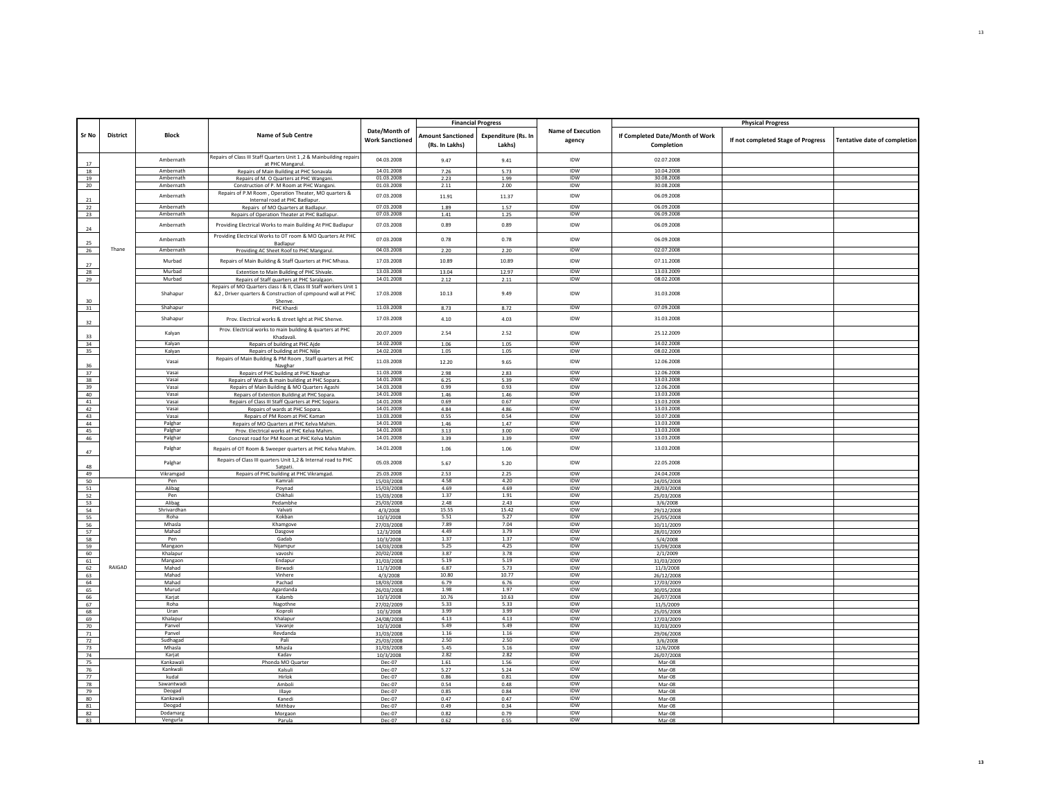| Sr No | District | Block | Name of Sub Centre | Date/Month of Work Sanctioned | Financial Progress | | Name of Execution agency | Physical Progress | | |
|---|---|---|---|---|---|---|---|---|---|---|
| | | | | | Amount Sanctioned (Rs. In Lakhs) | Expenditure (Rs. In Lakhs) | | If Completed Date/Month of Work Completion | If not completed Stage of Progress | Tentative date of completion |
| 17 | Thane | Ambernath | Repairs of Class III Staff Quarters Unit 1 ,2 & Mainbuilding repairs at PHC Mangarul. | 04.03.2008 | 9.47 | 9.41 | IDW | 02.07.2008 | | |
| 18 | | Ambernath | Repairs of Main Building at PHC Sonavala | 14.01.2008 | 7.26 | 5.73 | IDW | 10.04.2008 | | |
| 19 | | Ambernath | Repairs of M. O Quarters at PHC Wangani. | 01.03.2008 | 2.23 | 1.99 | IDW | 30.08.2008 | | |
| 20 | | Ambernath | Construction of P. M Room at PHC Wangani. | 01.03.2008 | 2.11 | 2.00 | IDW | 30.08.2008 | | |
| 21 | | Ambernath | Repairs of P.M Room , Operation Theater, MO quarters & Internal road at PHC Badlapur. | 07.03.2008 | 11.91 | 11.37 | IDW | 06.09.2008 | | |
| 22 | | Ambernath | Repairs of MO Quarters at Badlapur. | 07.03.2008 | 1.89 | 1.57 | IDW | 06.09.2008 | | |
| 23 | | Ambernath | Repairs of Operation Theater at PHC Badlapur. | 07.03.2008 | 1.41 | 1.25 | IDW | 06.09.2008 | | |
| 24 | | Ambernath | Providing Electrical Works to main Building At PHC Badlapur | 07.03.2008 | 0.89 | 0.89 | IDW | 06.09.2008 | | |
| 25 | | Ambernath | Providing Electrical Works to OT room & MO Quarters At PHC Badlapur | 07.03.2008 | 0.78 | 0.78 | IDW | 06.09.2008 | | |
| 26 | | Ambernath | Providing AC Sheet Roof to PHC Mangarul. | 04.03.2008 | 2.20 | 2.20 | IDW | 02.07.2008 | | |
| 27 | | Murbad | Repairs of Main Building & Staff Quarters at PHC Mhasa. | 17.03.2008 | 10.89 | 10.89 | IDW | 07.11.2008 | | |
| 28 | | Murbad | Extention to Main Building of PHC Shivale. | 13.03.2008 | 13.04 | 12.97 | IDW | 13.03.2009 | | |
| 29 | | Murbad | Repairs of Staff quarters at PHC Saralgaon. | 14.01.2008 | 2.12 | 2.11 | IDW | 08.02.2008 | | |
| 30 | | Shahapur | Repairs of MO Quarters class I & II, Class III Staff workers Unit 1 &2 , Driver quarters & Construction of cmpound wall at PHC Shenve. | 17.03.2008 | 10.13 | 9.49 | IDW | 31.03.2008 | | |
| 31 | | Shahapur | PHC Khardi | 11.03.2008 | 8.73 | 8.72 | IDW | 07.09.2008 | | |
| 32 | | Shahapur | Prov. Electrical works & street light at PHC Shenve. | 17.03.2008 | 4.10 | 4.03 | IDW | 31.03.2008 | | |
| 33 | | Kalyan | Prov. Electrical works to main building & quarters at PHC Khadavali. | 20.07.2009 | 2.54 | 2.52 | IDW | 25.12.2009 | | |
| 34 | | Kalyan | Repairs of building at PHC Ajde | 14.02.2008 | 1.06 | 1.05 | IDW | 14.02.2008 | | |
| 35 | | Kalyan | Repairs of building at PHC Nilje | 14.02.2008 | 1.05 | 1.05 | IDW | 08.02.2008 | | |
| 36 | | Vasai | Repairs of Main Building & PM Room , Staff quarters at PHC Navghar | 11.03.2008 | 12.20 | 9.65 | IDW | 12.06.2008 | | |
| 37 | | Vasai | Repairs of PHC building at PHC Navghar | 11.03.2008 | 2.98 | 2.83 | IDW | 12.06.2008 | | |
| 38 | | Vasai | Repairs of Wards & main building at PHC Sopara. | 14.01.2008 | 6.25 | 5.39 | IDW | 13.03.2008 | | |
| 39 | | Vasai | Repairs of Main Building & MO Quarters Agashi | 14.03.2008 | 0.99 | 0.93 | IDW | 12.06.2008 | | |
| 40 | | Vasai | Repairs of Extention Building at PHC Sopara. | 14.01.2008 | 1.46 | 1.46 | IDW | 13.03.2008 | | |
| 41 | | Vasai | Repairs of Class III Staff Quarters at PHC Sopara. | 14.01.2008 | 0.69 | 0.67 | IDW | 13.03.2008 | | |
| 42 | | Vasai | Repairs of wards at PHC Sopara. | 14.01.2008 | 4.84 | 4.86 | IDW | 13.03.2008 | | |
| 43 | | Vasai | Repairs of PM Room at PHC Kaman | 13.03.2008 | 0.55 | 0.54 | IDW | 10.07.2008 | | |
| 44 | | Palghar | Repairs of MO Quarters at PHC Kelva Mahim. | 14.01.2008 | 1.46 | 1.47 | IDW | 13.03.2008 | | |
| 45 | | Palghar | Prov. Electrical works at PHC Kelva Mahim. | 14.01.2008 | 3.13 | 3.00 | IDW | 13.03.2008 | | |
| 46 | | Palghar | Concreat road for PM Room at PHC Kelva Mahim | 14.01.2008 | 3.39 | 3.39 | IDW | 13.03.2008 | | |
| 47 | | Palghar | Repairs of OT Room & Sweeper quarters at PHC Kelva Mahim. | 14.01.2008 | 1.06 | 1.06 | IDW | 13.03.2008 | | |
| 48 | | Palghar | Repairs of Class III quarters Unit 1,2 & Internal road to PHC Satpati. | 05.03.2008 | 5.67 | 5.20 | IDW | 22.05.2008 | | |
| 49 | | Vikramgad | Repairs of PHC building at PHC Vikramgad. | 25.03.2008 | 2.53 | 2.25 | IDW | 24.04.2008 | | |
| 50 | RAIGAD | Pen | Kamrali | 15/03/2008 | 4.58 | 4.20 | IDW | 24/05/2008 | | |
| 51 | | Alibag | Poynad | 15/03/2008 | 4.69 | 4.69 | IDW | 28/03/2008 | | |
| 52 | | Pen | Chikhali | 15/03/2008 | 1.37 | 1.91 | IDW | 25/03/2008 | | |
| 53 | | Alibag | Pedambhe | 25/03/2008 | 2.48 | 2.43 | IDW | 3/6/2008 | | |
| 54 | | Shrivardhan | Valvati | 4/3/2008 | 15.55 | 15.42 | IDW | 29/12/2008 | | |
| 55 | | Roha | Kokban | 10/3/2008 | 5.51 | 5.27 | IDW | 25/05/2008 | | |
| 56 | | Mhasla | Khamgove | 27/03/2008 | 7.89 | 7.04 | IDW | 10/11/2009 | | |
| 57 | | Mahad | Dasgove | 12/3/2008 | 4.49 | 3.79 | IDW | 28/01/2009 | | |
| 58 | | Pen | Gadab | 10/3/2008 | 1.37 | 1.37 | IDW | 5/4/2008 | | |
| 59 | | Mangaon | Nijampur | 14/03/2008 | 5.25 | 4.25 | IDW | 15/09/2008 | | |
| 60 | | Khalapur | vavoshi | 20/02/2008 | 3.87 | 3.78 | IDW | 2/1/2009 | | |
| 61 | | Mangaon | Endapur | 31/03/2008 | 5.19 | 5.19 | IDW | 31/03/2009 | | |
| 62 | | Mahad | Birwadi | 11/3/2008 | 6.87 | 5.73 | IDW | 11/3/2008 | | |
| 63 | | Mahad | Vinhere | 4/3/2008 | 10.80 | 10.77 | IDW | 26/12/2008 | | |
| 64 | | Mahad | Pachad | 18/03/2008 | 6.79 | 6.76 | IDW | 17/03/2009 | | |
| 65 | | Murud | Agardanda | 26/03/2008 | 1.98 | 1.97 | IDW | 30/05/2008 | | |
| 66 | | Karjat | Kalamb | 10/3/2008 | 10.76 | 10.63 | IDW | 26/07/2008 | | |
| 67 | | Roha | Nagothne | 27/02/2009 | 5.33 | 5.33 | IDW | 11/5/2009 | | |
| 68 | | Uran | Koproli | 10/3/2008 | 3.99 | 3.99 | IDW | 25/05/2008 | | |
| 69 | | Khalapur | Khalapur | 24/08/2008 | 4.13 | 4.13 | IDW | 17/03/2009 | | |
| 70 | | Panvel | Vavanje | 10/3/2008 | 5.49 | 5.49 | IDW | 31/03/2009 | | |
| 71 | | Panvel | Revdanda | 31/03/2008 | 1.16 | 1.16 | IDW | 29/06/2008 | | |
| 72 | | Sudhagad | Pali | 25/03/2008 | 2.50 | 2.50 | IDW | 3/6/2008 | | |
| 73 | | Mhasla | Mhasla | 31/03/2008 | 5.45 | 5.16 | IDW | 12/6/2008 | | |
| 74 | | Karjat | Kadav | 10/3/2008 | 2.82 | 2.82 | IDW | 26/07/2008 | | |
| 75 | | Kankawali | Phonda MO Quarter | Dec-07 | 1.61 | 1.56 | IDW | Mar-08 | | |
| 76 | | Kankwali | Kalsuli | Dec-07 | 5.27 | 5.24 | IDW | Mar-08 | | |
| 77 | | kudal | Hirlok | Dec-07 | 0.86 | 0.81 | IDW | Mar-08 | | |
| 78 | | Sawantwadi | Amboli | Dec-07 | 0.54 | 0.48 | IDW | Mar-08 | | |
| 79 | | Deogad | Illaye | Dec-07 | 0.85 | 0.84 | IDW | Mar-08 | | |
| 80 | | Kankawali | Kanedi | Dec-07 | 0.47 | 0.47 | IDW | Mar-08 | | |
| 81 | | Deogad | Mithbav | Dec-07 | 0.49 | 0.34 | IDW | Mar-08 | | |
| 82 | | Dodamarg | Morgaon | Dec-07 | 0.82 | 0.79 | IDW | Mar-08 | | |
| 83 | | Vengurla | Parula | Dec-07 | 0.62 | 0.55 | IDW | Mar-08 | | |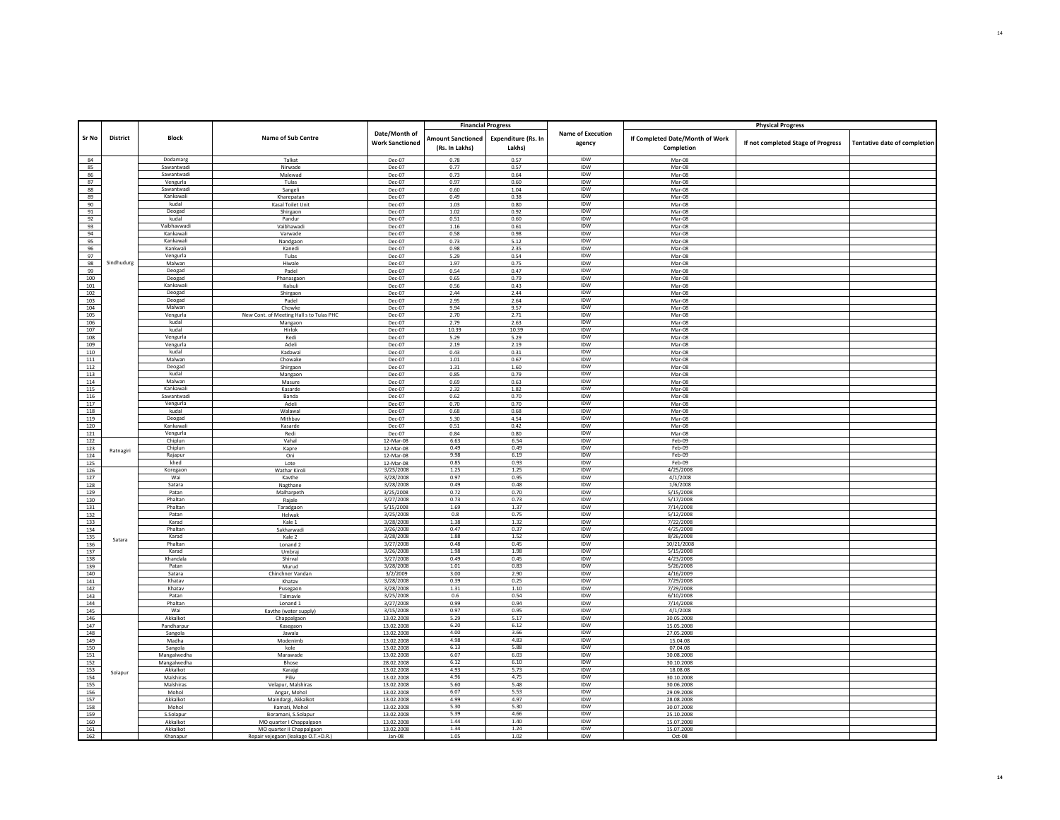| Sr No | District | Block | Name of Sub Centre | Date/Month of Work Sanctioned | Financial Progress | | Name of Execution agency | Physical Progress | | |
|---|---|---|---|---|---|---|---|---|---|---|
| | | | | | Amount Sanctioned (Rs. In Lakhs) | Expenditure (Rs. In Lakhs) | | If Completed Date/Month of Work Completion | If not completed Stage of Progress | Tentative date of completion |
| 84 | Sindhudurg | Dodamarg | Talkat | Dec-07 | 0.78 | 0.57 | IDW | Mar-08 | | |
| 85 | | Sawantwadi | Nirwade | Dec-07 | 0.77 | 0.57 | IDW | Mar-08 | | |
| 86 | | Sawantwadi | Malewad | Dec-07 | 0.73 | 0.64 | IDW | Mar-08 | | |
| 87 | | Vengurla | Tulas | Dec-07 | 0.97 | 0.60 | IDW | Mar-08 | | |
| 88 | | Sawantwadi | Sangeli | Dec-07 | 0.60 | 1.04 | IDW | Mar-08 | | |
| 89 | | Kankawali | Kharepatan | Dec-07 | 0.49 | 0.38 | IDW | Mar-08 | | |
| 90 | | kudal | Kasal Toilet Unit | Dec-07 | 1.03 | 0.80 | IDW | Mar-08 | | |
| 91 | | Deogad | Shirgaon | Dec-07 | 1.02 | 0.92 | IDW | Mar-08 | | |
| 92 | | kudal | Pandur | Dec-07 | 0.51 | 0.60 | IDW | Mar-08 | | |
| 93 | | Vaibhavwadi | Vaibhawadi | Dec-07 | 1.16 | 0.61 | IDW | Mar-08 | | |
| 94 | | Kankawali | Varwade | Dec-07 | 0.58 | 0.98 | IDW | Mar-08 | | |
| 95 | | Kankawali | Nandgaon | Dec-07 | 0.73 | 5.12 | IDW | Mar-08 | | |
| 96 | | Kankwali | Kanedi | Dec-07 | 0.98 | 2.35 | IDW | Mar-08 | | |
| 97 | | Vengurla | Tulas | Dec-07 | 5.29 | 0.54 | IDW | Mar-08 | | |
| 98 | | Malwan | Hiwale | Dec-07 | 1.97 | 0.75 | IDW | Mar-08 | | |
| 99 | | Deogad | Padel | Dec-07 | 0.54 | 0.47 | IDW | Mar-08 | | |
| 100 | | Deogad | Phanasgaon | Dec-07 | 0.65 | 0.79 | IDW | Mar-08 | | |
| 101 | | Kankawali | Kalsuli | Dec-07 | 0.56 | 0.43 | IDW | Mar-08 | | |
| 102 | | Deogad | Shirgaon | Dec-07 | 2.44 | 2.44 | IDW | Mar-08 | | |
| 103 | | Deogad | Padel | Dec-07 | 2.95 | 2.64 | IDW | Mar-08 | | |
| 104 | | Malwan | Chowke | Dec-07 | 9.94 | 9.57 | IDW | Mar-08 | | |
| 105 | | Vengurla | New Cont. of Meeting Hall s to Tulas PHC | Dec-07 | 2.70 | 2.71 | IDW | Mar-08 | | |
| 106 | | kudal | Mangaon | Dec-07 | 2.79 | 2.63 | IDW | Mar-08 | | |
| 107 | | kudal | Hirlok | Dec-07 | 10.39 | 10.39 | IDW | Mar-08 | | |
| 108 | | Vengurla | Redi | Dec-07 | 5.29 | 5.29 | IDW | Mar-08 | | |
| 109 | | Vengurla | Adeli | Dec-07 | 2.19 | 2.19 | IDW | Mar-08 | | |
| 110 | | kudal | Kadawal | Dec-07 | 0.43 | 0.31 | IDW | Mar-08 | | |
| 111 | | Malwan | Chowake | Dec-07 | 1.01 | 0.67 | IDW | Mar-08 | | |
| 112 | | Deogad | Shirgaon | Dec-07 | 1.31 | 1.60 | IDW | Mar-08 | | |
| 113 | | kudal | Mangaon | Dec-07 | 0.85 | 0.79 | IDW | Mar-08 | | |
| 114 | | Malwan | Masure | Dec-07 | 0.69 | 0.63 | IDW | Mar-08 | | |
| 115 | | Kankawali | Kasarde | Dec-07 | 2.32 | 1.82 | IDW | Mar-08 | | |
| 116 | | Sawantwadi | Banda | Dec-07 | 0.62 | 0.70 | IDW | Mar-08 | | |
| 117 | | Vengurla | Adeli | Dec-07 | 0.70 | 0.70 | IDW | Mar-08 | | |
| 118 | | kudal | Walawal | Dec-07 | 0.68 | 0.68 | IDW | Mar-08 | | |
| 119 | | Deogad | Mithbav | Dec-07 | 5.30 | 4.54 | IDW | Mar-08 | | |
| 120 | | Kankawali | Kasarde | Dec-07 | 0.51 | 0.42 | IDW | Mar-08 | | |
| 121 | | Vengurla | Redi | Dec-07 | 0.84 | 0.80 | IDW | Mar-08 | | |
| 122 | Ratnagiri | Chiplun | Vahal | 12-Mar-08 | 6.63 | 6.54 | IDW | Feb-09 | | |
| 123 | | Chiplun | Kapre | 12-Mar-08 | 0.49 | 0.49 | IDW | Feb-09 | | |
| 124 | | Rajapur | Oni | 12-Mar-08 | 9.98 | 6.19 | IDW | Feb-09 | | |
| 125 | | khed | Lote | 12-Mar-08 | 0.85 | 0.93 | IDW | Feb-09 | | |
| 126 | Satara | Koregaon | Wathar Kiroli | 3/25/2008 | 1.25 | 1.25 | IDW | 4/25/2008 | | |
| 127 | | Wai | Kavthe | 3/28/2008 | 0.97 | 0.95 | IDW | 4/1/2008 | | |
| 128 | | Satara | Nagthane | 3/28/2008 | 0.49 | 0.48 | IDW | 1/6/2008 | | |
| 129 | | Patan | Malharpeth | 3/25/2008 | 0.72 | 0.70 | IDW | 5/15/2008 | | |
| 130 | | Phaltan | Rajale | 3/27/2008 | 0.73 | 0.73 | IDW | 5/17/2008 | | |
| 131 | | Phaltan | Taradgaon | 5/15/2008 | 1.69 | 1.37 | IDW | 7/14/2008 | | |
| 132 | | Patan | Helwak | 3/25/2008 | 0.8 | 0.75 | IDW | 5/12/2008 | | |
| 133 | | Karad | Kale 1 | 3/28/2008 | 1.38 | 1.32 | IDW | 7/22/2008 | | |
| 134 | | Phaltan | Sakharwadi | 3/26/2008 | 0.47 | 0.37 | IDW | 4/25/2008 | | |
| 135 | | Karad | Kale 2 | 3/28/2008 | 1.88 | 1.52 | IDW | 8/26/2008 | | |
| 136 | | Phaltan | Lonand 2 | 3/27/2008 | 0.48 | 0.45 | IDW | 10/21/2008 | | |
| 137 | | Karad | Umbraj | 3/26/2008 | 1.98 | 1.98 | IDW | 5/15/2008 | | |
| 138 | | Khandala | Shirval | 3/27/2008 | 0.49 | 0.45 | IDW | 4/23/2008 | | |
| 139 | | Patan | Murud | 3/28/2008 | 1.01 | 0.83 | IDW | 5/26/2008 | | |
| 140 | | Satara | Chinchner Vandan | 3/2/2009 | 3.00 | 2.90 | IDW | 4/16/2009 | | |
| 141 | | Khatav | Khatav | 3/28/2008 | 0.39 | 0.25 | IDW | 7/29/2008 | | |
| 142 | | Khatav | Pusegaon | 3/28/2008 | 1.31 | 1.10 | IDW | 7/29/2008 | | |
| 143 | | Patan | Talmavle | 3/25/2008 | 0.6 | 0.54 | IDW | 6/10/2008 | | |
| 144 | | Phaltan | Lonand 1 | 3/27/2008 | 0.99 | 0.94 | IDW | 7/14/2008 | | |
| 145 | | Wai | Kavthe (water supply) | 3/15/2008 | 0.97 | 0.95 | IDW | 4/1/2008 | | |
| 146 | Solapur | Akkalkot | Chappalgaon | 13.02.2008 | 5.29 | 5.17 | IDW | 30.05.2008 | | |
| 147 | | Pandharpur | Kasegaon | 13.02.2008 | 6.20 | 6.12 | IDW | 15.05.2008 | | |
| 148 | | Sangola | Jawala | 13.02.2008 | 4.00 | 3.66 | IDW | 27.05.2008 | | |
| 149 | | Madha | Modenimb | 13.02.2008 | 4.98 | 4.83 | IDW | 15.04.08 | | |
| 150 | | Sangola | kole | 13.02.2008 | 6.13 | 5.88 | IDW | 07.04.08 | | |
| 151 | | Mangalwedha | Marawade | 13.02.2008 | 6.07 | 6.03 | IDW | 30.08.2008 | | |
| 152 | | Mangalwedha | Bhose | 28.02.2008 | 6.12 | 6.10 | IDW | 30.10.2008 | | |
| 153 | | Akkalkot | Karajgi | 13.02.2008 | 4.93 | 5.73 | IDW | 18.08.08 | | |
| 154 | | Malshiras | Piliv | 13.02.2008 | 4.96 | 4.75 | IDW | 30.10.2008 | | |
| 155 | | Malshiras | Velapur, Malshiras | 13.02.2008 | 5.60 | 5.48 | IDW | 30.06.2008 | | |
| 156 | | Mohol | Angar, Mohol | 13.02.2008 | 6.07 | 5.53 | IDW | 29.09.2008 | | |
| 157 | | Akkalkot | Maindargi, Akkalkot | 13.02.2008 | 4.99 | 4.97 | IDW | 28.08.2008 | | |
| 158 | | Mohol | Kamati, Mohol | 13.02.2008 | 5.30 | 5.30 | IDW | 30.07.2008 | | |
| 159 | | S.Solapur | Boramani, S.Solapur | 13.02.2008 | 5.39 | 4.66 | IDW | 25.10.2008 | | |
| 160 | | Akkalkot | MO quarter I Chappalgaon | 13.02.2008 | 1.44 | 1.40 | IDW | 15.07.2008 | | |
| 161 | | Akkalkot | MO quarter II Chappalgaon | 13.02.2008 | 1.34 | 1.24 | IDW | 15.07.2008 | | |
| 162 | | Khanapur | Repair vejegaon (leakage O.T.+D.R.) | Jan-08 | 1.05 | 1.02 | IDW | Oct-08 | | |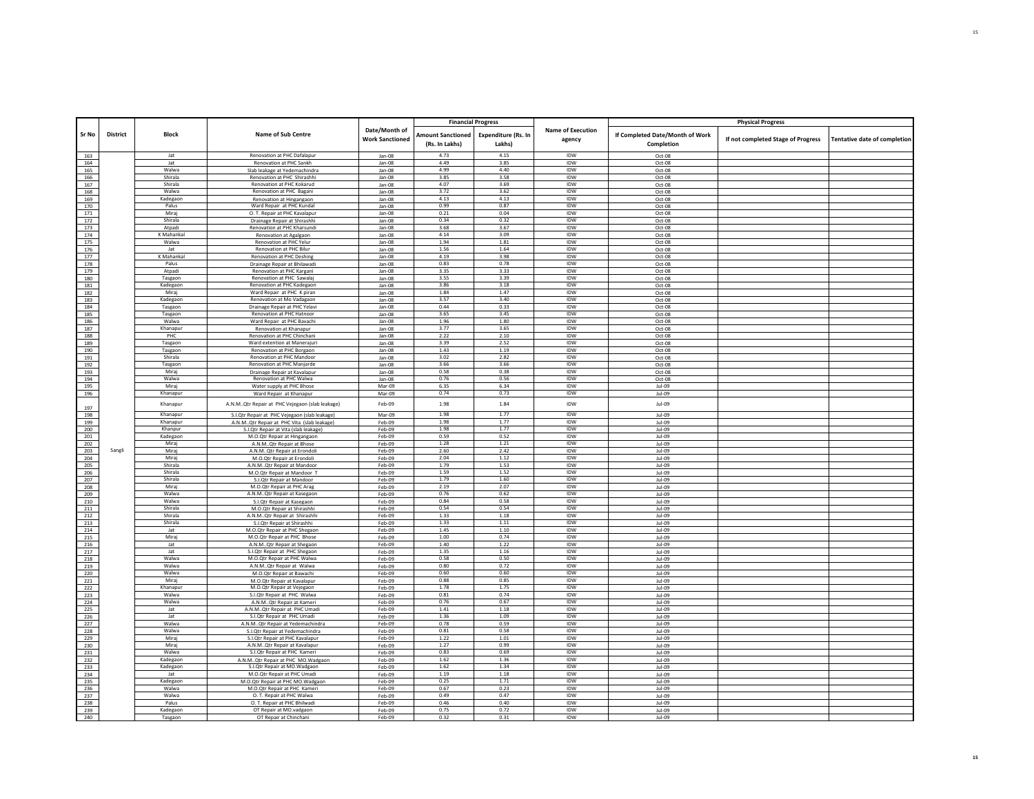| Sr No | District | Block | Name of Sub Centre | Date/Month of Work Sanctioned | Financial Progress | | Name of Execution agency | Physical Progress | | |
|---|---|---|---|---|---|---|---|---|---|---|
| | | | | | Amount Sanctioned (Rs. In Lakhs) | Expenditure (Rs. In Lakhs) | | If Completed Date/Month of Work Completion | If not completed Stage of Progress | Tentative date of completion |
| 163 | | Jat | Renovation at PHC Dafalapur | Jan-08 | 4.73 | 4.15 | IDW | Oct-08 | | |
| 164 | | Jat | Renovation at PHC Sankh | Jan-08 | 4.49 | 3.85 | IDW | Oct-08 | | |
| 165 | | Walwa | Slab leakage at Yedemachindra | Jan-08 | 4.99 | 4.40 | IDW | Oct-08 | | |
| 166 | | Shirala | Renovation at PHC Shirashhi | Jan-08 | 3.85 | 3.58 | IDW | Oct-08 | | |
| 167 | | Shirala | Renovation at PHC Kokarud | Jan-08 | 4.07 | 3.69 | IDW | Oct-08 | | |
| 168 | | Walwa | Renovation at PHC Bagani | Jan-08 | 3.72 | 3.62 | IDW | Oct-08 | | |
| 169 | | Kadegaon | Renovation at Hingangaon | Jan-08 | 4.13 | 4.13 | IDW | Oct-08 | | |
| 170 | | Palus | Ward Repair at PHC Kundal | Jan-08 | 0.99 | 0.87 | IDW | Oct-08 | | |
| 171 | | Miraj | O. T. Repair at PHC Kavalapur | Jan-08 | 0.21 | 0.04 | IDW | Oct-08 | | |
| 172 | | Shirala | Drainage Repair at Shirashhi | Jan-08 | 0.34 | 0.32 | IDW | Oct-08 | | |
| 173 | | Atpadi | Renovation at PHC Kharsundi | Jan-08 | 3.68 | 3.67 | IDW | Oct-08 | | |
| 174 | | K Mahankal | Renovation at Agalgaon | Jan-08 | 4.14 | 3.09 | IDW | Oct-08 | | |
| 175 | | Walwa | Renovation at PHC Yelur | Jan-08 | 1.94 | 1.81 | IDW | Oct-08 | | |
| 176 | | Jat | Renovation at PHC Bilur | Jan-08 | 1.56 | 1.64 | IDW | Oct-08 | | |
| 177 | | K Mahankal | Renovation at PHC Deshing | Jan-08 | 4.19 | 3.98 | IDW | Oct-08 | | |
| 178 | | Palus | Drainage Repair at Bhilawadi | Jan-08 | 0.83 | 0.78 | IDW | Oct-08 | | |
| 179 | | Atpadi | Renovation at PHC Kargani | Jan-08 | 3.35 | 3.33 | IDW | Oct-08 | | |
| 180 | | Tasgaon | Renovation at PHC Sawalaj | Jan-08 | 3.55 | 3.39 | IDW | Oct-08 | | |
| 181 | | Kadegaon | Renovation at PHC Kadegaon | Jan-08 | 3.86 | 3.18 | IDW | Oct-08 | | |
| 182 | | Miraj | Ward Repair at PHC K piran | Jan-08 | 1.84 | 1.47 | IDW | Oct-08 | | |
| 183 | | Kadegaon | Renovation at Mo Vadagaon | Jan-08 | 3.57 | 3.40 | IDW | Oct-08 | | |
| 184 | | Tasgaon | Drainage Repair at PHC Yelavi | Jan-08 | 0.44 | 0.33 | IDW | Oct-08 | | |
| 185 | | Tasgaon | Renovation at PHC Hatnoor | Jan-08 | 3.65 | 3.45 | IDW | Oct-08 | | |
| 186 | | Walwa | Ward Repair at PHC Bavachi | Jan-08 | 1.96 | 1.80 | IDW | Oct-08 | | |
| 187 | | Khanapur | Renovation at Khanapur | Jan-08 | 3.77 | 3.65 | IDW | Oct-08 | | |
| 188 | | PHC | Renovation at PHC Chinchani | Jan-08 | 2.22 | 2.10 | IDW | Oct-08 | | |
| 189 | | Tasgaon | Ward extention at Manerajuri | Jan-08 | 3.39 | 2.52 | IDW | Oct-08 | | |
| 190 | | Tasgaon | Renovation at PHC Borgaon | Jan-08 | 1.43 | 1.19 | IDW | Oct-08 | | |
| 191 | | Shirala | Renovation at PHC Mandoor | Jan-08 | 3.02 | 2.82 | IDW | Oct-08 | | |
| 192 | | Tasgaon | Renovation at PHC Manjarde | Jan-08 | 3.66 | 3.66 | IDW | Oct-08 | | |
| 193 | | Miraj | Drainage Repair at Kavalapur | Jan-08 | 0.58 | 0.38 | IDW | Oct-08 | | |
| 194 | | Walwa | Renovation at PHC Walwa | Jan-08 | 0.76 | 0.56 | IDW | Oct-08 | | |
| 195 | | Miraj | Water supply at PHC Bhose | Mar-09 | 6.35 | 6.34 | IDW | Jul-09 | | |
| 196 | | Khanapur | Ward Repair at Khanapur | Mar-09 | 0.74 | 0.73 | IDW | Jul-09 | | |
| 197 | | Khanapur | A.N.M..Qtr Repair at PHC Vejegaon (slab leakage) | Feb-09 | 1.98 | 1.84 | IDW | Jul-09 | | |
| 198 | | Khanapur | S.I.Qtr Repair at PHC Vejegaon (slab leakage) | Mar-09 | 1.98 | 1.77 | IDW | Jul-09 | | |
| 199 | | Khanapur | A.N.M..Qtr Repair at PHC Vita (slab leakage) | Feb-09 | 1.98 | 1.77 | IDW | Jul-09 | | |
| 200 | | Khanpur | S.I.Qtr Repair at Vita (slab leakage) | Feb-09 | 1.98 | 1.77 | IDW | Jul-09 | | |
| 201 | | Kadegaon | M.O.Qtr Repair at Hingangaon | Feb-09 | 0.59 | 0.52 | IDW | Jul-09 | | |
| 202 | | Miraj | A.N.M..Qtr Repair at Bhose | Feb-09 | 1.28 | 1.21 | IDW | Jul-09 | | |
| 203 | Sangli | Miraj | A.N.M..Qtr Repair at Erondoli | Feb-09 | 2.60 | 2.42 | IDW | Jul-09 | | |
| 204 | | Miraj | M.O.Qtr Repair at Erondoli | Feb-09 | 2.04 | 1.12 | IDW | Jul-09 | | |
| 205 | | Shirala | A.N.M..Qtr Repair at Mandoor | Feb-09 | 1.79 | 1.53 | IDW | Jul-09 | | |
| 206 | | Shirala | M.O.Qtr Repair at Mandoor T | Feb-09 | 1.59 | 1.52 | IDW | Jul-09 | | |
| 207 | | Shirala | S.I.Qtr Repair at Mandoor | Feb-09 | 1.79 | 1.60 | IDW | Jul-09 | | |
| 208 | | Miraj | M.O.Qtr Repair at PHC Arag | Feb-09 | 2.19 | 2.07 | IDW | Jul-09 | | |
| 209 | | Walwa | A.N.M..Qtr Repair at Kasegaon | Feb-09 | 0.76 | 0.62 | IDW | Jul-09 | | |
| 210 | | Walwa | S.I.Qtr Repair at Kasegaon | Feb-09 | 0.84 | 0.58 | IDW | Jul-09 | | |
| 211 | | Shirala | M.O.Qtr Repair at Shirashhi | Feb-09 | 0.54 | 0.54 | IDW | Jul-09 | | |
| 212 | | Shirala | A.N.M..Qtr Repair at Shirashhi | Feb-09 | 1.33 | 1.18 | IDW | Jul-09 | | |
| 213 | | Shirala | S.I.Qtr Repair at Shirashhi | Feb-09 | 1.33 | 1.11 | IDW | Jul-09 | | |
| 214 | | Jat | M.O.Qtr Repair at PHC Shegaon | Feb-09 | 1.45 | 1.10 | IDW | Jul-09 | | |
| 215 | | Miraj | M.O.Qtr Repair at PHC Bhose | Feb-09 | 1.00 | 0.74 | IDW | Jul-09 | | |
| 216 | | Jat | A.N.M..Qtr Repair at Shegaon | Feb-09 | 1.40 | 1.22 | IDW | Jul-09 | | |
| 217 | | Jat | S.I.Qtr Repair at PHC Shegaon | Feb-09 | 1.35 | 1.16 | IDW | Jul-09 | | |
| 218 | | Walwa | M.O.Qtr Repair at PHC Walwa | Feb-09 | 0.58 | 0.50 | IDW | Jul-09 | | |
| 219 | | Walwa | A.N.M..Qtr Repair at Walwa | Feb-09 | 0.80 | 0.72 | IDW | Jul-09 | | |
| 220 | | Walwa | M.O.Qtr Repair at Bawachi | Feb-09 | 0.60 | 0.60 | IDW | Jul-09 | | |
| 221 | | Miraj | M.O.Qtr Repair at Kavalapur | Feb-09 | 0.88 | 0.85 | IDW | Jul-09 | | |
| 222 | | Khanapur | M.O.Qtr Repair at Vejegaon | Feb-09 | 1.78 | 1.75 | IDW | Jul-09 | | |
| 223 | | Walwa | S.I.Qtr Repair at PHC Walwa | Feb-09 | 0.81 | 0.74 | IDW | Jul-09 | | |
| 224 | | Walwa | A.N.M..Qtr Repair at Kameri | Feb-09 | 0.76 | 0.67 | IDW | Jul-09 | | |
| 225 | | Jat | A.N.M..Qtr Repair at PHC Umadi | Feb-09 | 1.41 | 1.18 | IDW | Jul-09 | | |
| 226 | | Jat | S.I.Qtr Repair at PHC Umadi | Feb-09 | 1.36 | 1.09 | IDW | Jul-09 | | |
| 227 | | Walwa | A.N.M..Qtr Repair at Yedemachindra | Feb-09 | 0.78 | 0.59 | IDW | Jul-09 | | |
| 228 | | Walwa | S.I.Qtr Repair at Yedemachindra | Feb-09 | 0.81 | 0.58 | IDW | Jul-09 | | |
| 229 | | Miraj | S.I.Qtr Repair at PHC Kavalapur | Feb-09 | 1.22 | 1.01 | IDW | Jul-09 | | |
| 230 | | Miraj | A.N.M..Qtr Repair at Kavalapur | Feb-09 | 1.27 | 0.99 | IDW | Jul-09 | | |
| 231 | | Walwa | S.I.Qtr Repair at PHC Kameri | Feb-09 | 0.83 | 0.69 | IDW | Jul-09 | | |
| 232 | | Kadegaon | A.N.M..Qtr Repair at PHC MO.Wadgaon | Feb-09 | 1.62 | 1.36 | IDW | Jul-09 | | |
| 233 | | Kadegaon | S.I.Qtr Repair at MO.Wadgaon | Feb-09 | 1.62 | 1.34 | IDW | Jul-09 | | |
| 234 | | Jat | M.O.Qtr Repair at PHC Umadi | Feb-09 | 1.19 | 1.18 | IDW | Jul-09 | | |
| 235 | | Kadegaon | M.O.Qtr Repair at PHC MO.Wadgaon | Feb-09 | 0.25 | 1.71 | IDW | Jul-09 | | |
| 236 | | Walwa | M.O.Qtr Repair at PHC Kameri | Feb-09 | 0.67 | 0.23 | IDW | Jul-09 | | |
| 237 | | Walwa | O. T. Repair at PHC Walwa | Feb-09 | 0.49 | 0.47 | IDW | Jul-09 | | |
| 238 | | Palus | O. T. Repair at PHC Bhilwadi | Feb-09 | 0.46 | 0.40 | IDW | Jul-09 | | |
| 239 | | Kadegaon | OT Repair at MO.vadgaon | Feb-09 | 0.75 | 0.72 | IDW | Jul-09 | | |
| 240 | | Tasgaon | OT Repair at Chinchani | Feb-09 | 0.32 | 0.31 | IDW | Jul-09 | | |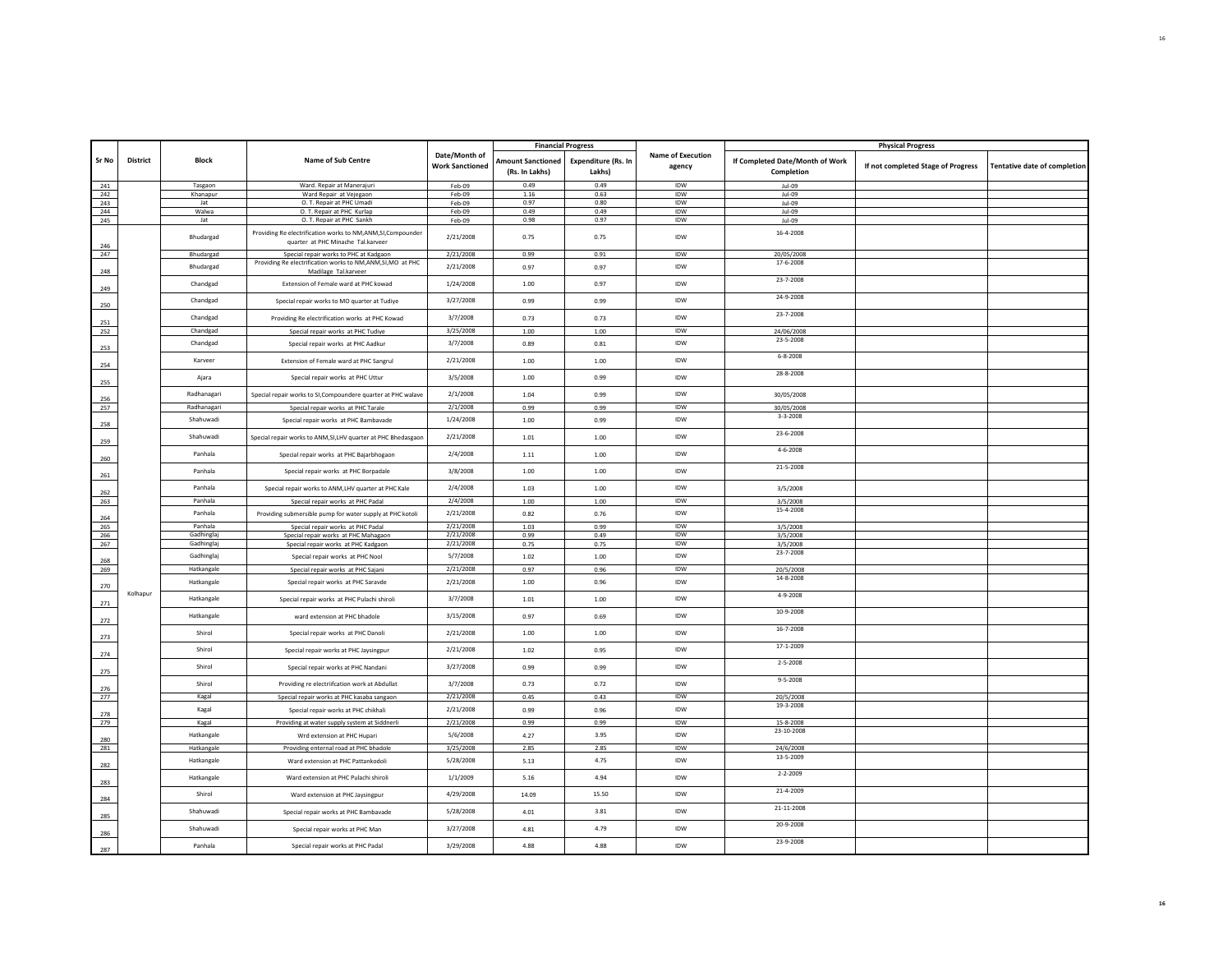| Sr No | District | Block | Name of Sub Centre | Date/Month of Work Sanctioned | Financial Progress | | Name of Execution agency | Physical Progress | | |
|---|---|---|---|---|---|---|---|---|---|---|
| | | | | | Amount Sanctioned (Rs. In Lakhs) | Expenditure (Rs. In Lakhs) | | If Completed Date/Month of Work Completion | If not completed Stage of Progress | Tentative date of completion |
| 241 | | Tasgaon | Ward. Repair at Manerajuri | Feb-09 | 0.49 | 0.49 | IDW | Jul-09 | | |
| 242 | | Khanapur | Ward Repair at Vejegaon | Feb-09 | 1.16 | 0.63 | IDW | Jul-09 | | |
| 243 | | Jat | O. T. Repair at PHC Umadi | Feb-09 | 0.97 | 0.80 | IDW | Jul-09 | | |
| 244 | | Walwa | O. T. Repair at PHC Kurlap | Feb-09 | 0.49 | 0.49 | IDW | Jul-09 | | |
| 245 | | Jat | O. T. Repair at PHC Sankh | Feb-09 | 0.98 | 0.97 | IDW | Jul-09 | | |
| 246 | | Bhudargad | Providing Re electrification works to NM,ANM,SI,Compounder quarter at PHC Minache Tal.karveer | 2/21/2008 | 0.75 | 0.75 | IDW | 16-4-2008 | | |
| 247 | | Bhudargad | Special repair works to PHC at Kadgaon | 2/21/2008 | 0.99 | 0.91 | IDW | 20/05/2008 | | |
| 248 | | Bhudargad | Providing Re electrification works to NM,ANM,SI,MO at PHC Madilage Tal.karveer | 2/21/2008 | 0.97 | 0.97 | IDW | 17-6-2008 | | |
| 249 | | Chandgad | Extension of Female ward at PHC kowad | 1/24/2008 | 1.00 | 0.97 | IDW | 23-7-2008 | | |
| 250 | | Chandgad | Special repair works to MO quarter at Tudiye | 3/27/2008 | 0.99 | 0.99 | IDW | 24-9-2008 | | |
| 251 | | Chandgad | Providing Re electrification works at PHC Kowad | 3/7/2008 | 0.73 | 0.73 | IDW | 23-7-2008 | | |
| 252 | | Chandgad | Special repair works at PHC Tudiye | 3/25/2008 | 1.00 | 1.00 | IDW | 24/06/2008 | | |
| 253 | | Chandgad | Special repair works at PHC Aadkur | 3/7/2008 | 0.89 | 0.81 | IDW | 23-5-2008 | | |
| 254 | | Karveer | Extension of Female ward at PHC Sangrul | 2/21/2008 | 1.00 | 1.00 | IDW | 6-8-2008 | | |
| 255 | | Ajara | Special repair works at PHC Uttur | 3/5/2008 | 1.00 | 0.99 | IDW | 28-8-2008 | | |
| 256 | | Radhanagari | Special repair works to SI,Compoundere quarter at PHC walave | 2/1/2008 | 1.04 | 0.99 | IDW | 30/05/2008 | | |
| 257 | | Radhanagari | Special repair works at PHC Tarale | 2/1/2008 | 0.99 | 0.99 | IDW | 30/05/2008 | | |
| 258 | | Shahuwadi | Special repair works at PHC Bambavade | 1/24/2008 | 1.00 | 0.99 | IDW | 3-3-2008 | | |
| 259 | | Shahuwadi | Special repair works to ANM,SI,LHV quarter at PHC Bhedasgaon | 2/21/2008 | 1.01 | 1.00 | IDW | 23-6-2008 | | |
| 260 | | Panhala | Special repair works at PHC Bajarbhogaon | 2/4/2008 | 1.11 | 1.00 | IDW | 4-6-2008 | | |
| 261 | | Panhala | Special repair works at PHC Borpadale | 3/8/2008 | 1.00 | 1.00 | IDW | 21-5-2008 | | |
| 262 | | Panhala | Special repair works to ANM,LHV quarter at PHC Kale | 2/4/2008 | 1.03 | 1.00 | IDW | 3/5/2008 | | |
| 263 | | Panhala | Special repair works at PHC Padal | 2/4/2008 | 1.00 | 1.00 | IDW | 3/5/2008 | | |
| 264 | | Panhala | Providing submersible pump for water supply at PHC kotoli | 2/21/2008 | 0.82 | 0.76 | IDW | 15-4-2008 | | |
| 265 | | Panhala | Special repair works at PHC Padal | 2/21/2008 | 1.03 | 0.99 | IDW | 3/5/2008 | | |
| 266 | | Gadhinglaj | Special repair works at PHC Mahagaon | 2/21/2008 | 0.99 | 0.49 | IDW | 3/5/2008 | | |
| 267 | | Gadhinglaj | Special repair works at PHC Kadgaon | 2/21/2008 | 0.75 | 0.75 | IDW | 3/5/2008 | | |
| 268 | | Gadhinglaj | Special repair works at PHC Nool | 5/7/2008 | 1.02 | 1.00 | IDW | 23-7-2008 | | |
| 269 | | Hatkangale | Special repair works at PHC Sajani | 2/21/2008 | 0.97 | 0.96 | IDW | 20/5/2008 | | |
| 270 | | Hatkangale | Special repair works at PHC Saravde | 2/21/2008 | 1.00 | 0.96 | IDW | 14-8-2008 | | |
| 271 | Kolhapur | Hatkangale | Special repair works at PHC Pulachi shiroli | 3/7/2008 | 1.01 | 1.00 | IDW | 4-9-2008 | | |
| 272 | | Hatkangale | ward extension at PHC bhadole | 3/15/2008 | 0.97 | 0.69 | IDW | 10-9-2008 | | |
| 273 | | Shirol | Special repair works at PHC Danoli | 2/21/2008 | 1.00 | 1.00 | IDW | 16-7-2008 | | |
| 274 | | Shirol | Special repair works at PHC Jaysingpur | 2/21/2008 | 1.02 | 0.95 | IDW | 17-1-2009 | | |
| 275 | | Shirol | Special repair works at PHC Nandani | 3/27/2008 | 0.99 | 0.99 | IDW | 2-5-2008 | | |
| 276 | | Shirol | Providing re electriifcation work at Abdullat | 3/7/2008 | 0.73 | 0.72 | IDW | 9-5-2008 | | |
| 277 | | Kagal | Special repair works at PHC kasaba sangaon | 2/21/2008 | 0.45 | 0.43 | IDW | 20/5/2008 | | |
| 278 | | Kagal | Special repair works at PHC chikhali | 2/21/2008 | 0.99 | 0.96 | IDW | 19-3-2008 | | |
| 279 | | Kagal | Providing at water supply system at Siddnerli | 2/21/2008 | 0.99 | 0.99 | IDW | 15-8-2008 | | |
| 280 | | Hatkangale | Wrd extension at PHC Hupari | 5/6/2008 | 4.27 | 3.95 | IDW | 23-10-2008 | | |
| 281 | | Hatkangale | Providing enternal road at PHC bhadole | 3/25/2008 | 2.85 | 2.85 | IDW | 24/6/2008 | | |
| 282 | | Hatkangale | Ward extension at PHC Pattankodoli | 5/28/2008 | 5.13 | 4.75 | IDW | 13-5-2009 | | |
| 283 | | Hatkangale | Ward extension at PHC Pulachi shiroli | 1/1/2009 | 5.16 | 4.94 | IDW | 2-2-2009 | | |
| 284 | | Shirol | Ward extension at PHC Jaysingpur | 4/29/2008 | 14.09 | 15.50 | IDW | 21-4-2009 | | |
| 285 | | Shahuwadi | Special repair works at PHC Bambavade | 5/28/2008 | 4.01 | 3.81 | IDW | 21-11-2008 | | |
| 286 | | Shahuwadi | Special repair works at PHC Man | 3/27/2008 | 4.81 | 4.79 | IDW | 20-9-2008 | | |
| 287 | | Panhala | Special repair works at PHC Padal | 3/29/2008 | 4.88 | 4.88 | IDW | 23-9-2008 | | |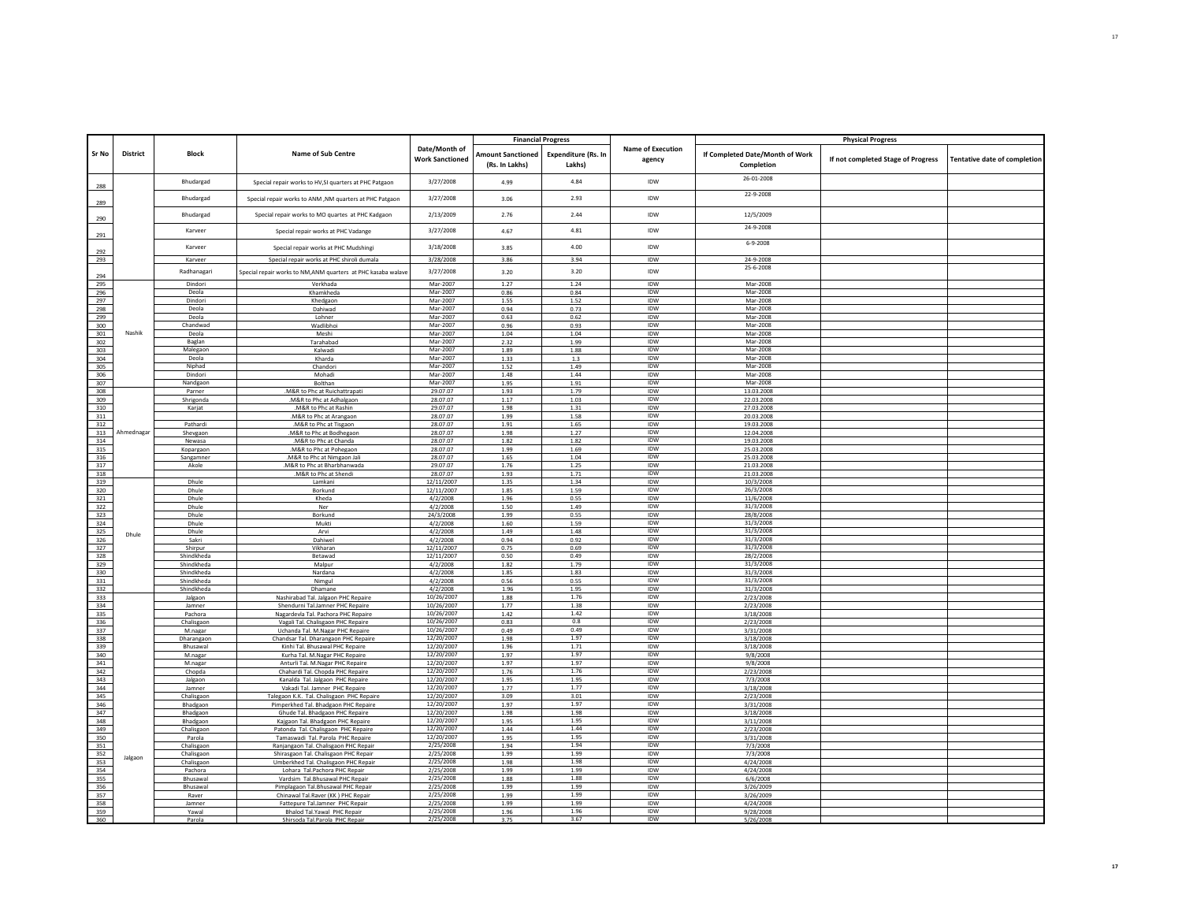| Sr No | District | Block | Name of Sub Centre | Date/Month of Work Sanctioned | Financial Progress | | Name of Execution agency | Physical Progress | | |
|---|---|---|---|---|---|---|---|---|---|---|
| | | | | | Amount Sanctioned (Rs. In Lakhs) | Expenditure (Rs. In Lakhs) | | If Completed Date/Month of Work Completion | If not completed Stage of Progress | Tentative date of completion |
| 288 | | Bhudargad | Special repair works to HV,SI quarters at PHC Patgaon | 3/27/2008 | 4.99 | 4.84 | IDW | 26-01-2008 | | |
| 289 | | Bhudargad | Special repair works to ANM ,NM quarters at PHC Patgaon | 3/27/2008 | 3.06 | 2.93 | IDW | 22-9-2008 | | |
| 290 | | Bhudargad | Special repair works to MO quartes at PHC Kadgaon | 2/13/2009 | 2.76 | 2.44 | IDW | 12/5/2009 | | |
| 291 | | Karveer | Special repair works at PHC Vadange | 3/27/2008 | 4.67 | 4.81 | IDW | 24-9-2008 | | |
| 292 | | Karveer | Special repair works at PHC Mudshingi | 3/18/2008 | 3.85 | 4.00 | IDW | 6-9-2008 | | |
| 293 | | Karveer | Special repair works at PHC shiroli dumala | 3/28/2008 | 3.86 | 3.94 | IDW | 24-9-2008 | | |
| 294 | | Radhanagari | Special repair works to NM,ANM quarters at PHC kasaba walave | 3/27/2008 | 3.20 | 3.20 | IDW | 25-6-2008 | | |
| 295 | Nashik | Dindori | Verkhada | Mar-2007 | 1.27 | 1.24 | IDW | Mar-2008 | | |
| 296 | | Deola | Khamkheda | Mar-2007 | 0.86 | 0.84 | IDW | Mar-2008 | | |
| 297 | | Dindori | Khedgaon | Mar-2007 | 1.55 | 1.52 | IDW | Mar-2008 | | |
| 298 | | Deola | Dahiwad | Mar-2007 | 0.94 | 0.73 | IDW | Mar-2008 | | |
| 299 | | Deola | Lohner | Mar-2007 | 0.63 | 0.62 | IDW | Mar-2008 | | |
| 300 | | Chandwad | Wadlibhoi | Mar-2007 | 0.96 | 0.93 | IDW | Mar-2008 | | |
| 301 | | Deola | Meshi | Mar-2007 | 1.04 | 1.04 | IDW | Mar-2008 | | |
| 302 | | Baglan | Tarahabad | Mar-2007 | 2.32 | 1.99 | IDW | Mar-2008 | | |
| 303 | | Malegaon | Kalwadi | Mar-2007 | 1.89 | 1.88 | IDW | Mar-2008 | | |
| 304 | | Deola | Kharda | Mar-2007 | 1.33 | 1.3 | IDW | Mar-2008 | | |
| 305 | | Niphad | Chandori | Mar-2007 | 1.52 | 1.49 | IDW | Mar-2008 | | |
| 306 | | Dindori | Mohadi | Mar-2007 | 1.48 | 1.44 | IDW | Mar-2008 | | |
| 307 | | Nandgaon | Bolthan | Mar-2007 | 1.95 | 1.91 | IDW | Mar-2008 | | |
| 308 | Ahmednagar | Parner | .M&R to Phc at Ruichattrapati | 29.07.07 | 1.93 | 1.79 | IDW | 13.03.2008 | | |
| 309 | | Shrigonda | .M&R to Phc at Adhalgaon | 28.07.07 | 1.17 | 1.03 | IDW | 22.03.2008 | | |
| 310 | | Karjat | .M&R to Phc at Rashin | 29.07.07 | 1.98 | 1.31 | IDW | 27.03.2008 | | |
| 311 | | | .M&R to Phc at Arangaon | 28.07.07 | 1.99 | 1.58 | IDW | 20.03.2008 | | |
| 312 | | Pathardi | .M&R to Phc at Tisgaon | 28.07.07 | 1.91 | 1.65 | IDW | 19.03.2008 | | |
| 313 | | Shevgaon | .M&R to Phc at Bodhegaon | 28.07.07 | 1.98 | 1.27 | IDW | 12.04.2008 | | |
| 314 | | Newasa | .M&R to Phc at Chanda | 28.07.07 | 1.82 | 1.82 | IDW | 19.03.2008 | | |
| 315 | | Kopargaon | .M&R to Phc at Pohegaon | 28.07.07 | 1.99 | 1.69 | IDW | 25.03.2008 | | |
| 316 | | Sangamner | .M&R to Phc at Nimgaon Jali | 28.07.07 | 1.65 | 1.04 | IDW | 25.03.2008 | | |
| 317 | | Akole | .M&R to Phc at Bharbhanwada | 29.07.07 | 1.76 | 1.25 | IDW | 21.03.2008 | | |
| 318 | | | .M&R to Phc at Shendi | 28.07.07 | 1.93 | 1.71 | IDW | 21.03.2008 | | |
| 319 | Dhule | Dhule | Lamkani | 12/11/2007 | 1.35 | 1.34 | IDW | 10/3/2008 | | |
| 320 | | Dhule | Borkund | 12/11/2007 | 1.85 | 1.59 | IDW | 26/3/2008 | | |
| 321 | | Dhule | Kheda | 4/2/2008 | 1.96 | 0.55 | IDW | 11/6/2008 | | |
| 322 | | Dhule | Ner | 4/2/2008 | 1.50 | 1.49 | IDW | 31/3/2008 | | |
| 323 | | Dhule | Borkund | 24/3/2008 | 1.99 | 0.55 | IDW | 28/8/2008 | | |
| 324 | | Dhule | Mukti | 4/2/2008 | 1.60 | 1.59 | IDW | 31/3/2008 | | |
| 325 | | Dhule | Arvi | 4/2/2008 | 1.49 | 1.48 | IDW | 31/3/2008 | | |
| 326 | | Sakri | Dahiwel | 4/2/2008 | 0.94 | 0.92 | IDW | 31/3/2008 | | |
| 327 | | Shirpur | Vikharan | 12/11/2007 | 0.75 | 0.69 | IDW | 31/3/2008 | | |
| 328 | | Shindkheda | Betawad | 12/11/2007 | 0.50 | 0.49 | IDW | 28/2/2008 | | |
| 329 | | Shindkheda | Malpur | 4/2/2008 | 1.82 | 1.79 | IDW | 31/3/2008 | | |
| 330 | | Shindkheda | Nardana | 4/2/2008 | 1.85 | 1.83 | IDW | 31/3/2008 | | |
| 331 | | Shindkheda | Nimgul | 4/2/2008 | 0.56 | 0.55 | IDW | 31/3/2008 | | |
| 332 | | Shindkheda | Dhamane | 4/2/2008 | 1.96 | 1.95 | IDW | 31/3/2008 | | |
| 333 | Jalgaon | Jalgaon | Nashirabad Tal. Jalgaon PHC Repaire | 10/26/2007 | 1.88 | 1.76 | IDW | 2/23/2008 | | |
| 334 | | Jamner | Shendurni Tal.Jamner PHC Repaire | 10/26/2007 | 1.77 | 1.38 | IDW | 2/23/2008 | | |
| 335 | | Pachora | Nagardevla Tal. Pachora PHC Repaire | 10/26/2007 | 1.42 | 1.42 | IDW | 3/18/2008 | | |
| 336 | | Chalisgaon | Vagali Tal. Chalisgaon PHC Repaire | 10/26/2007 | 0.83 | 0.8 | IDW | 2/23/2008 | | |
| 337 | | M.nagar | Uchanda Tal. M.Nagar PHC Repaire | 10/26/2007 | 0.49 | 0.49 | IDW | 3/31/2008 | | |
| 338 | | Dharangaon | Chandsar Tal. Dharangaon PHC Repaire | 12/20/2007 | 1.98 | 1.97 | IDW | 3/18/2008 | | |
| 339 | | Bhusawal | Kinhi Tal. Bhusawal PHC Repaire | 12/20/2007 | 1.96 | 1.71 | IDW | 3/18/2008 | | |
| 340 | | M.nagar | Kurha Tal. M.Nagar PHC Repaire | 12/20/2007 | 1.97 | 1.97 | IDW | 9/8/2008 | | |
| 341 | | M.nagar | Anturli Tal. M.Nagar PHC Repaire | 12/20/2007 | 1.97 | 1.97 | IDW | 9/8/2008 | | |
| 342 | | Chopda | Chahardi Tal. Chopda PHC Repaire | 12/20/2007 | 1.76 | 1.76 | IDW | 2/23/2008 | | |
| 343 | | Jalgaon | Kanalda Tal. Jalgaon PHC Repaire | 12/20/2007 | 1.95 | 1.95 | IDW | 7/3/2008 | | |
| 344 | | Jamner | Vakadi Tal. Jamner PHC Repaire | 12/20/2007 | 1.77 | 1.77 | IDW | 3/18/2008 | | |
| 345 | | Chalisgaon | Talegaon K.K. Tal. Chalisgaon PHC Repaire | 12/20/2007 | 3.09 | 3.01 | IDW | 2/23/2008 | | |
| 346 | | Bhadgaon | Pimperkhed Tal. Bhadgaon PHC Repaire | 12/20/2007 | 1.97 | 1.97 | IDW | 3/31/2008 | | |
| 347 | | Bhadgaon | Ghude Tal. Bhadgaon PHC Repaire | 12/20/2007 | 1.98 | 1.98 | IDW | 3/18/2008 | | |
| 348 | | Bhadgaon | Kajgaon Tal. Bhadgaon PHC Repaire | 12/20/2007 | 1.95 | 1.95 | IDW | 3/11/2008 | | |
| 349 | | Chalisgaon | Patonda Tal. Chalisgaon PHC Repaire | 12/20/2007 | 1.44 | 1.44 | IDW | 2/23/2008 | | |
| 350 | | Parola | Tamaswadi Tal. Parola PHC Repaire | 12/20/2007 | 1.95 | 1.95 | IDW | 3/31/2008 | | |
| 351 | | Chalisgaon | Ranjangaon Tal. Chalisgaon PHC Repair | 2/25/2008 | 1.94 | 1.94 | IDW | 7/3/2008 | | |
| 352 | | Chalisgaon | Shirasgaon Tal. Chalisgaon PHC Repair | 2/25/2008 | 1.99 | 1.99 | IDW | 7/3/2008 | | |
| 353 | | Chalisgaon | Umberkhed Tal. Chalisgaon PHC Repair | 2/25/2008 | 1.98 | 1.98 | IDW | 4/24/2008 | | |
| 354 | | Pachora | Lohara Tal.Pachora PHC Repair | 2/25/2008 | 1.99 | 1.99 | IDW | 4/24/2008 | | |
| 355 | | Bhusawal | Vardsim Tal.Bhusawal PHC Repair | 2/25/2008 | 1.88 | 1.88 | IDW | 6/6/2008 | | |
| 356 | | Bhusawal | Pimplagaon Tal.Bhusawal PHC Repair | 2/25/2008 | 1.99 | 1.99 | IDW | 3/26/2009 | | |
| 357 | | Raver | Chinawal Tal.Raver (KK ) PHC Repair | 2/25/2008 | 1.99 | 1.99 | IDW | 3/26/2009 | | |
| 358 | | Jamner | Fattepure Tal.Jamner PHC Repair | 2/25/2008 | 1.99 | 1.99 | IDW | 4/24/2008 | | |
| 359 | | Yawal | Bhalod Tal.Yawal PHC Repair | 2/25/2008 | 1.96 | 1.96 | IDW | 9/28/2008 | | |
| 360 | | Parola | Shirsoda Tal.Parola PHC Repair | 2/25/2008 | 3.75 | 3.67 | IDW | 5/26/2008 | | |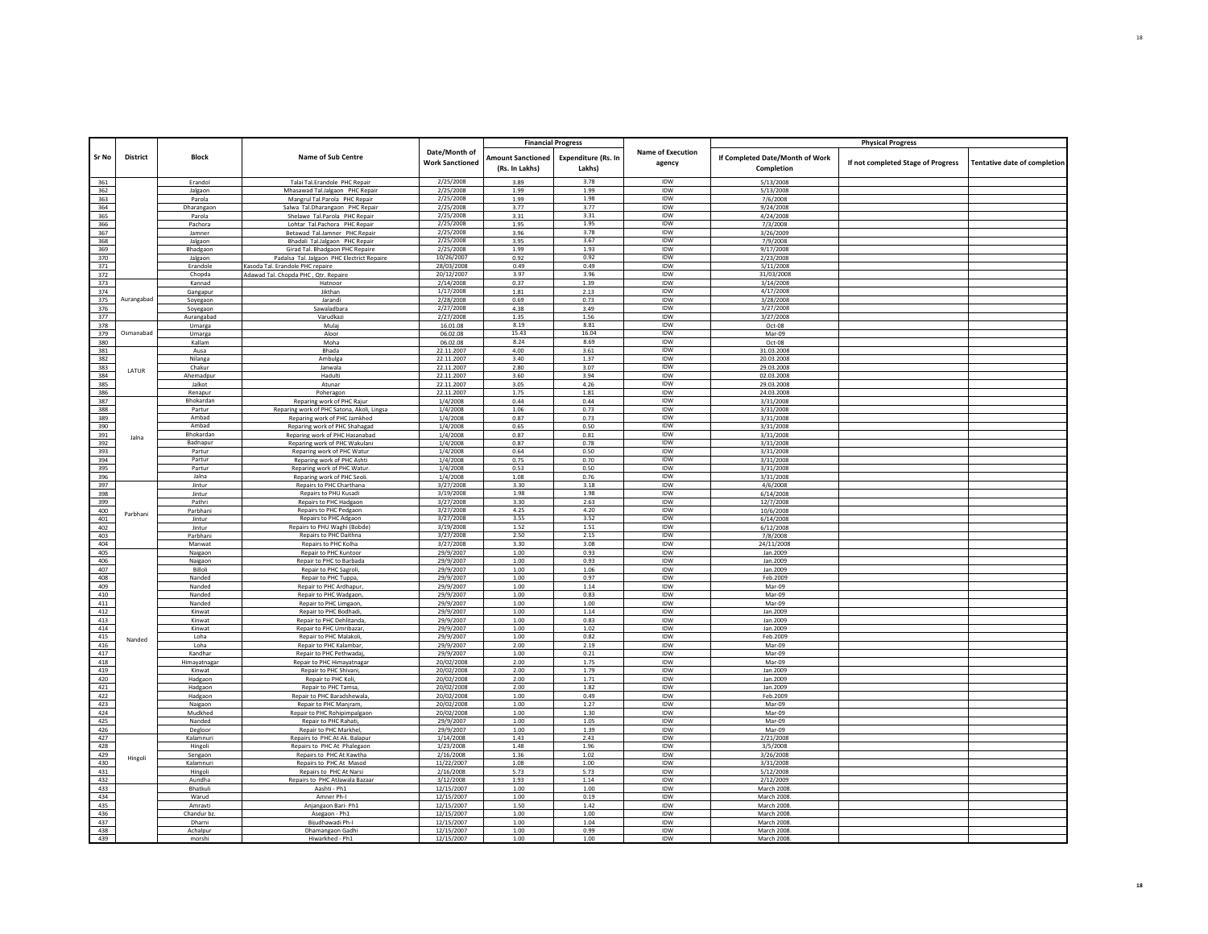| Sr No | District | Block | Name of Sub Centre | Date/Month of Work Sanctioned | Financial Progress | | Name of Execution agency | Physical Progress | | |
|---|---|---|---|---|---|---|---|---|---|---|
| | | | | | Amount Sanctioned (Rs. In Lakhs) | Expenditure (Rs. In Lakhs) | | If Completed Date/Month of Work Completion | If not completed Stage of Progress | Tentative date of completion |
| 361 | | Erandol | Talai Tal.Erandole PHC Repair | 2/25/2008 | 3.89 | 3.78 | IDW | 5/13/2008 | | |
| 362 | | Jalgaon | Mhasawad Tal.Jalgaon PHC Repair | 2/25/2008 | 1.99 | 1.99 | IDW | 5/13/2008 | | |
| 363 | | Parola | Mangrul Tal.Parola PHC Repair | 2/25/2008 | 1.99 | 1.98 | IDW | 7/6/2008 | | |
| 364 | | Dharangaon | Salwa Tal.Dharangaon PHC Repair | 2/25/2008 | 3.77 | 3.77 | IDW | 9/24/2008 | | |
| 365 | | Parola | Shelawe Tal.Parola PHC Repair | 2/25/2008 | 3.31 | 3.31 | IDW | 4/24/2008 | | |
| 366 | | Pachora | Lohtar Tal.Pachora PHC Repair | 2/25/2008 | 1.95 | 1.95 | IDW | 7/3/2008 | | |
| 367 | | Jamner | Betawad Tal.Jamner PHC Repair | 2/25/2008 | 3.96 | 3.78 | IDW | 3/26/2009 | | |
| 368 | | Jalgaon | Bhadali Tal.Jalgaon PHC Repair | 2/25/2008 | 3.95 | 3.67 | IDW | 7/9/2008 | | |
| 369 | | Bhadgaon | Girad Tal. Bhadgaon PHC Repaire | 2/25/2008 | 1.99 | 1.93 | IDW | 9/17/2008 | | |
| 370 | | Jalgaon | Padalsa Tal. Jalgaon PHC Electrict Repaire | 10/26/2007 | 0.92 | 0.92 | IDW | 2/23/2008 | | |
| 371 | | Erandole | Kasoda Tal. Erandole PHC repaire | 28/03/2008 | 0.49 | 0.49 | IDW | 5/11/2008 | | |
| 372 | | Chopda | Adawad Tal. Chopda PHC , Qtr. Repaire | 20/12/2007 | 3.97 | 3.96 | IDW | 31/03/2008 | | |
| 373 | Aurangabad | Kannad | Hatnoor | 2/14/2008 | 0.37 | 1.39 | IDW | 3/14/2008 | | |
| 374 | | Gangapur | Jikthan | 1/17/2008 | 1.81 | 2.13 | IDW | 4/17/2008 | | |
| 375 | | Soyegaon | Jarandi | 2/28/2008 | 0.69 | 0.73 | IDW | 3/28/2008 | | |
| 376 | | Soyegaon | Sawaladbara | 2/27/2008 | 4.38 | 3.49 | IDW | 3/27/2008 | | |
| 377 | | Aurangabad | Varudkazi | 2/27/2008 | 1.35 | 1.56 | IDW | 3/27/2008 | | |
| 378 | Osmanabad | Umarga | Mulaj | 16.01.08 | 8.19 | 8.81 | IDW | Oct-08 | | |
| 379 | | Umarga | Aloor | 06.02.08 | 15.43 | 16.04 | IDW | Mar-09 | | |
| 380 | | Kallam | Moha | 06.02.08 | 8.24 | 8.69 | IDW | Oct-08 | | |
| 381 | LATUR | Ausa | Bhada | 22.11.2007 | 4.00 | 3.61 | IDW | 31.03.2008 | | |
| 382 | | Nilanga | Ambulga | 22.11.2007 | 3.40 | 1.37 | IDW | 20.03.2008 | | |
| 383 | | Chakur | Janwala | 22.11.2007 | 2.80 | 3.07 | IDW | 29.03.2008 | | |
| 384 | | Ahemadpur | Hadulti | 22.11.2007 | 3.60 | 3.94 | IDW | 02.03.2008 | | |
| 385 | | Jalkot | Atunar | 22.11.2007 | 3.05 | 4.26 | IDW | 29.03.2008 | | |
| 386 | | Renapur | Poheragon | 22.11.2007 | 1.75 | 1.81 | IDW | 24.03.2008 | | |
| 387 | Jalna | Bhokardan | Reparing work of PHC Rajur | 1/4/2008 | 0.44 | 0.44 | IDW | 3/31/2008 | | |
| 388 | | Partur | Reparing work of PHC Satona, Akoli, Lingsa | 1/4/2008 | 1.06 | 0.73 | IDW | 3/31/2008 | | |
| 389 | | Ambad | Reparing work of PHC Jamkhed | 1/4/2008 | 0.87 | 0.73 | IDW | 3/31/2008 | | |
| 390 | | Ambad | Reparing work of PHC Shahagad | 1/4/2008 | 0.65 | 0.50 | IDW | 3/31/2008 | | |
| 391 | | Bhokardan | Reparing work of PHC Hasanabad | 1/4/2008 | 0.87 | 0.81 | IDW | 3/31/2008 | | |
| 392 | | Badnapur | Reparing work of PHC Wakulani | 1/4/2008 | 0.87 | 0.78 | IDW | 3/31/2008 | | |
| 393 | | Partur | Reparing work of PHC Watur | 1/4/2008 | 0.64 | 0.50 | IDW | 3/31/2008 | | |
| 394 | | Partur | Reparing work of PHC Ashti | 1/4/2008 | 0.75 | 0.70 | IDW | 3/31/2008 | | |
| 395 | | Partur | Reparing work of PHC Watur. | 1/4/2008 | 0.53 | 0.50 | IDW | 3/31/2008 | | |
| 396 | | Jalna | Reparing work of PHC Seoli. | 1/4/2008 | 1.08 | 0.76 | IDW | 3/31/2008 | | |
| 397 | Parbhani | Jintur | Repairs to PHC Charthana | 3/27/2008 | 3.30 | 3.18 | IDW | 4/6/2008 | | |
| 398 | | Jintur | Repairs to PHU Kusadi | 3/19/2008 | 1.98 | 1.98 | IDW | 6/14/2008 | | |
| 399 | | Pathri | Repairs to PHC Hadgaon | 3/27/2008 | 3.30 | 2.63 | IDW | 12/7/2008 | | |
| 400 | | Parbhani | Repairs to PHC Pedgaon | 3/27/2008 | 4.25 | 4.20 | IDW | 10/6/2008 | | |
| 401 | | Jintur | Repairs to PHC Adgaon | 3/27/2008 | 3.55 | 3.52 | IDW | 6/14/2008 | | |
| 402 | | Jintur | Repairs to PHU Waghi (Bobde) | 3/19/2008 | 1.52 | 1.51 | IDW | 6/12/2008 | | |
| 403 | | Parbhani | Repairs to PHC Daithna | 3/27/2008 | 2.50 | 2.15 | IDW | 7/8/2008 | | |
| 404 | | Manwat | Repairs to PHC Kolha | 3/27/2008 | 3.30 | 3.08 | IDW | 24/11/2008 | | |
| 405 | Nanded | Naigaon | Repair to PHC Kuntoor | 29/9/2007 | 1.00 | 0.93 | IDW | Jan.2009 | | |
| 406 | | Naigaon | Repair to PHC to Barbada | 29/9/2007 | 1.00 | 0.93 | IDW | Jan.2009 | | |
| 407 | | Billoli | Repair to PHC Sagroli, | 29/9/2007 | 1.00 | 1.06 | IDW | Jan.2009 | | |
| 408 | | Nanded | Repair to PHC Tuppa, | 29/9/2007 | 1.00 | 0.97 | IDW | Feb.2009 | | |
| 409 | | Nanded | Repair to PHC Ardhapur, | 29/9/2007 | 1.00 | 1.14 | IDW | Mar-09 | | |
| 410 | | Nanded | Repair to PHC Wadgaon, | 29/9/2007 | 1.00 | 0.83 | IDW | Mar-09 | | |
| 411 | | Nanded | Repair to PHC Limgaon, | 29/9/2007 | 1.00 | 1.00 | IDW | Mar-09 | | |
| 412 | | Kinwat | Repair to PHC Bodhadi, | 29/9/2007 | 1.00 | 1.14 | IDW | Jan.2009 | | |
| 413 | | Kinwat | Repair to PHC Dehlitanda, | 29/9/2007 | 1.00 | 0.83 | IDW | Jan.2009 | | |
| 414 | | Kinwat | Repair to PHC Umribazar, | 29/9/2007 | 1.00 | 1.02 | IDW | Jan.2009 | | |
| 415 | | Loha | Repair to PHC Malakoli, | 29/9/2007 | 1.00 | 0.82 | IDW | Feb.2009 | | |
| 416 | | Loha | Repair to PHC Kalambar, | 29/9/2007 | 2.00 | 2.19 | IDW | Mar-09 | | |
| 417 | | Kandhar | Repair to PHC Pethwadaj, | 29/9/2007 | 1.00 | 0.21 | IDW | Mar-09 | | |
| 418 | | Himayatnagar | Repair to PHC Himayatnagar | 20/02/2008 | 2.00 | 1.75 | IDW | Mar-09 | | |
| 419 | | Kinwat | Repair to PHC Shivani, | 20/02/2008 | 2.00 | 1.79 | IDW | Jan.2009 | | |
| 420 | | Hadgaon | Repair to PHC Koli, | 20/02/2008 | 2.00 | 1.71 | IDW | Jan.2009 | | |
| 421 | | Hadgaon | Repair to PHC Tamsa, | 20/02/2008 | 2.00 | 1.82 | IDW | Jan.2009 | | |
| 422 | | Hadgaon | Repair to PHC Baradshewala, | 20/02/2008 | 1.00 | 0.49 | IDW | Feb.2009 | | |
| 423 | | Naigaon | Repair to PHC Manjram, | 20/02/2008 | 1.00 | 1.27 | IDW | Mar-09 | | |
| 424 | | Mudkhed | Repair to PHC Rohipimpalgaon | 20/02/2008 | 1.00 | 1.30 | IDW | Mar-09 | | |
| 425 | | Nanded | Repair to PHC Rahati, | 29/9/2007 | 1.00 | 1.05 | IDW | Mar-09 | | |
| 426 | | Degloor | Repair to PHC Markhel, | 29/9/2007 | 1.00 | 1.39 | IDW | Mar-09 | | |
| 427 | Hingoli | Kalamnuri | Repairs to PHC At Ak. Balapur | 1/14/2008 | 1.43 | 2.43 | IDW | 2/21/2008 | | |
| 428 | | Hingoli | Repairs to PHC At Phalegaon | 1/23/2008 | 1.48 | 1.96 | IDW | 3/5/2008 | | |
| 429 | | Sengaon | Repairs to PHC At Kawtha | 2/16/2008 | 1.36 | 1.02 | IDW | 3/26/2008 | | |
| 430 | | Kalamnuri | Repairs to PHC At Masod | 11/22/2007 | 1.08 | 1.00 | IDW | 3/31/2008 | | |
| 431 | | Hingoli | Repairs to PHC At Narsi | 2/16/2008 | 5.73 | 5.73 | IDW | 5/12/2008 | | |
| 432 | | Aundha | Repairs to PHC AtJawala Bazaar | 3/12/2008 | 1.93 | 1.14 | IDW | 2/12/2009 | | |
| 433 | | Bhatkuli | Aashti - Ph1 | 12/15/2007 | 1.00 | 1.00 | IDW | March 2008. | | |
| 434 | | Warud | Amner Ph-I | 12/15/2007 | 1.00 | 0.19 | IDW | March 2008. | | |
| 435 | | Amravti | Anjangaon Bari- Ph1 | 12/15/2007 | 1.50 | 1.42 | IDW | March 2008. | | |
| 436 | | Chandur bz. | Asegaon - Ph1 | 12/15/2007 | 1.00 | 1.00 | IDW | March 2008. | | |
| 437 | | Dharni | Bijudhawadi Ph-I | 12/15/2007 | 1.00 | 1.04 | IDW | March 2008. | | |
| 438 | | Achalpur | Dhamangaon Gadhi | 12/15/2007 | 1.00 | 0.99 | IDW | March 2008. | | |
| 439 | | morshi | Hiwarkhed - Ph1 | 12/15/2007 | 1.00 | 1.00 | IDW | March 2008. | | |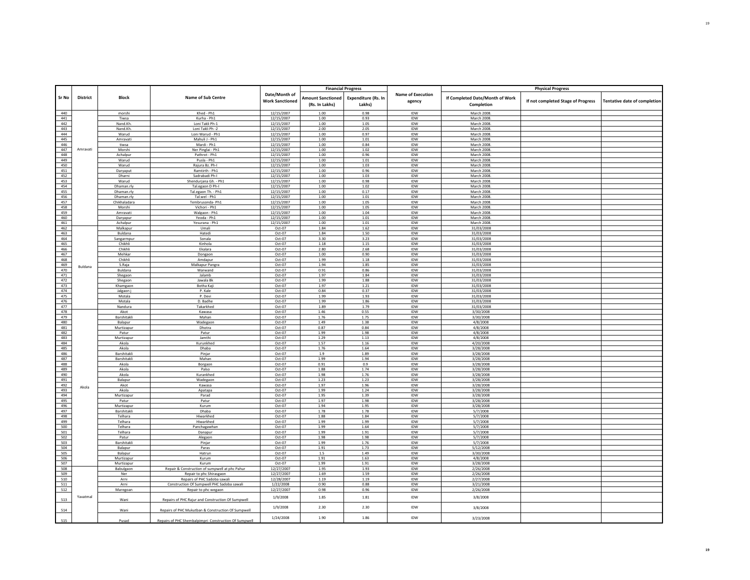| Sr No | District | Block | Name of Sub Centre | Date/Month of Work Sanctioned | Financial Progress | | Name of Execution agency | Physical Progress | | |
|---|---|---|---|---|---|---|---|---|---|---|
| | | | | | Amount Sanctioned (Rs. In Lakhs) | Expenditure (Rs. In Lakhs) | | If Completed Date/Month of Work Completion | If not completed Stage of Progress | Tentative date of completion |
| 440 | Amravati | morshi | Khed - Ph1 | 12/15/2007 | 1.00 | 0.98 | IDW | March 2008. | | |
| 441 | | Tiwsa | Kurha - Ph1 | 12/15/2007 | 1.00 | 0.93 | IDW | March 2008. | | |
| 442 | | Nand.Kh. | Loni Takli Ph-1 | 12/15/2007 | 1.00 | 1.05 | IDW | March 2008. | | |
| 443 | | Nand.Kh. | Loni Takli Ph -2 | 12/15/2007 | 2.00 | 2.05 | IDW | March 2008. | | |
| 444 | | Warud | Loni Warud - Ph1 | 12/15/2007 | 1.00 | 0.97 | IDW | March 2008. | | |
| 445 | | Amravati | Mahuli J - Ph1 | 12/15/2007 | 1.00 | 1.01 | IDW | March 2008. | | |
| 446 | | tiwsa | Mardi - Ph1 | 12/15/2007 | 1.00 | 0.84 | IDW | March 2008. | | |
| 447 | | Morshi | Ner Pinglai - Ph1 | 12/15/2007 | 1.00 | 1.02 | IDW | March 2008. | | |
| 448 | | Achalpur | Pathrot - Ph1 | 12/15/2007 | 1.00 | 0.96 | IDW | March 2008. | | |
| 449 | | Warud | Pusla - Ph1 | 12/15/2007 | 1.00 | 1.01 | IDW | March 2008. | | |
| 450 | | Warud | Rajura Bz. Ph-I | 12/15/2007 | 1.00 | 1.03 | IDW | March 2008. | | |
| 451 | | Daryaput | Ramtirth - Ph1 | 12/15/2007 | 1.00 | 0.96 | IDW | March 2008. | | |
| 452 | | Dharni | Sadrabadi Ph-I | 12/15/2007 | 1.00 | 1.03 | IDW | March 2008. | | |
| 453 | | Warud | Shendurjana Gh. - Ph1 | 12/15/2007 | 1.00 | 0.98 | IDW | March 2008. | | |
| 454 | | Dhaman.rly | Tal.egaon D Ph-I | 12/15/2007 | 1.00 | 1.02 | IDW | March 2008. | | |
| 455 | | Dhaman.rly | Tal.egaon Th. - Ph1 | 12/15/2007 | 1.00 | 0.17 | IDW | March 2008. | | |
| 456 | | Dhaman.rly | Tal.wel - Ph1 | 12/15/2007 | 1.00 | 1.01 | IDW | March 2008. | | |
| 457 | | Chikhaladara | Tembrusonda- Ph1 | 12/15/2007 | 1.00 | 1.05 | IDW | March 2008. | | |
| 458 | | Morshi | Vichori - Ph1 | 12/15/2007 | 1.00 | 1.05 | IDW | March 2008. | | |
| 459 | | Amravati | Walgaon - Ph1 | 12/15/2007 | 1.00 | 1.04 | IDW | March 2008. | | |
| 460 | | Daryapur | Yeoda - Ph1 | 12/15/2007 | 1.00 | 1.01 | IDW | March 2008. | | |
| 461 | | Achalpur | Yesurana - Ph1 | 12/15/2007 | 1.00 | 1.01 | IDW | March 2008. | | |
| 462 | Buldana | Malkapur | Umali | Oct-07 | 1.84 | 1.62 | IDW | 31/03/2008 | | |
| 463 | | Buldana | Hatedi | Oct-07 | 1.84 | 1.50 | IDW | 31/03/2008 | | |
| 464 | | Sangarmpur | Sonala | Oct-07 | 3.30 | 3.23 | IDW | 31/03/2008 | | |
| 465 | | Chikhli | Kinhola | Oct-07 | 1.18 | 1.15 | IDW | 31/03/2008 | | |
| 466 | | Chikhli | Ekalara | Oct-07 | 2.80 | 2.68 | IDW | 31/03/2008 | | |
| 467 | | Mehkar | Dongaon | Oct-07 | 1.00 | 0.90 | IDW | 31/03/2008 | | |
| 468 | | Chikhli | Amdapur | Oct-07 | 1.99 | 1.18 | IDW | 31/03/2008 | | |
| 469 | | S.Raja | Malkapur Pangra | Oct-07 | 1.94 | 1.85 | IDW | 31/03/2008 | | |
| 470 | | Buldana | Warwand | Oct-07 | 0.91 | 0.86 | IDW | 31/03/2008 | | |
| 471 | | Shegaon | Jalamb | Oct-07 | 1.97 | 1.84 | IDW | 31/03/2008 | | |
| 472 | | Shegaon | Jawala Bk | Oct-07 | 1.99 | 1.88 | IDW | 31/03/2008 | | |
| 473 | | Khamgaon | Botha Kaji | Oct-07 | 1.97 | 1.21 | IDW | 31/03/2008 | | |
| 474 | | Jalgaon j | P. Kale | Oct-07 | 0.84 | 0.37 | IDW | 31/03/2008 | | |
| 475 | | Motala | P. Devi | Oct-07 | 1.99 | 1.93 | IDW | 31/03/2008 | | |
| 476 | | Motala | D. Badhe | Oct-07 | 1.99 | 1.86 | IDW | 31/03/2008 | | |
| 477 | | Nandura | Takarkhed | Oct-07 | 1.89 | 1.79 | IDW | 31/03/2008 | | |
| 478 | Akola | Akot | Kawasa | Oct-07 | 1.46 | 0.55 | IDW | 3/30/2008 | | |
| 479 | | Barshitakli | Mahan | Oct-07 | 1.76 | 1.75 | IDW | 3/30/2008 | | |
| 480 | | Balapur | Wadegaon | Oct-07 | 1.49 | 1.38 | IDW | 4/8/2008 | | |
| 481 | | Murtizapur | Dhotra | Oct-07 | 0.87 | 0.84 | IDW | 4/8/2008 | | |
| 482 | | Patur | Patur | Oct-07 | 1.99 | 1.98 | IDW | 4/8/2008 | | |
| 483 | | Murtizapur | Jamthi | Oct-07 | 1.29 | 1.13 | IDW | 4/8/2008 | | |
| 484 | | Akola | Kurunkhed | Oct-07 | 1.57 | 1.16 | IDW | 4/20/2008 | | |
| 485 | | Akola | Dhaba | Oct-07 | 1.76 | 1.64 | IDW | 3/28/2008 | | |
| 486 | | Barshitakli | Pinjar | Oct-07 | 1.9 | 1.89 | IDW | 3/28/2008 | | |
| 487 | | Barshitakli | Mahan | Oct-07 | 1.99 | 1.94 | IDW | 3/28/2008 | | |
| 488 | | Akola | Borgaon | Oct-07 | 0.91 | 0.9 | IDW | 3/28/2008 | | |
| 489 | | Akola | Palso | Oct-07 | 1.88 | 1.74 | IDW | 3/28/2008 | | |
| 490 | | Akola | Kurankhed | Oct-07 | 1.98 | 1.76 | IDW | 3/28/2008 | | |
| 491 | | Balapur | Wadegaon | Oct-07 | 1.23 | 1.23 | IDW | 3/28/2008 | | |
| 492 | | Akot | Kawasa | Oct-07 | 1.97 | 1.96 | IDW | 3/28/2008 | | |
| 493 | | Akola | Apatapa | Oct-07 | 1.99 | 1.24 | IDW | 3/28/2008 | | |
| 494 | | Murtizapur | Parad | Oct-07 | 1.95 | 1.39 | IDW | 3/28/2008 | | |
| 495 | | Patur | Patur | Oct-07 | 1.97 | 1.98 | IDW | 3/28/2008 | | |
| 496 | | Murtizapur | Kurum | Oct-07 | 1.94 | 1.95 | IDW | 3/28/2008 | | |
| 497 | | Barshitakli | Dhaba | Oct-07 | 1.78 | 1.78 | IDW | 5/7/2008 | | |
| 498 | | Telhara | Hiwarkhed | Oct-07 | 1.88 | 1.84 | IDW | 5/7/2008 | | |
| 499 | | Telhara | Hiwarkhed | Oct-07 | 1.99 | 1.99 | IDW | 5/7/2008 | | |
| 500 | | Telhara | Panchagawhan | Oct-07 | 1.99 | 1.64 | IDW | 5/7/2008 | | |
| 501 | | Telhara | Danapur | Oct-07 | 1.99 | 1.91 | IDW | 5/7/2008 | | |
| 502 | | Patur | Alegaon | Oct-07 | 1.98 | 1.98 | IDW | 5/7/2008 | | |
| 503 | | Barshitakli | Pinjar | Oct-07 | 1.99 | 1.76 | IDW | 5/7/2008 | | |
| 504 | | Balapur | Paras | Oct-07 | 1.91 | 1.73 | IDW | 5/12/2008 | | |
| 505 | | Balapur | Hatrun | Oct-07 | 1.5 | 1.49 | IDW | 3/30/2008 | | |
| 506 | | Murtizapur | Kurum | Oct-07 | 1.91 | 1.63 | IDW | 4/8/2008 | | |
| 507 | | Murtizapur | Kurum | Oct-07 | 1.99 | 1.91 | IDW | 3/28/2008 | | |
| 508 | Yavatmal | Babulgaon | Repair & Construction of sumpwell at phc Pahur | 12/27/2007 | 1.95 | 1.93 | IDW | 2/26/2008 | | |
| 509 | | Ner | Repair to phc Shirasgaon | 12/27/2007 | 1.69 | 1.59 | IDW | 2/26/2008 | | |
| 510 | | Arni | Repairs of PHC Sadoba sawali | 12/28/2007 | 1.19 | 1.19 | IDW | 2/27/2008 | | |
| 511 | | Arni | Construction Of Sumpwell PHC Sadoba sawali | 1/22/2008 | 0.90 | 0.88 | IDW | 3/21/2008 | | |
| 512 | | Maregoan | Repair to phc wegaon | 12/27/2007 | 0.98 | 0.96 | IDW | 2/26/2008 | | |
| 513 | | Wani | Repairs of PHC Rajur and Construction Of Sumpwell | 1/9/2008 | 1.85 | 1.81 | IDW | 3/8/2008 | | |
| 514 | | Wani | Repairs of PHC Mukutban & Construction Of Sumpwell | 1/9/2008 | 2.30 | 2.30 | IDW | 3/8/2008 | | |
| 515 | | Pusad | Repairs of PHC Shembalpimpri Construction Of Sumpwell | 1/24/2008 | 1.90 | 1.86 | IDW | 3/23/2008 | | |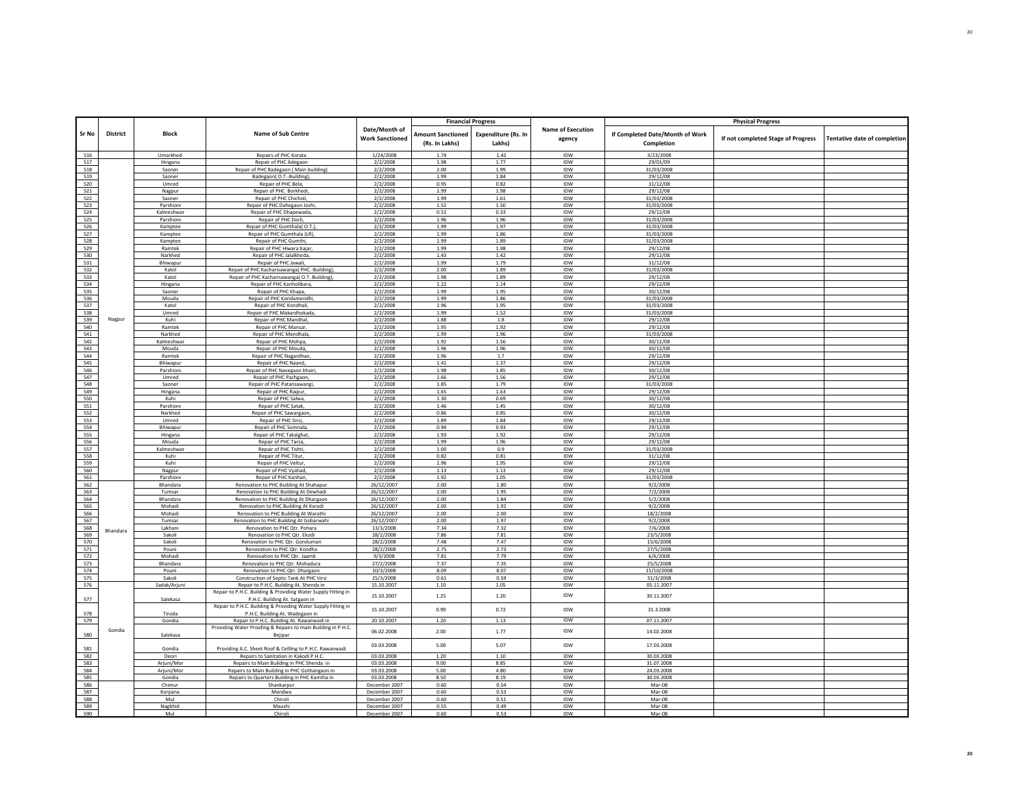| Sr No | District | Block | Name of Sub Centre | Date/Month of Work Sanctioned | Financial Progress | | Name of Execution agency | Physical Progress | | |
|---|---|---|---|---|---|---|---|---|---|---|
| | | | | | Amount Sanctioned (Rs. In Lakhs) | Expenditure (Rs. In Lakhs) | | If Completed Date/Month of Work Completion | If not completed Stage of Progress | Tentative date of completion |
| 516 | Nagpur | Umarkhed | Repairs of PHC Korata | 1/24/2008 | 1.74 | 1.42 | IDW | 3/23/2008 | | |
| 517 | | Hingana | Repair of PHC Adegaon | 2/2/2008 | 1.98 | 1.77 | IDW | 29/01/09 | | |
| 518 | | Saoner | Repair of PHC Badegaon ( Main building) | 2/2/2008 | 2.00 | 1.99 | IDW | 31/03/2008 | | |
| 519 | | Saoner | Badegaon( O.T.-Building), | 2/2/2008 | 1.99 | 1.84 | IDW | 29/12/08 | | |
| 520 | | Umred | Repair of PHC Bela, | 2/2/2008 | 0.95 | 0.82 | IDW | 31/12/08 | | |
| 521 | | Nagpur | Repair of PHC Borkhedi, | 2/2/2008 | 1.99 | 1.98 | IDW | 29/12/08 | | |
| 522 | | Saoner | Repair of PHC Chicholi, | 2/2/2008 | 1.99 | 1.61 | IDW | 31/03/2008 | | |
| 523 | | Parshioni | Repair of PHC Dahegaon Joshi, | 2/2/2008 | 1.52 | 1.50 | IDW | 31/03/2008 | | |
| 524 | | Kalmeshwar | Repair of PHC Dhapewada, | 2/2/2008 | 0.51 | 0.33 | IDW | 29/12/08 | | |
| 525 | | Parshioni | Repair of PHC Dorli, | 2/2/2008 | 1.96 | 1.96 | IDW | 31/03/2008 | | |
| 526 | | Kamptee | Repair of PHC Gumthala( O.T.), | 2/2/2008 | 1.99 | 1.97 | IDW | 31/03/2008 | | |
| 527 | | Kamptee | Repair of PHC Gumthala (LR), | 2/2/2008 | 1.99 | 1.86 | IDW | 31/03/2008 | | |
| 528 | | Kamptee | Repair of PHC Gumthi, | 2/2/2008 | 1.99 | 1.89 | IDW | 31/03/2008 | | |
| 529 | | Ramtek | Repair of PHC Hiwara bajar, | 2/2/2008 | 1.99 | 1.98 | IDW | 29/12/08 | | |
| 530 | | Narkhed | Repair of PHC Jalalkheda, | 2/2/2008 | 1.43 | 1.42 | IDW | 29/12/08 | | |
| 531 | | Bhiwapur | Repair of PHC Jawali, | 2/2/2008 | 1.99 | 1.79 | IDW | 31/12/08 | | |
| 532 | | Katol | Repair of PHC Kacharisawanga( PHC.-Building), | 2/2/2008 | 2.00 | 1.89 | IDW | 31/03/2008 | | |
| 533 | | Katol | Repair of PHC Kacharisawanga( O.T. Building), | 2/2/2008 | 1.98 | 1.89 | IDW | 29/12/08 | | |
| 534 | | Hingana | Repair of PHC Kanholibara, | 2/2/2008 | 1.22 | 1.14 | IDW | 29/12/08 | | |
| 535 | | Saoner | Repair of PHC Khapa, | 2/2/2008 | 1.99 | 1.95 | IDW | 30/12/08 | | |
| 536 | | Mouda | Repair of PHC Kondamendhi, | 2/2/2008 | 1.99 | 1.86 | IDW | 31/03/2008 | | |
| 537 | | Katol | Repair of PHC Kondhali, | 2/2/2008 | 1.96 | 1.95 | IDW | 31/03/2008 | | |
| 538 | | Umred | Repair of PHC Makardhokada, | 2/2/2008 | 1.99 | 1.52 | IDW | 31/03/2008 | | |
| 539 | | Kuhi | Repair of PHC Mandhal, | 2/2/2008 | 1.88 | 1.8 | IDW | 29/12/08 | | |
| 540 | | Ramtek | Repair of PHC Mansar, | 2/2/2008 | 1.95 | 1.92 | IDW | 29/12/08 | | |
| 541 | | Narkhed | Repair of PHC Mendhala, | 2/2/2008 | 1.99 | 1.96 | IDW | 31/03/2008 | | |
| 542 | | Kalmeshwar | Repair of PHC Mohpa, | 2/2/2008 | 1.92 | 1.56 | IDW | 30/12/08 | | |
| 543 | | Mouda | Repair of PHC Mouda, | 2/2/2008 | 1.96 | 1.96 | IDW | 30/12/08 | | |
| 544 | | Ramtek | Repair of PHC Nagardhan, | 2/2/2008 | 1.96 | 1.7 | IDW | 29/12/08 | | |
| 545 | | Bhiwapur | Repair of PHC Naand, | 2/2/2008 | 1.41 | 1.37 | IDW | 29/12/08 | | |
| 546 | | Parshioni | Repair of PHC Navegaon khairi, | 2/2/2008 | 1.98 | 1.85 | IDW | 30/12/08 | | |
| 547 | | Umred | Repair of PHC Pachgaon, | 2/2/2008 | 1.66 | 1.56 | IDW | 29/12/08 | | |
| 548 | | Saoner | Repair of PHC Patansawangi, | 2/2/2008 | 1.85 | 1.79 | IDW | 31/03/2008 | | |
| 549 | | Hingana | Repair of PHC Raipur, | 2/2/2008 | 1.65 | 1.63 | IDW | 29/12/08 | | |
| 550 | | Kuhi | Repair of PHC Salwa, | 2/2/2008 | 1.30 | 0.69 | IDW | 30/12/08 | | |
| 551 | | Parshioni | Repair of PHC Satak, | 2/2/2008 | 1.46 | 1.45 | IDW | 30/12/08 | | |
| 552 | | Narkhed | Repair of PHC Sawargaon, | 2/2/2008 | 0.86 | 0.85 | IDW | 30/12/08 | | |
| 553 | | Umred | Repair of PHC Sirsi, | 2/2/2008 | 1.89 | 1.84 | IDW | 29/12/08 | | |
| 554 | | Bhiwapur | Repair of PHC Somnala, | 2/2/2008 | 0.94 | 0.93 | IDW | 29/12/08 | | |
| 555 | | Hingana | Repair of PHC Takalghat, | 2/2/2008 | 1.93 | 1.92 | IDW | 29/12/08 | | |
| 556 | | Mouda | Repair of PHC Tarsa, | 2/2/2008 | 1.99 | 1.96 | IDW | 29/12/08 | | |
| 557 | | Kalmeshwar | Repair of PHC Tishti, | 2/2/2008 | 1.00 | 0.9 | IDW | 31/03/2008 | | |
| 558 | | Kuhi | Repair of PHC Titur, | 2/2/2008 | 0.82 | 0.81 | IDW | 31/12/08 | | |
| 559 | | Kuhi | Repair of PHC Veltur, | 2/2/2008 | 1.96 | 1.95 | IDW | 29/12/08 | | |
| 560 | | Nagpur | Repair of PHC Vyahad, | 2/2/2008 | 1.13 | 1.13 | IDW | 29/12/08 | | |
| 561 | | Parshioni | Repair of PHC Kanhan, | 2/2/2008 | 1.92 | 1.05 | IDW | 31/03/2008 | | |
| 562 | Bhandara | Bhandara | Renovation to PHC Building At Shahapur | 26/12/2007 | 2.00 | 1.80 | IDW | 9/2/2008 | | |
| 563 | | Tumsar | Renovation to PHC Building At Dewhadi | 26/12/2007 | 2.00 | 1.95 | IDW | 7/2/2008 | | |
| 564 | | Bhandara | Renovation to PHC Building At Dhargaon | 26/12/2007 | 2.00 | 1.84 | IDW | 5/2/2008 | | |
| 565 | | Mohadi | Renovation to PHC Building At Karadi | 26/12/2007 | 2.00 | 1.92 | IDW | 9/2/2008 | | |
| 566 | | Mohadi | Renovation to PHC Building At Warathi | 26/12/2007 | 2.00 | 2.00 | IDW | 18/2/2008 | | |
| 567 | | Tumsar | Renovation to PHC Building At Gobarwahi | 26/12/2007 | 2.00 | 1.97 | IDW | 9/2/2008 | | |
| 568 | | Lakhani | Renovation to PHC Qtr. Pohara | 13/3/2008 | 7.34 | 7.32 | IDW | 7/6/2008 | | |
| 569 | | Sakoli | Renovation to PHC Qtr. Ekodi | 28/2/2008 | 7.86 | 7.81 | IDW | 23/5/2008 | | |
| 570 | | Sakoli | Renovation to PHC Qtr. Gondumari | 28/2/2008 | 7.48 | 7.47 | IDW | 15/6/2008 | | |
| 571 | | Pouni | Renovation to PHC Qtr. Kondha | 28/2/2008 | 2.75 | 2.73 | IDW | 27/5/2008 | | |
| 572 | | Mohadi | Renovation to PHC Qtr. Jaamb | 9/3/2008 | 7.81 | 7.79 | IDW | 6/6/2008 | | |
| 573 | | Bhandara | Renovation to PHC Qtr. Mohadura | 27/2/2008 | 7.37 | 7.35 | IDW | 25/5/2008 | | |
| 574 | | Pouni | Renovation to PHC Qtr. Dhargaon | 10/3/2008 | 8.09 | 8.07 | IDW | 15/10/2008 | | |
| 575 | | Sakoli | Construction of Septic Tank At PHC Virsi | 25/3/2008 | 0.61 | 0.59 | IDW | 31/3/2008 | | |
| 576 | Gondia | Sadak/Arjuni | Repair to P.H.C. Building At. Shenda in | 15.10.2007 | 1.10 | 1.05 | IDW | 05.11.2007 | | |
| 577 | | Salekasa | Repair to P.H.C. Building & Providing Water Supply Fitting in P.H.C. Building At. Satgaon in | 15.10.2007 | 1.25 | 1.20 | IDW | 30.11.2007 | | |
| 578 | | Tiroda | Repair to P.H.C. Building & Providing Water Supply Fitting in P.H.C. Building At. Wadegaon in | 15.10.2007 | 0.90 | 0.72 | IDW | 31.3.2008 | | |
| 579 | | Gondia | Repair to P.H.C. Building At. Rawanwadi in | 20.10.2007 | 1.20 | 1.13 | IDW | 07.11.2007 | | |
| 580 | | Salekasa | Providing Water Proofing & Repairs to main Building in P.H.C. Bejipar | 06.02.2008 | 2.00 | 1.77 | IDW | 14.02.2008 | | |
| 581 | | Gondia | Providing A.C. Sheet Roof & Ceilling to P.H.C. Rawanwadi | 03.03.2008 | 5.00 | 5.07 | IDW | 17.03.2008 | | |
| 582 | | Deori | Repairs to Sanitation in Kakodi P.H.C. | 03.03.2008 | 1.20 | 1.10 | IDW | 30.03.2008 | | |
| 583 | | Arjuni/Mor | Repairs to Main Building in PHC Shenda in | 03.03.2008 | 9.00 | 8.85 | IDW | 31.07.2008 | | |
| 584 | | Arjuni/Mor | Repairs to Main Building in PHC Gothangaon in | 03.03.2008 | 5.00 | 4.80 | IDW | 24.03.2008 | | |
| 585 | | Gondia | Repairs to Quarters Building in PHC Kamtha in | 03.03.2008 | 8.50 | 8.19 | IDW | 30.03.2008 | | |
| 586 | | Chimur | Shankarpur | December 2007 | 0.60 | 0.54 | IDW | Mar-08 | | |
| 587 | | Korpana | Mandwa | December 2007 | 0.60 | 0.53 | IDW | Mar-08 | | |
| 588 | | Mul | Chiroli | December 2007 | 0.60 | 0.51 | IDW | Mar-08 | | |
| 589 | | Nagbhid | Maushi | December 2007 | 0.55 | 0.49 | IDW | Mar-08 | | |
| 590 | | Mul | Chiroli | December 2007 | 0.60 | 0.53 | IDW | Mar-08 | | |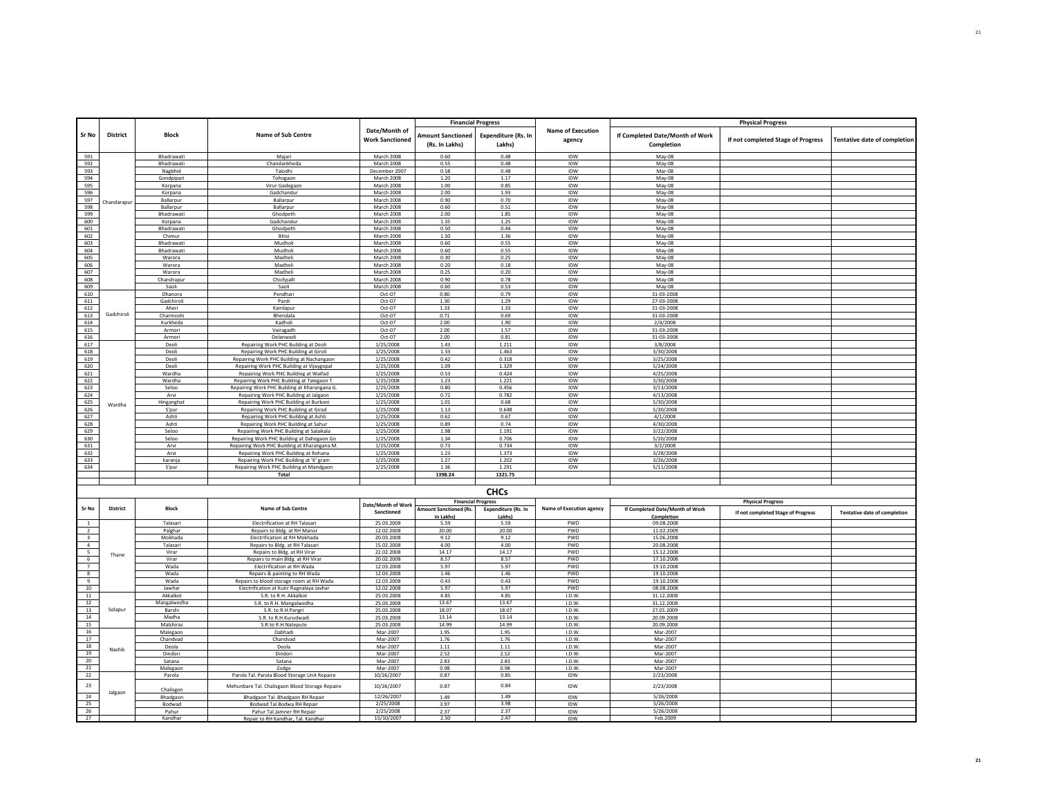| Sr No | District | Block | Name of Sub Centre | Date/Month of Work Sanctioned | Financial Progress | | Name of Execution agency | Physical Progress | | |
|---|---|---|---|---|---|---|---|---|---|---|
| | | | | | Amount Sanctioned (Rs. In Lakhs) | Expenditure (Rs. In Lakhs) | | If Completed Date/Month of Work Completion | If not completed Stage of Progress | Tentative date of completion |
| 591 | Chandarapur | Bhadrawati | Majari | March 2008 | 0.60 | 0.48 | IDW | May-08 | | |
| 592 | | Bhadrawati | Chandankheda | March 2008 | 0.55 | 0.48 | IDW | May-08 | | |
| 593 | | Nagbhid | Talodhi | December 2007 | 0.58 | 0.48 | IDW | Mar-08 | | |
| 594 | | Gondpipari | Tohogaon | March 2008 | 1.20 | 1.17 | IDW | May-08 | | |
| 595 | | Korpana | Virur Gadegaon | March 2008 | 1.00 | 0.85 | IDW | May-08 | | |
| 596 | | Korpana | Gadchandur | March 2008 | 2.00 | 1.93 | IDW | May-08 | | |
| 597 | | Ballarpur | Ballarpur | March 2008 | 0.90 | 0.70 | IDW | May-08 | | |
| 598 | | Ballarpur | Ballarpur | March 2008 | 0.60 | 0.51 | IDW | May-08 | | |
| 599 | | Bhadrawati | Ghodpeth | March 2008 | 2.00 | 1.85 | IDW | May-08 | | |
| 600 | | Korpana | Gadchandur | March 2008 | 1.35 | 1.25 | IDW | May-08 | | |
| 601 | | Bhadrawati | Ghodpeth | March 2008 | 0.50 | 0.44 | IDW | May-08 | | |
| 602 | | Chimur | Bhisi | March 2008 | 1.50 | 1.36 | IDW | May-08 | | |
| 603 | | Bhadrawati | Mudholi | March 2008 | 0.60 | 0.55 | IDW | May-08 | | |
| 604 | | Bhadrawati | Mudholi | March 2008 | 0.60 | 0.55 | IDW | May-08 | | |
| 605 | | Warora | Madheli | March 2008 | 0.30 | 0.25 | IDW | May-08 | | |
| 606 | | Warora | Madheli | March 2008 | 0.20 | 0.18 | IDW | May-08 | | |
| 607 | | Warora | Madheli | March 2008 | 0.25 | 0.20 | IDW | May-08 | | |
| 608 | | Chandrapur | Chichpalli | March 2008 | 0.90 | 0.78 | IDW | May-08 | | |
| 609 | | Saoli | Saoli | March 2008 | 0.60 | 0.53 | IDW | May-08 | | |
| 610 | Gadchiroli | Dhanora | Pendhari | Oct-07 | 0.80 | 0.79 | IDW | 31-03-2008 | | |
| 611 | | Gadchiroli | Pardi | Oct-07 | 1.30 | 1.29 | IDW | 27-03-2008 | | |
| 612 | | Aheri | Kamlapur | Oct-07 | 1.33 | 1.33 | IDW | 31-03-2008 | | |
| 613 | | Charmoshi | Bhendala | Oct-07 | 0.71 | 0.69 | IDW | 31-03-2008 | | |
| 614 | | Kurkheda | Kadholi | Oct-07 | 2.00 | 1.90 | IDW | 2/4/2008 | | |
| 615 | | Armori | Vairagadh | Oct-07 | 2.00 | 1.57 | IDW | 31-03-2008 | | |
| 616 | | Armori | Delanwadi | Oct-07 | 2.00 | 0.81 | IDW | 31-03-2008 | | |
| 617 | Wardha | Deoli | Repairing Work PHC Building at Deoli | 1/25/2008 | 1.43 | 1.211 | IDW | 3/8/2008 | | |
| 618 | | Deoli | Repairing Work PHC Building at Giroli | 1/25/2008 | 1.33 | 1.463 | IDW | 3/30/2008 | | |
| 619 | | Deoli | Repairing Work PHC Building at Nachangaon | 1/25/2008 | 0.42 | 0.318 | IDW | 3/25/2008 | | |
| 620 | | Deoli | Repairing Work PHC Building at Vijaygopal | 1/25/2008 | 1.09 | 1.329 | IDW | 5/24/2008 | | |
| 621 | | Wardha | Repairing Work PHC Building at Waifad | 1/25/2008 | 0.53 | 0.424 | IDW | 4/25/2008 | | |
| 622 | | Wardha | Repairing Work PHC Building at Talegaon T. | 1/25/2008 | 1.23 | 1.221 | IDW | 3/30/2008 | | |
| 623 | | Seloo | Repairing Work PHC Building at Kharangana G. | 1/25/2008 | 0.80 | 0.456 | IDW | 3/13/2008 | | |
| 624 | | Arvi | Repairing Work PHC Building at Jalgaon | 1/25/2008 | 0.72 | 0.782 | IDW | 4/13/2008 | | |
| 625 | | Hinganghat | Repairing Work PHC Building at Burkoni | 1/25/2008 | 1.01 | 0.68 | IDW | 5/30/2008 | | |
| 626 | | S'pur | Repairing Work PHC Building at Girad | 1/25/2008 | 1.13 | 0.648 | IDW | 5/30/2008 | | |
| 627 | | Ashti | Repairing Work PHC Building at Ashti | 1/25/2008 | 0.62 | 0.67 | IDW | 4/1/2008 | | |
| 628 | | Ashti | Repairing Work PHC Building at Sahur | 1/25/2008 | 0.89 | 0.74 | IDW | 4/30/2008 | | |
| 629 | | Seloo | Repairing Work PHC Building at Salaikala | 1/25/2008 | 1.98 | 1.191 | IDW | 3/22/2008 | | |
| 630 | | Seloo | Repairing Work PHC Building at Dahegaon Go | 1/25/2008 | 1.34 | 0.706 | IDW | 5/20/2008 | | |
| 631 | | Arvi | Repairing Work PHC Building at Kharangana M. | 1/25/2008 | 0.73 | 0.734 | IDW | 3/2/2008 | | |
| 632 | | Arvi | Repairing Work PHC Building at Rohana | 1/25/2008 | 1.23 | 1.373 | IDW | 3/28/2008 | | |
| 633 | | karanja | Repairing Work PHC Building at 'K' gram | 1/25/2008 | 1.27 | 1.202 | IDW | 3/26/2008 | | |
| 634 | | S'pur | Repairing Work PHC Building at Mandgaon | 1/25/2008 | 1.36 | 1.291 | IDW | 5/11/2008 | | |
| | | | **Total** | | **1398.24** | **1321.75** | | | | |

## CHCs

| Sr No | District | Block | Name of Sub Centre | Date/Month of Work Sanctioned | Financial Progress | | Name of Execution agency | Physical Progress | | |
|---|---|---|---|---|---|---|---|---|---|---|
| | | | | | Amount Sanctioned (Rs. In Lakhs) | Expenditure (Rs. In Lakhs) | | If Completed Date/Month of Work Completion | If not completed Stage of Progress | Tentative date of completion |
| 1 | Thane | Talasari | Electrification at RH Talasari | 25.03.2008 | 5.59 | 5.59 | PWD | 09.08.2008 | | |
| 2 | | Palghar | Repairs to Bldg. at RH Manor | 12.02.2008 | 20.00 | 20.00 | PWD | 11.02.2009 | | |
| 3 | | Mokhada | Electrification at RH Mokhada | 20.03.2008 | 9.12 | 9.12 | PWD | 15.06.2008 | | |
| 4 | | Talasari | Repairs to Bldg. at RH Talasari | 15.02.2008 | 4.00 | 4.00 | PWD | 20.08.2008 | | |
| 5 | | Virar | Repairs to Bldg. at RH Virar | 22.02.2008 | 14.17 | 14.17 | PWD | 15.12.2008 | | |
| 6 | | Virar | Repairs to main Bldg. at RH Virar | 20.02.2008 | 8.57 | 8.57 | PWD | 17.10.2008 | | |
| 7 | | Wada | Electrification at RH Wada | 12.03.2008 | 5.97 | 5.97 | PWD | 19.10.2008 | | |
| 8 | | Wada | Repairs & painting to RH Wada | 12.03.2008 | 1.46 | 1.46 | PWD | 19.10.2008 | | |
| 9 | | Wada | Repairs to blood storage room at RH Wada | 12.03.2008 | 0.43 | 0.43 | PWD | 19.10.2008 | | |
| 10 | | Jawhar | Electrification at Kutir Rugnalaya Javhar | 12.02.2008 | 5.97 | 5.97 | PWD | 08.08.2008 | | |
| 11 | Solapur | Akkalkot | S.R. to R.H. Akkalkot | 25.03.2008 | 4.85 | 4.85 | I.D.W. | 31.12.2008 | | |
| 12 | | Mangalwedha | S.R. to R.H. Mangalwedha | 25.03.2008 | 13.67 | 13.67 | I.D.W. | 31.12.2008 | | |
| 13 | | Barshi | S.R. to R.H.Pangri | 25.03.2008 | 18.07 | 18.07 | I.D.W. | 27.01.2009 | | |
| 14 | | Madha | S.R. to R.H.Kurudwadi | 25.03.2008 | 13.14 | 13.14 | I.D.W. | 20.09.2008 | | |
| 15 | | Malshiras | S.R.to R.H.Natepute | 25.03.2008 | 14.99 | 14.99 | I.D.W. | 20.09.2008 | | |
| 16 | Nashik | Malegaon | Dabhadi | Mar-2007 | 1.95 | 1.95 | I.D.W. | Mar-2007 | | |
| 17 | | Chandvad | Chandvad | Mar-2007 | 1.76 | 1.76 | I.D.W. | Mar-2007 | | |
| 18 | | Deola | Deola | Mar-2007 | 1.11 | 1.11 | I.D.W. | Mar-2007 | | |
| 19 | | Dindori | Dindori | Mar-2007 | 2.52 | 2.52 | I.D.W. | Mar-2007 | | |
| 20 | | Satana | Satana | Mar-2007 | 2.83 | 2.83 | I.D.W. | Mar-2007 | | |
| 21 | | Malegaon | Zodge | Mar-2007 | 0.98 | 0.98 | I.D.W. | Mar-2007 | | |
| 22 | Jalgaon | Parola | Parola Tal. Parola Blood Storage Unit Repaire | 10/26/2007 | 0.87 | 0.85 | IDW | 2/23/2008 | | |
| 23 | | Chalisgon | Mehunbare Tal. Chalisgaon Blood Storage Repaire | 10/26/2007 | 0.87 | 0.84 | IDW | 2/23/2008 | | |
| 24 | | Bhadgaon | Bhadgaon Tal. Bhadgaon RH Repair | 12/26/2007 | 1.49 | 1.49 | IDW | 5/26/2008 | | |
| 25 | | Bodwad | Bodwad Tal.Bodwa RH Repair | 2/25/2008 | 3.97 | 3.98 | IDW | 5/26/2008 | | |
| 26 | | Pahur | Pahur Tal.Jamner RH Repair | 2/25/2008 | 2.37 | 2.37 | IDW | 5/26/2008 | | |
| 27 | | Kandhar | Repair to RH Kandhar, Tal. Kandhar | 15/10/2007 | 2.50 | 2.47 | IDW | Feb.2009 | | |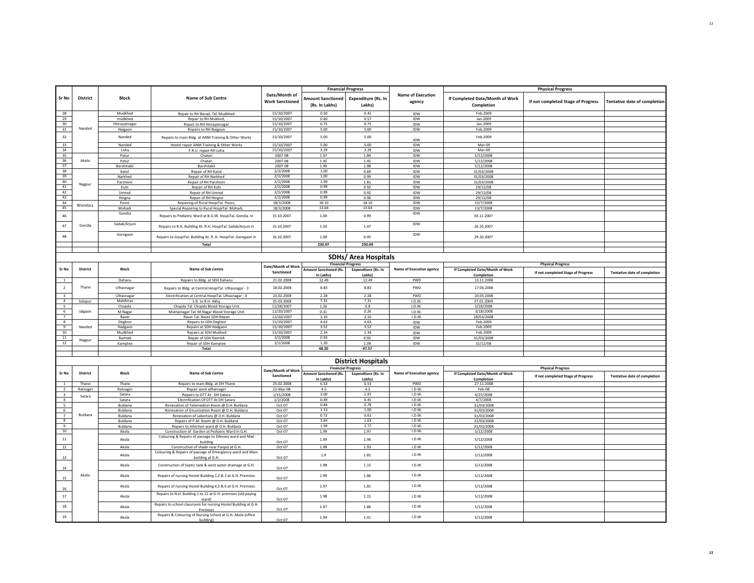| Sr No | District | Block | Name of Sub Centre | Date/Month of Work Sanctioned | Financial Progress | | Name of Execution agency | Physical Progress | | |
|---|---|---|---|---|---|---|---|---|---|---|
| | | | | | Amount Sanctioned (Rs. In Lakhs) | Expenditure (Rs. In Lakhs) | | If Completed Date/Month of Work Completion | If not completed Stage of Progress | Tentative date of completion |
| 28 | Nanded | Mudkhed | Repair to RH Barad, Tal. Mudkhed | 15/10/2007 | 0.50 | 0.41 | IDW | Feb.2009 | | |
| 29 | | mudkhed | Repair to RH Mukhed, | 15/10/2007 | 0.60 | 0.57 | IDW | Jan.2009 | | |
| 30 | | Himayatnagar | Repair to RH Himayatnagar | 15/10/2007 | 0.75 | 0.75 | IDW | Jan.2009 | | |
| 31 | | Naigaon | Repairs to RH Naigaon | 15/10/2007 | 5.00 | 5.00 | IDW | Feb.2009 | | |
| 32 | | Nanded | Repairs to main Bldg. at ANM Training & Other Works | 15/10/2007 | 5.00 | 5.00 | IDW | Feb.2009 | | |
| 33 | | Nanded | Hostel repair ANM Training & Other Works | 15/10/2007 | 5.00 | 5.00 | IDW | Mar-09 | | |
| 34 | | Loha | F.R.U. repair RH Loha | 15/10/2007 | 3.29 | 3.29 | IDW | Mar-09 | | |
| 35 | Akola | Patur | Chatari | 2007-08 | 1.97 | 1.84 | IDW | 5/12/2008 | | |
| 36 | | Patur | Chatari | 2007-08 | 1.45 | 1.45 | IDW | 5/12/2008 | | |
| 37 | | Barshitakli | Barshitakli | 2007-08 | 1.99 | 1.98 | IDW | 5/12/2008 | | |
| 38 | Nagpur | Katol | Repair of RH Katol | 2/2/2008 | 1.00 | 0.89 | IDW | 31/03/2008 | | |
| 39 | | Narkhed | Repair of RH Narkhed | 2/2/2008 | 1.00 | 0.99 | IDW | 31/03/2008 | | |
| 40 | | Parshioni | Repair of RH Parshioni | 2/2/2008 | 1.99 | 1.81 | IDW | 31/03/2008 | | |
| 41 | | Kuhi | Repair of RH Kuhi | 2/2/2008 | 0.99 | 0.92 | IDW | 29/12/08 | | |
| 42 | | Umred | Repair of RH Umred | 2/2/2008 | 0.99 | 0.92 | IDW | 29/12/08 | | |
| 43 | | Hingna | Repair of RH Hingna | 2/2/2008 | 0.99 | 0.96 | IDW | 29/12/08 | | |
| 44 | Bhandara | Pouni | Repairing of Rural HospiTal. Pouni, | 18/3/2008 | 18.10 | 18.10 | IDW | 15/7/2008 | | |
| 45 | | Mohadi | Special Repairing to Rural HospiTal. Mohadi, | 18/3/2008 | 13.64 | 13.64 | IDW | 13/7/2008 | | |
| 46 | Gondia | Gondia | Repairs to Pediatric Ward at B.G.W. HospiTal. Gondia. In | 15.10.2007 | 1.00 | 0.99 | IDW | 03.11.2007 | | |
| 47 | | Sadak/Arjuni | Repairs to R.H. Building At. R.H. HospiTal. Sadak/Arjuni in | 15.10.2007 | 1.50 | 1.47 | IDW | 26.10.2007 | | |
| 48 | | Goregaon | Repairs to GospiTal. Building At. R. H. HospiTal. Goregaon in | 16.10.2007 | 1.00 | 0.95 | IDW | 29.10.2007 | | |
| | | | **Total** | | **230.97** | **230.09** | | | | |

## SDHs/ Area Hospitals

| Sr No | District | Block | Name of Sub Centre | Date/Month of Work Sanctioned | Financial Progress | | Name of Execution agency | Physical Progress | | |
|---|---|---|---|---|---|---|---|---|---|---|
| | | | | | Amount Sanctioned (Rs. In Lakhs) | Expenditure (Rs. In Lakhs) | | If Completed Date/Month of Work Completion | If not completed Stage of Progress | Tentative date of completion |
| 1 | Thane | Dahanu | Repairs to Bldg. at SDH Dahanu | 21.02.2008 | 12.49 | 12.49 | PWD | 15.11.2008 | | |
| 2 | | Ulhasnagar | Repairs to Bldg. at Central HospiTal. Ulhasnagar - 3 | 18.02.2008 | 8.83 | 8.83 | PWD | 17.06.2008 | | |
| 3 | | Ulhasnagar | Electrification at Central HospiTal. Ulhasnagar - 4 | 23.02.2008 | 2.28 | 2.28 | PWD | 20.05.2008 | | |
| 4 | Solapur | Malshiras | S.R. to R.H. Akluj | 25.03.2008 | 7.31 | 7.31 | I.D.W. | 27.01.2009 | | |
| 5 | Jalgaon | Chopda | Chopda Tal. Chopda Blood Storage Unit | 11/28/2007 | 1.26 | 0.8 | I.D.W. | 3/18/2008 | | |
| 6 | | M.Nagar | Muktainagar Tal. M.Nagar Blood Storage Unit | 12/20/2007 | 0.31 | 0.26 | I.D.W. | 3/18/2008 | | |
| 7 | | Raver | Raver Tal. Raver SDH Repair | 12/20/2007 | 3.10 | 3.10 | I.D.W. | 18/03/2008 | | |
| 8 | Nanded | Degloor | Repairs to SDH Degloor | 15/10/2007 | 4.63 | 4.63 | IDW | Feb.2009 | | |
| 9 | | Hadgaon | Repairs at SDH Hadgaon | 15/10/2007 | 3.52 | 3.52 | IDW | Feb.2009 | | |
| 10 | | Mudkhed | Repairs at SDH Mukhed | 15/10/2007 | 2.34 | 2.34 | IDW | Feb.2009 | | |
| 11 | Nagpur | Ramtek | Repair of SDH Ramtek | 2/2/2008 | 0.93 | 0.92 | IDW | 31/03/2008 | | |
| 12 | | Kamptee | Repair of SDH Kamptee | 2/2/2008 | 1.20 | 1.09 | IDW | 31/12/08 | | |
| | | | **Total** | | **48.20** | **47.57** | | | | |

## District Hospitals

| Sr No | District | Block | Name of Sub Centre | Date/Month of Work Sanctioned | Financial Progress | | Name of Execution agency | Physical Progress | | |
|---|---|---|---|---|---|---|---|---|---|---|
| | | | | | Amount Sanctioned (Rs. In Lakhs) | Expenditure (Rs. In Lakhs) | | If Completed Date/Month of Work Completion | If not completed Stage of Progress | Tentative date of completion |
| 1 | Thane | Thane | Repairs to main Bldg. at DH Thane | 25.02.2008 | 6.53 | 6.53 | PWD | 27.11.2008 | | |
| 2 | Ratnagiri | Ratnagiri | Repair work atRatnagiri | 12-Mar-08 | 4.5 | 4.5 | I.D.W. | Feb-08 | | |
| 3 | Satara | Satara | Repairs to DTT At DH Satara | 1/15/2008 | 3.00 | 2.97 | I.D.W. | 4/25/2008 | | |
| 4 | | Satara | Electrification Of DTT At DH Satara | 1/2/2008 | 0.49 | 0.45 | I.D.W. | 4/7/2008 | | |
| 5 | Buldana | Buldana | Renevation of Telemedicin Room @ D.H. Buldana | Oct-07 | 0.84 | 0.78 | I.D.W. | 31/03/2008 | | |
| 6 | | Buldana | Renevation of Emunization Room @ D.H. Buldana | Oct-07 | 1.13 | 1.00 | I.D.W. | 31/03/2008 | | |
| 7 | | Buldana | Renevation of Labortary @ D.H. Buldana | Oct-07 | 0.72 | 0.61 | I.D.W. | 31/03/2008 | | |
| 8 | | Buldana | Repairs of P.M. Room @ D.H. Buldana | Oct-07 | 1.64 | 1.63 | I.D.W. | 31/03/2008 | | |
| 9 | | Buldana | Repairs to infection ward @ D.H. Buldana | Oct-07 | 1.99 | 1.77 | I.D.W. | 31/03/2008 | | |
| 10 | Akola | Akola | Construction of Garden at Pediatric Ward in G.H. | Oct-07 | 1.99 | 1.97 | I.D.W. | 5/12/2008 | | |
| 11 | | Akola | Colouring & Repairs of passage to Dilevary ward and Mail building | Oct-07 | 1.99 | 1.96 | I.D.W. | 5/12/2008 | | |
| 12 | | Akola | Construction of shade near Panpoi at G.H. | Oct-07 | 1.98 | 1.93 | I.D.W. | 5/12/2008 | | |
| 13 | | Akola | Colouring & Repairs of passage of Emergiency ward and Main building at G.H. | Oct-07 | 1.9 | 1.81 | I.D.W. | 5/12/2008 | | |
| 14 | | Akola | Construction of Septic tank & west water drainage at G.H. | Oct-07 | 1.98 | 1.15 | I.D.W. | 5/12/2008 | | |
| 15 | | Akola | Repairs of nursing Hostel Building 1,2 & 3 at G.H. Premises | Oct-07 | 1.99 | 1.86 | I.D.W. | 5/12/2008 | | |
| 16 | | Akola | Repairs of nursing Hostel Building 4,5 & 6 at G.H. Premises | Oct-07 | 1.97 | 1.81 | I.D.W. | 5/12/2008 | | |
| 17 | | Akola | Repairs to N.H. Building 1 to 11 at G.H. premises (old paying ward) | Oct-07 | 1.98 | 1.15 | I.D.W. | 5/12/2008 | | |
| 18 | | Akola | Repairs to school classroom for nursing Hostel Building at G.H. Premises | Oct-07 | 1.97 | 1.86 | I.D.W. | 5/12/2008 | | |
| 19 | | Akola | Repairs & Colouring of Nursing School at G.H. Akola (office building) | Oct-07 | 1.94 | 1.41 | I.D.W. | 5/12/2008 | | |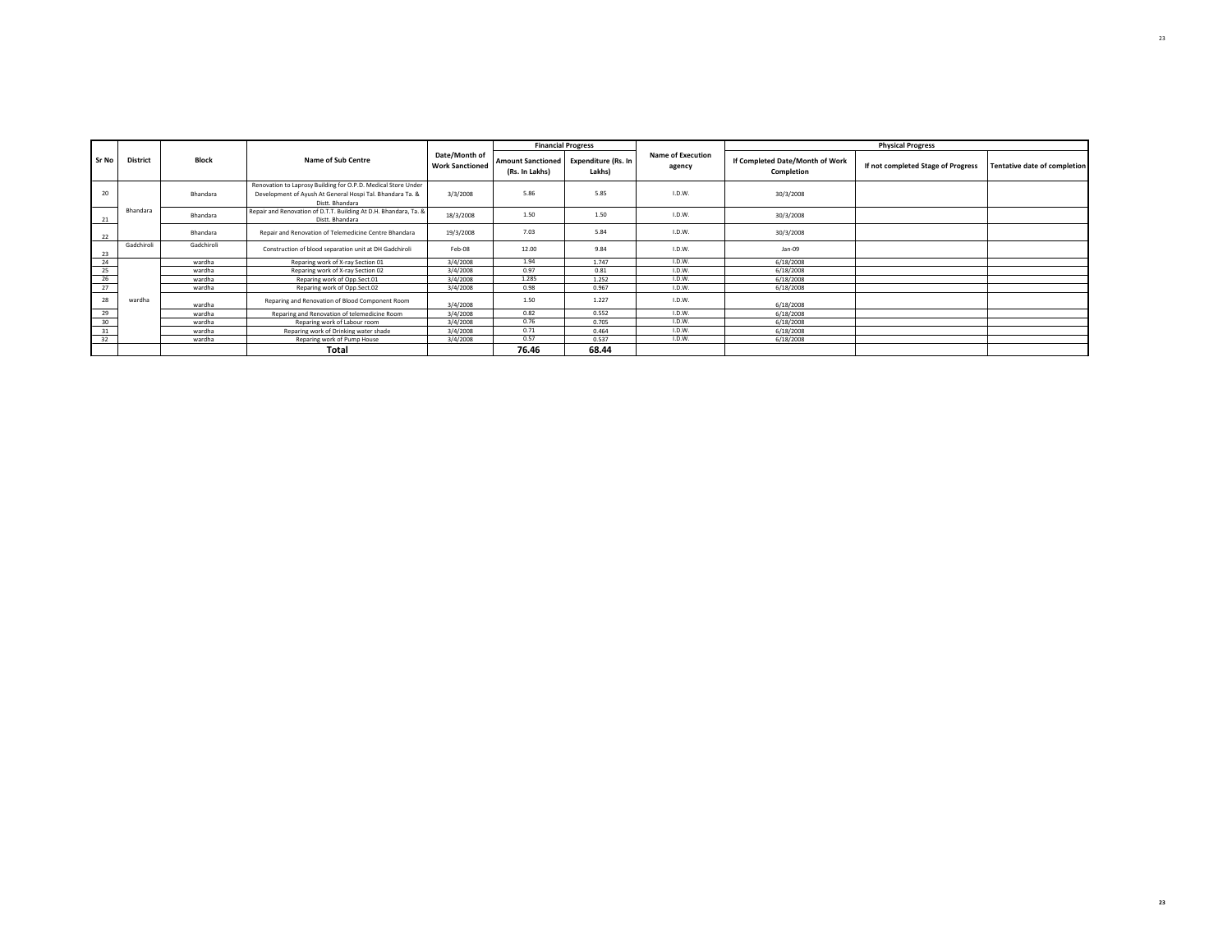| Sr No | District | Block | Name of Sub Centre | Date/Month of Work Sanctioned | Financial Progress | | Name of Execution agency | Physical Progress | | |
|---|---|---|---|---|---|---|---|---|---|---|
| | | | | | Amount Sanctioned (Rs. In Lakhs) | Expenditure (Rs. In Lakhs) | | If Completed Date/Month of Work Completion | If not completed Stage of Progress | Tentative date of completion |
| 20 | Bhandara | Bhandara | Renovation to Laprosy Building for O.P.D. Medical Store Under Development of Ayush At General Hospi Tal. Bhandara Ta. & Distt. Bhandara | 3/3/2008 | 5.86 | 5.85 | I.D.W. | 30/3/2008 | | |
| 21 | | Bhandara | Repair and Renovation of D.T.T. Building At D.H. Bhandara, Ta. & Distt. Bhandara | 18/3/2008 | 1.50 | 1.50 | I.D.W. | 30/3/2008 | | |
| 22 | | Bhandara | Repair and Renovation of Telemedicine Centre Bhandara | 19/3/2008 | 7.03 | 5.84 | I.D.W. | 30/3/2008 | | |
| 23 | Gadchiroli | Gadchiroli | Construction of blood separation unit at DH Gadchiroli | Feb-08 | 12.00 | 9.84 | I.D.W. | Jan-09 | | |
| 24 | wardha | wardha | Reparing work of X-ray Section 01 | 3/4/2008 | 1.94 | 1.747 | I.D.W. | 6/18/2008 | | |
| 25 | | wardha | Reparing work of X-ray Section 02 | 3/4/2008 | 0.97 | 0.81 | I.D.W. | 6/18/2008 | | |
| 26 | | wardha | Reparing work of Opp.Sect.01 | 3/4/2008 | 1.285 | 1.252 | I.D.W. | 6/18/2008 | | |
| 27 | | wardha | Reparing work of Opp.Sect.02 | 3/4/2008 | 0.98 | 0.967 | I.D.W. | 6/18/2008 | | |
| 28 | | wardha | Reparing and Renovation of Blood Component Room | 3/4/2008 | 1.50 | 1.227 | I.D.W. | 6/18/2008 | | |
| 29 | | wardha | Reparing and Renovation of telemedicine Room | 3/4/2008 | 0.82 | 0.552 | I.D.W. | 6/18/2008 | | |
| 30 | | wardha | Reparing work of Labour room | 3/4/2008 | 0.76 | 0.705 | I.D.W. | 6/18/2008 | | |
| 31 | | wardha | Reparing work of Drinking water shade | 3/4/2008 | 0.71 | 0.464 | I.D.W. | 6/18/2008 | | |
| 32 | | wardha | Reparing work of Pump House | 3/4/2008 | 0.57 | 0.537 | I.D.W. | 6/18/2008 | | |
| | | | **Total** | | **76.46** | **68.44** | | | | |